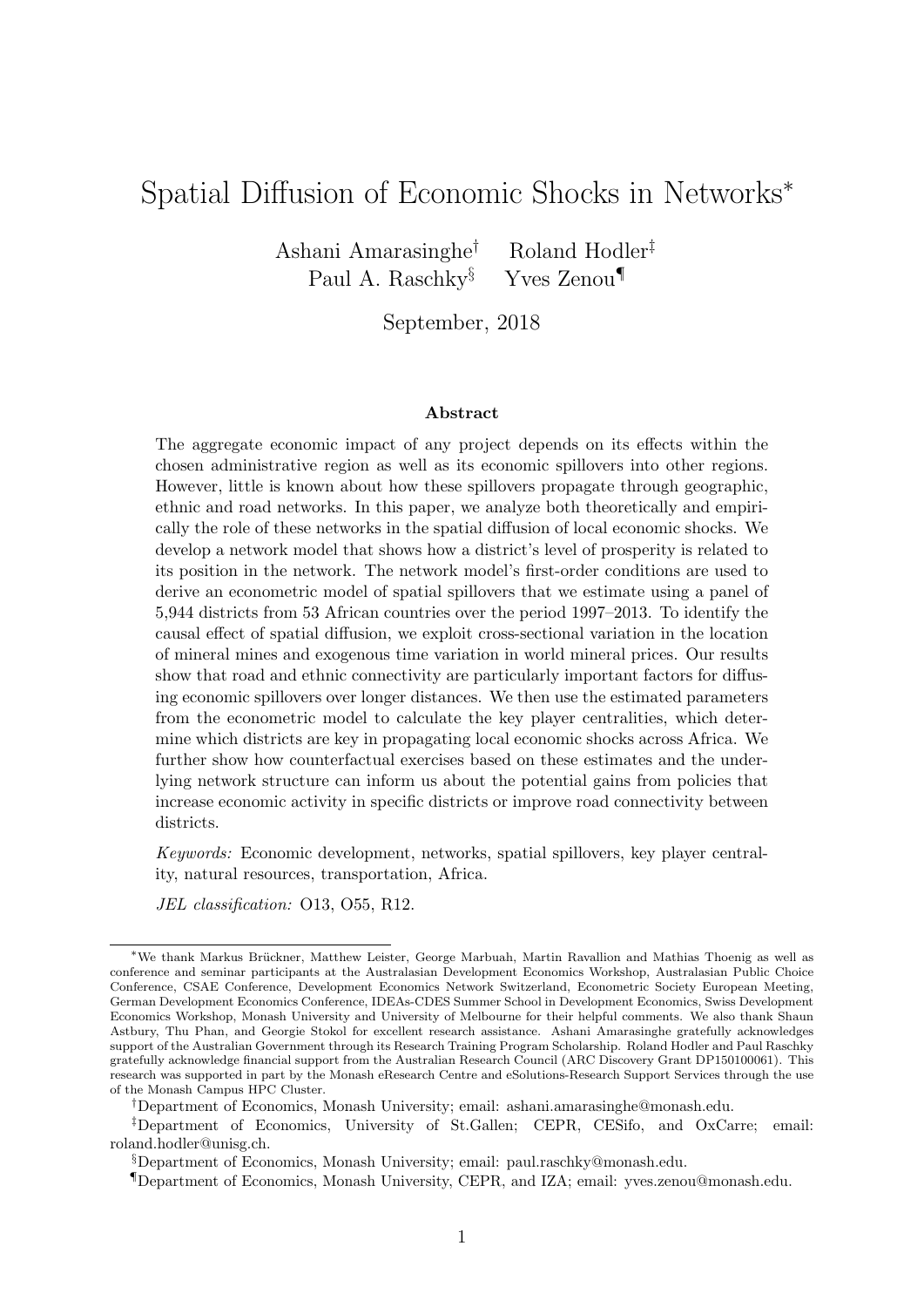# Spatial Diffusion of Economic Shocks in Networks*

Ashani Amarasinghe† Roland Hodler‡
Paul A. Raschky§ Yves Zenou¶

September, 2018

### Abstract

The aggregate economic impact of any project depends on its effects within the chosen administrative region as well as its economic spillovers into other regions. However, little is known about how these spillovers propagate through geographic, ethnic and road networks. In this paper, we analyze both theoretically and empirically the role of these networks in the spatial diffusion of local economic shocks. We develop a network model that shows how a district's level of prosperity is related to its position in the network. The network model's first-order conditions are used to derive an econometric model of spatial spillovers that we estimate using a panel of 5,944 districts from 53 African countries over the period 1997–2013. To identify the causal effect of spatial diffusion, we exploit cross-sectional variation in the location of mineral mines and exogenous time variation in world mineral prices. Our results show that road and ethnic connectivity are particularly important factors for diffusing economic spillovers over longer distances. We then use the estimated parameters from the econometric model to calculate the key player centralities, which determine which districts are key in propagating local economic shocks across Africa. We further show how counterfactual exercises based on these estimates and the underlying network structure can inform us about the potential gains from policies that increase economic activity in specific districts or improve road connectivity between districts.

*Keywords:* Economic development, networks, spatial spillovers, key player centrality, natural resources, transportation, Africa.

*JEL classification:* O13, O55, R12.

---

*We thank Markus Brückner, Matthew Leister, George Marbuah, Martin Ravallion and Mathias Thoenig as well as conference and seminar participants at the Australasian Development Economics Workshop, Australasian Public Choice Conference, CSAE Conference, Development Economics Network Switzerland, Econometric Society European Meeting, German Development Economics Conference, IDEAs-CDES Summer School in Development Economics, Swiss Development Economics Workshop, Monash University and University of Melbourne for their helpful comments. We also thank Shaun Astbury, Thu Phan, and Georgie Stokol for excellent research assistance. Ashani Amarasinghe gratefully acknowledges support of the Australian Government through its Research Training Program Scholarship. Roland Hodler and Paul Raschky gratefully acknowledge financial support from the Australian Research Council (ARC Discovery Grant DP150100061). This research was supported in part by the Monash eResearch Centre and eSolutions-Research Support Services through the use of the Monash Campus HPC Cluster.

†Department of Economics, Monash University; email: ashani.amarasinghe@monash.edu.

‡Department of Economics, University of St.Gallen; CEPR, CESifo, and OxCarre; email: roland.hodler@unisg.ch.

§Department of Economics, Monash University; email: paul.raschky@monash.edu.

¶Department of Economics, Monash University, CEPR, and IZA; email: yves.zenou@monash.edu.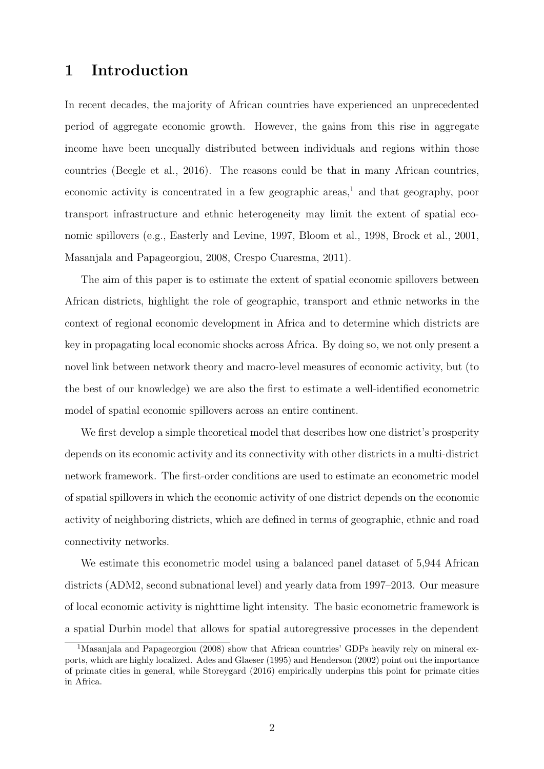# 1 Introduction

In recent decades, the majority of African countries have experienced an unprecedented period of aggregate economic growth. However, the gains from this rise in aggregate income have been unequally distributed between individuals and regions within those countries (Beegle et al., 2016). The reasons could be that in many African countries, economic activity is concentrated in a few geographic areas,[1] and that geography, poor transport infrastructure and ethnic heterogeneity may limit the extent of spatial economic spillovers (e.g., Easterly and Levine, 1997, Bloom et al., 1998, Brock et al., 2001, Masanjala and Papageorgiou, 2008, Crespo Cuaresma, 2011).

The aim of this paper is to estimate the extent of spatial economic spillovers between African districts, highlight the role of geographic, transport and ethnic networks in the context of regional economic development in Africa and to determine which districts are key in propagating local economic shocks across Africa. By doing so, we not only present a novel link between network theory and macro-level measures of economic activity, but (to the best of our knowledge) we are also the first to estimate a well-identified econometric model of spatial economic spillovers across an entire continent.

We first develop a simple theoretical model that describes how one district's prosperity depends on its economic activity and its connectivity with other districts in a multi-district network framework. The first-order conditions are used to estimate an econometric model of spatial spillovers in which the economic activity of one district depends on the economic activity of neighboring districts, which are defined in terms of geographic, ethnic and road connectivity networks.

We estimate this econometric model using a balanced panel dataset of 5,944 African districts (ADM2, second subnational level) and yearly data from 1997–2013. Our measure of local economic activity is nighttime light intensity. The basic econometric framework is a spatial Durbin model that allows for spatial autoregressive processes in the dependent

[1] Masanjala and Papageorgiou (2008) show that African countries' GDPs heavily rely on mineral exports, which are highly localized. Ades and Glaeser (1995) and Henderson (2002) point out the importance of primate cities in general, while Storeygard (2016) empirically underpins this point for primate cities in Africa.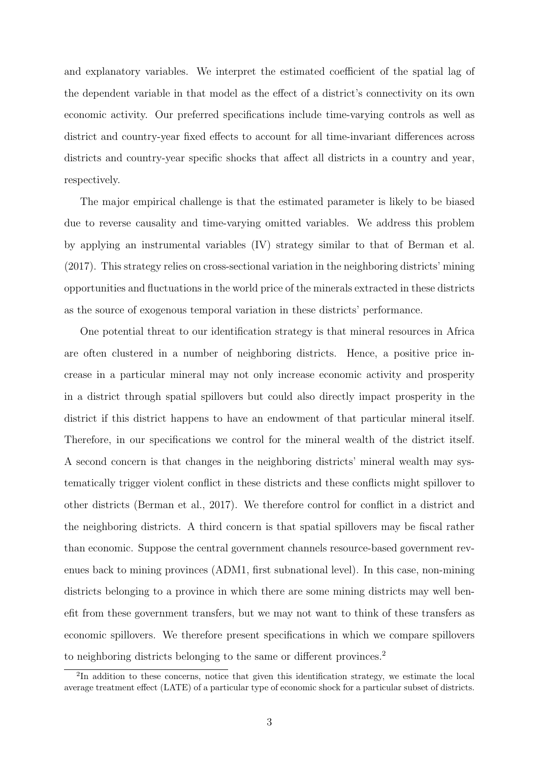and explanatory variables. We interpret the estimated coefficient of the spatial lag of the dependent variable in that model as the effect of a district's connectivity on its own economic activity. Our preferred specifications include time-varying controls as well as district and country-year fixed effects to account for all time-invariant differences across districts and country-year specific shocks that affect all districts in a country and year, respectively.

The major empirical challenge is that the estimated parameter is likely to be biased due to reverse causality and time-varying omitted variables. We address this problem by applying an instrumental variables (IV) strategy similar to that of Berman et al. (2017). This strategy relies on cross-sectional variation in the neighboring districts' mining opportunities and fluctuations in the world price of the minerals extracted in these districts as the source of exogenous temporal variation in these districts' performance.

One potential threat to our identification strategy is that mineral resources in Africa are often clustered in a number of neighboring districts. Hence, a positive price increase in a particular mineral may not only increase economic activity and prosperity in a district through spatial spillovers but could also directly impact prosperity in the district if this district happens to have an endowment of that particular mineral itself. Therefore, in our specifications we control for the mineral wealth of the district itself. A second concern is that changes in the neighboring districts' mineral wealth may systematically trigger violent conflict in these districts and these conflicts might spillover to other districts (Berman et al., 2017). We therefore control for conflict in a district and the neighboring districts. A third concern is that spatial spillovers may be fiscal rather than economic. Suppose the central government channels resource-based government revenues back to mining provinces (ADM1, first subnational level). In this case, non-mining districts belonging to a province in which there are some mining districts may well benefit from these government transfers, but we may not want to think of these transfers as economic spillovers. We therefore present specifications in which we compare spillovers to neighboring districts belonging to the same or different provinces.[2]

[2] In addition to these concerns, notice that given this identification strategy, we estimate the local average treatment effect (LATE) of a particular type of economic shock for a particular subset of districts.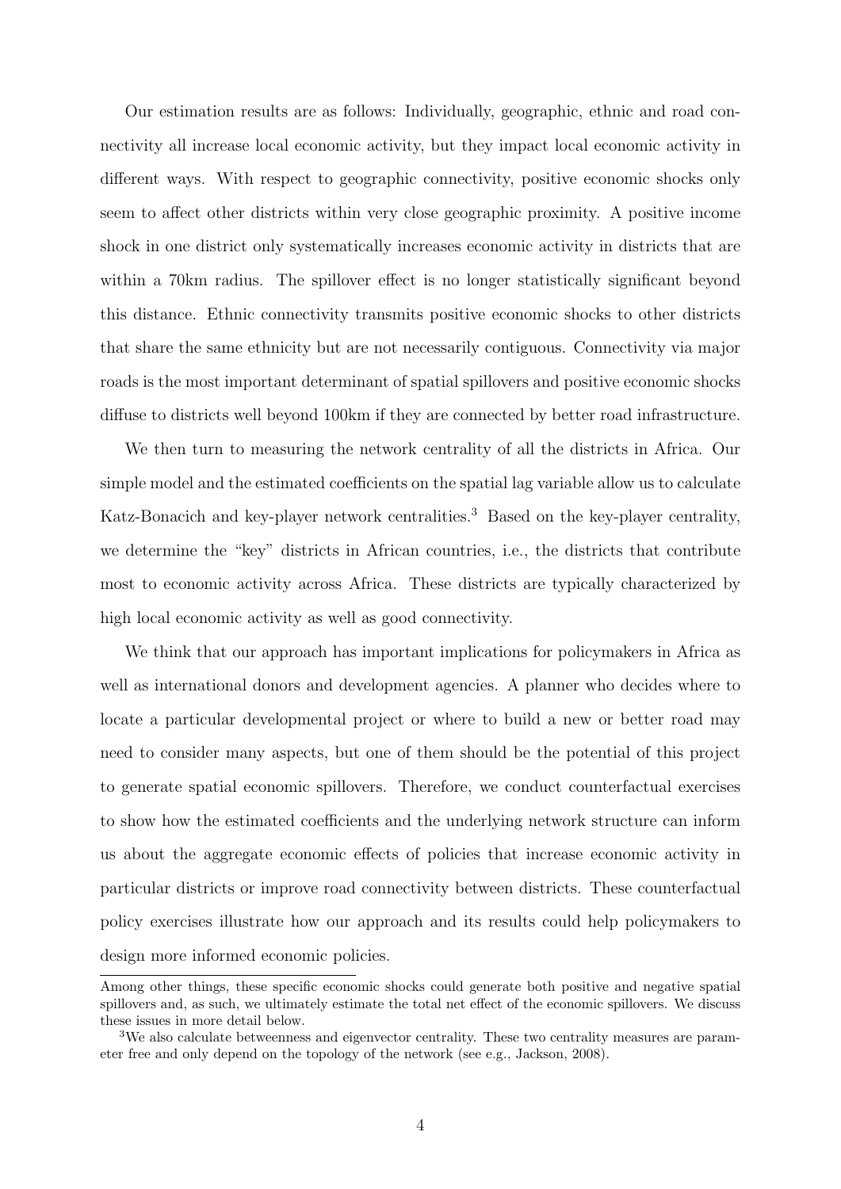Our estimation results are as follows: Individually, geographic, ethnic and road connectivity all increase local economic activity, but they impact local economic activity in different ways. With respect to geographic connectivity, positive economic shocks only seem to affect other districts within very close geographic proximity. A positive income shock in one district only systematically increases economic activity in districts that are within a 70km radius. The spillover effect is no longer statistically significant beyond this distance. Ethnic connectivity transmits positive economic shocks to other districts that share the same ethnicity but are not necessarily contiguous. Connectivity via major roads is the most important determinant of spatial spillovers and positive economic shocks diffuse to districts well beyond 100km if they are connected by better road infrastructure.

We then turn to measuring the network centrality of all the districts in Africa. Our simple model and the estimated coefficients on the spatial lag variable allow us to calculate Katz-Bonacich and key-player network centralities.[3] Based on the key-player centrality, we determine the "key" districts in African countries, i.e., the districts that contribute most to economic activity across Africa. These districts are typically characterized by high local economic activity as well as good connectivity.

We think that our approach has important implications for policymakers in Africa as well as international donors and development agencies. A planner who decides where to locate a particular developmental project or where to build a new or better road may need to consider many aspects, but one of them should be the potential of this project to generate spatial economic spillovers. Therefore, we conduct counterfactual exercises to show how the estimated coefficients and the underlying network structure can inform us about the aggregate economic effects of policies that increase economic activity in particular districts or improve road connectivity between districts. These counterfactual policy exercises illustrate how our approach and its results could help policymakers to design more informed economic policies.

Among other things, these specific economic shocks could generate both positive and negative spatial spillovers and, as such, we ultimately estimate the total net effect of the economic spillovers. We discuss these issues in more detail below.

[3] We also calculate betweenness and eigenvector centrality. These two centrality measures are parameter free and only depend on the topology of the network (see e.g., Jackson, 2008).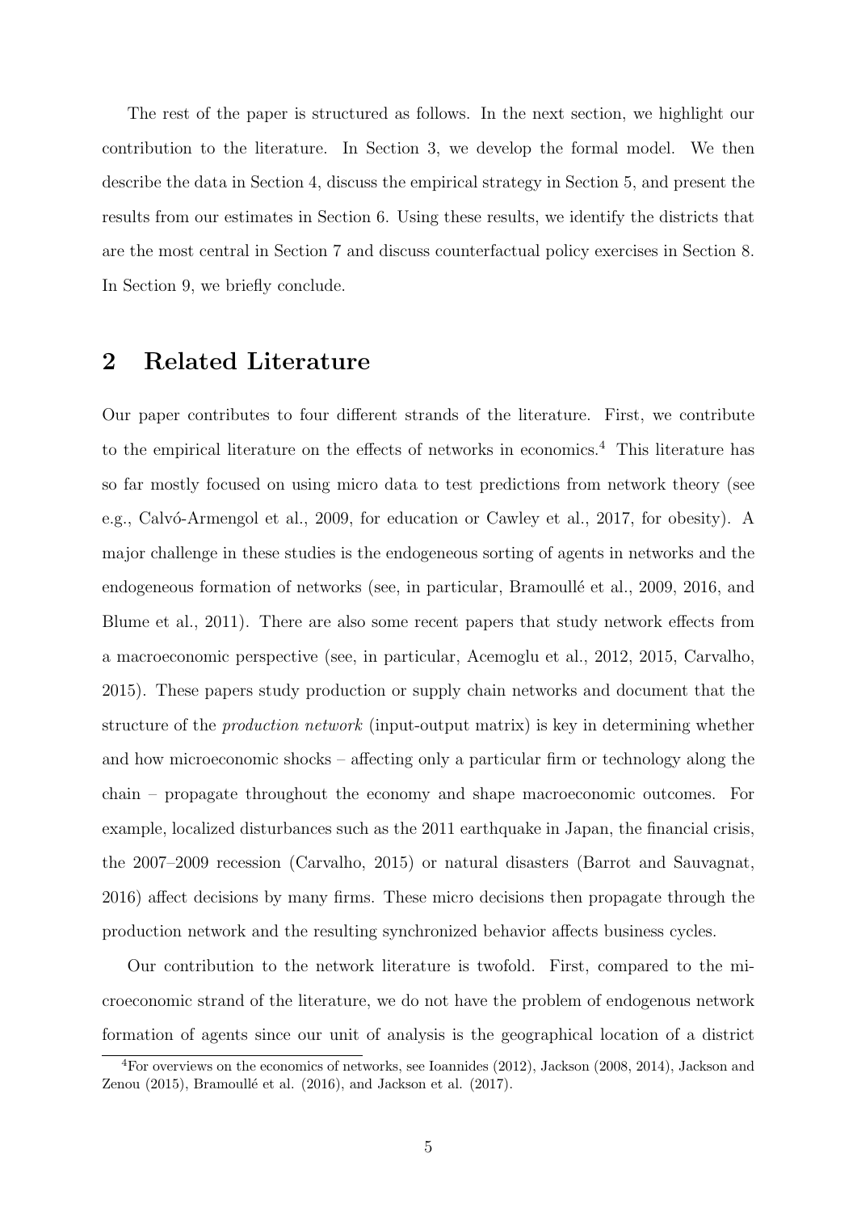The rest of the paper is structured as follows. In the next section, we highlight our contribution to the literature. In Section 3, we develop the formal model. We then describe the data in Section 4, discuss the empirical strategy in Section 5, and present the results from our estimates in Section 6. Using these results, we identify the districts that are the most central in Section 7 and discuss counterfactual policy exercises in Section 8. In Section 9, we briefly conclude.

## 2 Related Literature

Our paper contributes to four different strands of the literature. First, we contribute to the empirical literature on the effects of networks in economics.[4] This literature has so far mostly focused on using micro data to test predictions from network theory (see e.g., Calvó-Armengol et al., 2009, for education or Cawley et al., 2017, for obesity). A major challenge in these studies is the endogeneous sorting of agents in networks and the endogeneous formation of networks (see, in particular, Bramoullé et al., 2009, 2016, and Blume et al., 2011). There are also some recent papers that study network effects from a macroeconomic perspective (see, in particular, Acemoglu et al., 2012, 2015, Carvalho, 2015). These papers study production or supply chain networks and document that the structure of the *production network* (input-output matrix) is key in determining whether and how microeconomic shocks – affecting only a particular firm or technology along the chain – propagate throughout the economy and shape macroeconomic outcomes. For example, localized disturbances such as the 2011 earthquake in Japan, the financial crisis, the 2007–2009 recession (Carvalho, 2015) or natural disasters (Barrot and Sauvagnat, 2016) affect decisions by many firms. These micro decisions then propagate through the production network and the resulting synchronized behavior affects business cycles.

Our contribution to the network literature is twofold. First, compared to the microeconomic strand of the literature, we do not have the problem of endogenous network formation of agents since our unit of analysis is the geographical location of a district

[4] For overviews on the economics of networks, see Ioannides (2012), Jackson (2008, 2014), Jackson and Zenou (2015), Bramoullé et al. (2016), and Jackson et al. (2017).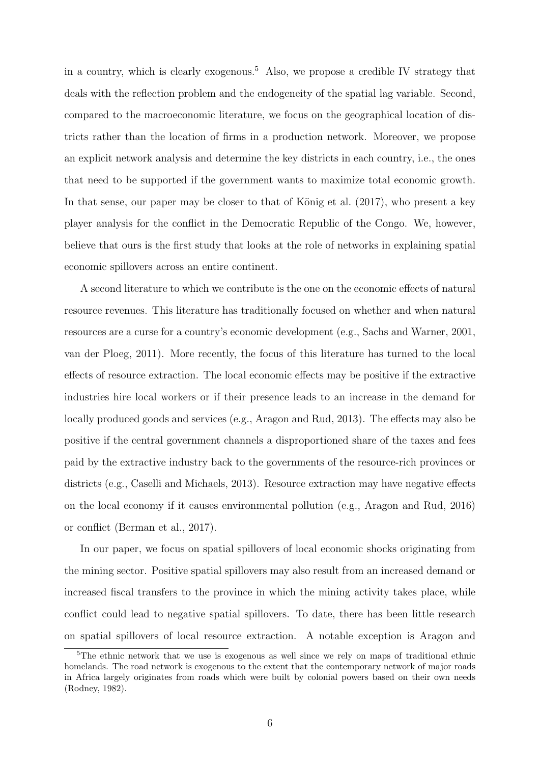in a country, which is clearly exogenous.[5] Also, we propose a credible IV strategy that deals with the reflection problem and the endogeneity of the spatial lag variable. Second, compared to the macroeconomic literature, we focus on the geographical location of districts rather than the location of firms in a production network. Moreover, we propose an explicit network analysis and determine the key districts in each country, i.e., the ones that need to be supported if the government wants to maximize total economic growth. In that sense, our paper may be closer to that of König et al. (2017), who present a key player analysis for the conflict in the Democratic Republic of the Congo. We, however, believe that ours is the first study that looks at the role of networks in explaining spatial economic spillovers across an entire continent.

A second literature to which we contribute is the one on the economic effects of natural resource revenues. This literature has traditionally focused on whether and when natural resources are a curse for a country's economic development (e.g., Sachs and Warner, 2001, van der Ploeg, 2011). More recently, the focus of this literature has turned to the local effects of resource extraction. The local economic effects may be positive if the extractive industries hire local workers or if their presence leads to an increase in the demand for locally produced goods and services (e.g., Aragon and Rud, 2013). The effects may also be positive if the central government channels a disproportioned share of the taxes and fees paid by the extractive industry back to the governments of the resource-rich provinces or districts (e.g., Caselli and Michaels, 2013). Resource extraction may have negative effects on the local economy if it causes environmental pollution (e.g., Aragon and Rud, 2016) or conflict (Berman et al., 2017).

In our paper, we focus on spatial spillovers of local economic shocks originating from the mining sector. Positive spatial spillovers may also result from an increased demand or increased fiscal transfers to the province in which the mining activity takes place, while conflict could lead to negative spatial spillovers. To date, there has been little research on spatial spillovers of local resource extraction. A notable exception is Aragon and

[5] The ethnic network that we use is exogenous as well since we rely on maps of traditional ethnic homelands. The road network is exogenous to the extent that the contemporary network of major roads in Africa largely originates from roads which were built by colonial powers based on their own needs (Rodney, 1982).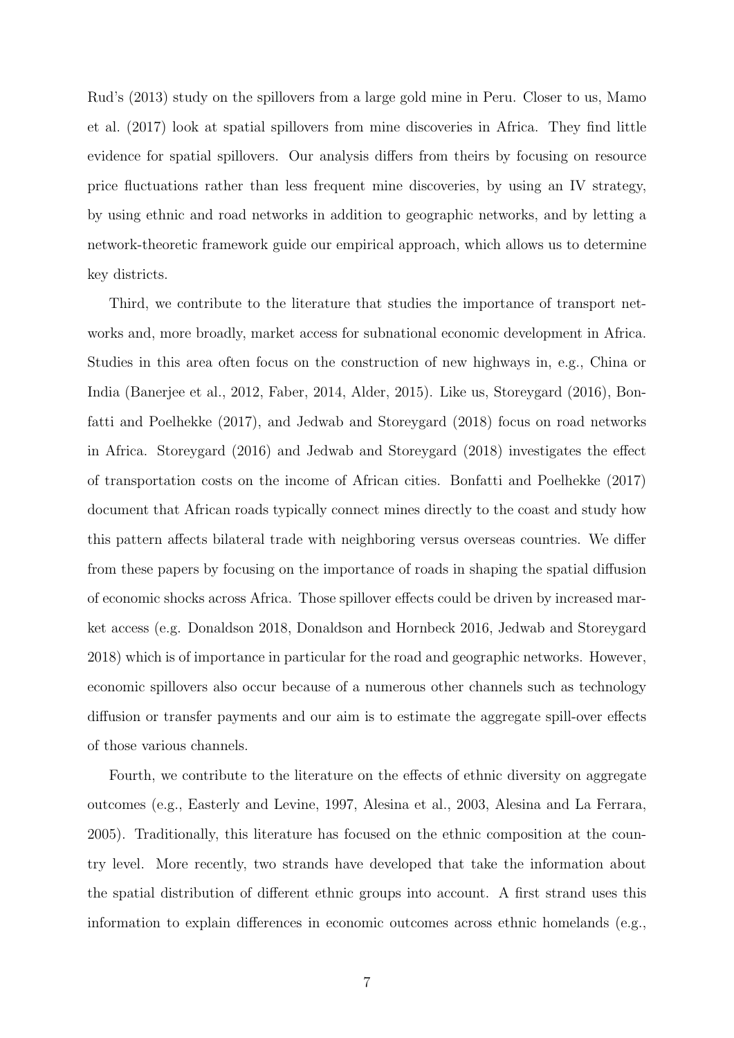Rud's (2013) study on the spillovers from a large gold mine in Peru. Closer to us, Mamo et al. (2017) look at spatial spillovers from mine discoveries in Africa. They find little evidence for spatial spillovers. Our analysis differs from theirs by focusing on resource price fluctuations rather than less frequent mine discoveries, by using an IV strategy, by using ethnic and road networks in addition to geographic networks, and by letting a network-theoretic framework guide our empirical approach, which allows us to determine key districts.

Third, we contribute to the literature that studies the importance of transport networks and, more broadly, market access for subnational economic development in Africa. Studies in this area often focus on the construction of new highways in, e.g., China or India (Banerjee et al., 2012, Faber, 2014, Alder, 2015). Like us, Storeygard (2016), Bonfatti and Poelhekke (2017), and Jedwab and Storeygard (2018) focus on road networks in Africa. Storeygard (2016) and Jedwab and Storeygard (2018) investigates the effect of transportation costs on the income of African cities. Bonfatti and Poelhekke (2017) document that African roads typically connect mines directly to the coast and study how this pattern affects bilateral trade with neighboring versus overseas countries. We differ from these papers by focusing on the importance of roads in shaping the spatial diffusion of economic shocks across Africa. Those spillover effects could be driven by increased market access (e.g. Donaldson 2018, Donaldson and Hornbeck 2016, Jedwab and Storeygard 2018) which is of importance in particular for the road and geographic networks. However, economic spillovers also occur because of a numerous other channels such as technology diffusion or transfer payments and our aim is to estimate the aggregate spill-over effects of those various channels.

Fourth, we contribute to the literature on the effects of ethnic diversity on aggregate outcomes (e.g., Easterly and Levine, 1997, Alesina et al., 2003, Alesina and La Ferrara, 2005). Traditionally, this literature has focused on the ethnic composition at the country level. More recently, two strands have developed that take the information about the spatial distribution of different ethnic groups into account. A first strand uses this information to explain differences in economic outcomes across ethnic homelands (e.g.,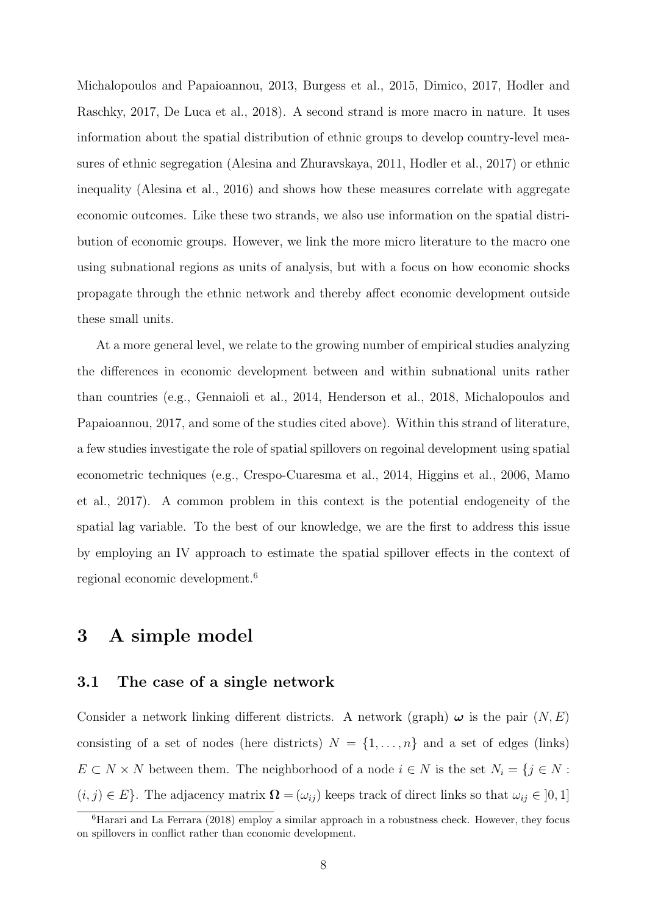Michalopoulos and Papaioannou, 2013, Burgess et al., 2015, Dimico, 2017, Hodler and Raschky, 2017, De Luca et al., 2018). A second strand is more macro in nature. It uses information about the spatial distribution of ethnic groups to develop country-level measures of ethnic segregation (Alesina and Zhuravskaya, 2011, Hodler et al., 2017) or ethnic inequality (Alesina et al., 2016) and shows how these measures correlate with aggregate economic outcomes. Like these two strands, we also use information on the spatial distribution of economic groups. However, we link the more micro literature to the macro one using subnational regions as units of analysis, but with a focus on how economic shocks propagate through the ethnic network and thereby affect economic development outside these small units.

At a more general level, we relate to the growing number of empirical studies analyzing the differences in economic development between and within subnational units rather than countries (e.g., Gennaioli et al., 2014, Henderson et al., 2018, Michalopoulos and Papaioannou, 2017, and some of the studies cited above). Within this strand of literature, a few studies investigate the role of spatial spillovers on regoinal development using spatial econometric techniques (e.g., Crespo-Cuaresma et al., 2014, Higgins et al., 2006, Mamo et al., 2017). A common problem in this context is the potential endogeneity of the spatial lag variable. To the best of our knowledge, we are the first to address this issue by employing an IV approach to estimate the spatial spillover effects in the context of regional economic development.[6]

# 3 A simple model

## 3.1 The case of a single network

Consider a network linking different districts. A network (graph) $\boldsymbol{\omega}$ is the pair $(N, E)$ consisting of a set of nodes (here districts) $N = \{1, \ldots, n\}$ and a set of edges (links) $E \subset N \times N$ between them. The neighborhood of a node $i \in N$ is the set $N_i = \{j \in N : (i, j) \in E\}$. The adjacency matrix $\boldsymbol{\Omega} = (\omega_{ij})$ keeps track of direct links so that $\omega_{ij} \in \, ]0, 1]$

[6] Harari and La Ferrara (2018) employ a similar approach in a robustness check. However, they focus on spillovers in conflict rather than economic development.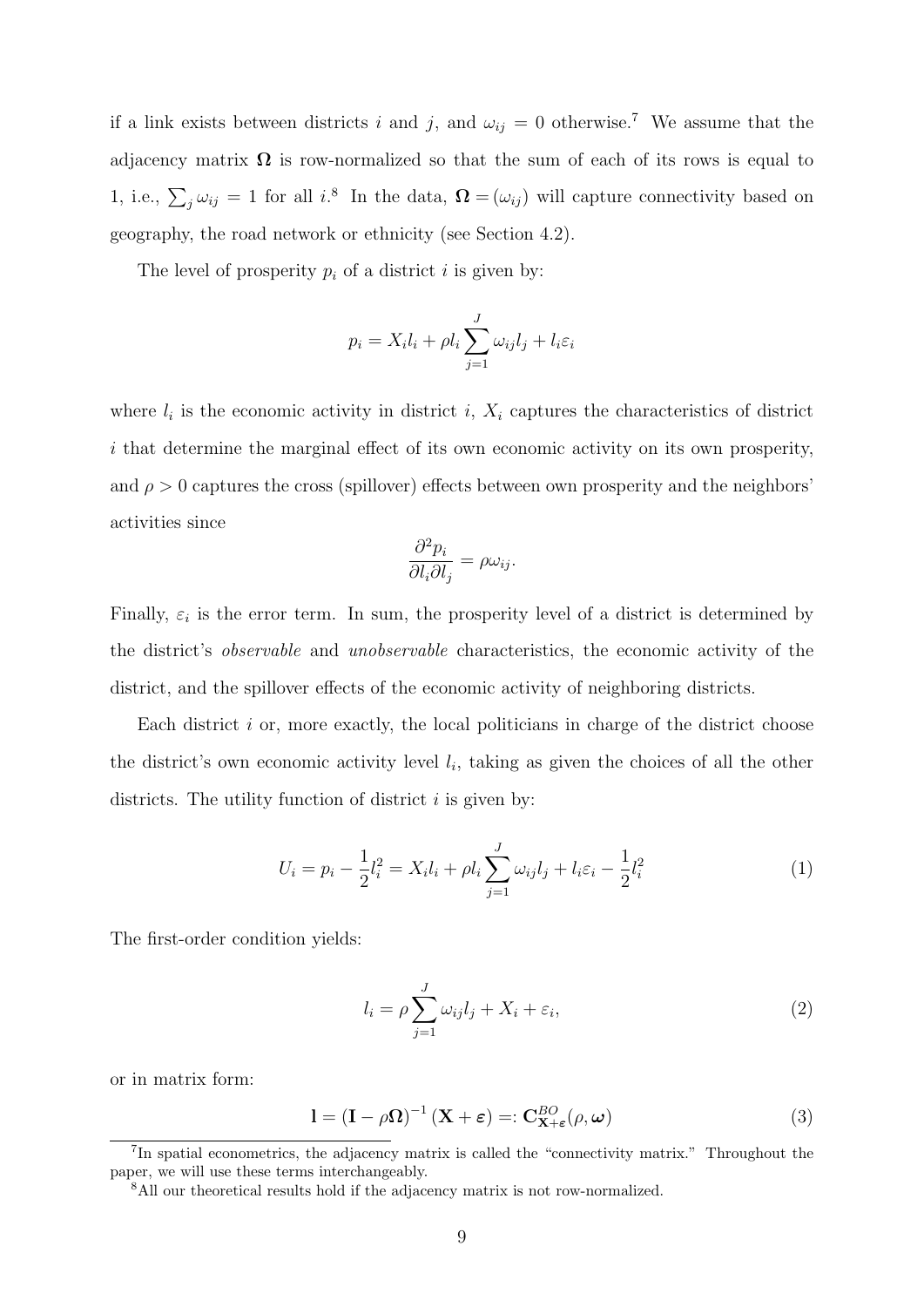if a link exists between districts $i$ and $j$, and $\omega_{ij} = 0$ otherwise.[7] We assume that the adjacency matrix $\mathbf{\Omega}$ is row-normalized so that the sum of each of its rows is equal to 1, i.e., $\sum_j \omega_{ij} = 1$ for all $i$.[8] In the data, $\mathbf{\Omega} = (\omega_{ij})$ will capture connectivity based on geography, the road network or ethnicity (see Section 4.2).

The level of prosperity $p_i$ of a district $i$ is given by:

$$p_i = X_i l_i + \rho l_i \sum_{j=1}^{J} \omega_{ij} l_j + l_i \varepsilon_i$$

where $l_i$ is the economic activity in district $i$, $X_i$ captures the characteristics of district $i$ that determine the marginal effect of its own economic activity on its own prosperity, and $\rho > 0$ captures the cross (spillover) effects between own prosperity and the neighbors' activities since

$$\frac{\partial^2 p_i}{\partial l_i \partial l_j} = \rho \omega_{ij}.$$

Finally, $\varepsilon_i$ is the error term. In sum, the prosperity level of a district is determined by the district's *observable* and *unobservable* characteristics, the economic activity of the district, and the spillover effects of the economic activity of neighboring districts.

Each district $i$ or, more exactly, the local politicians in charge of the district choose the district's own economic activity level $l_i$, taking as given the choices of all the other districts. The utility function of district $i$ is given by:

$$U_i = p_i - \frac{1}{2} l_i^2 = X_i l_i + \rho l_i \sum_{j=1}^{J} \omega_{ij} l_j + l_i \varepsilon_i - \frac{1}{2} l_i^2 \tag{1}$$

The first-order condition yields:

$$l_i = \rho \sum_{j=1}^{J} \omega_{ij} l_j + X_i + \varepsilon_i, \tag{2}$$

or in matrix form:

$$\mathbf{l} = (\mathbf{I} - \rho \mathbf{\Omega})^{-1} (\mathbf{X} + \boldsymbol{\varepsilon}) =: \mathbf{C}^{BO}_{\mathbf{X}+\boldsymbol{\varepsilon}}(\rho, \boldsymbol{\omega}) \tag{3}$$

[7] In spatial econometrics, the adjacency matrix is called the "connectivity matrix." Throughout the paper, we will use these terms interchangeably.

[8] All our theoretical results hold if the adjacency matrix is not row-normalized.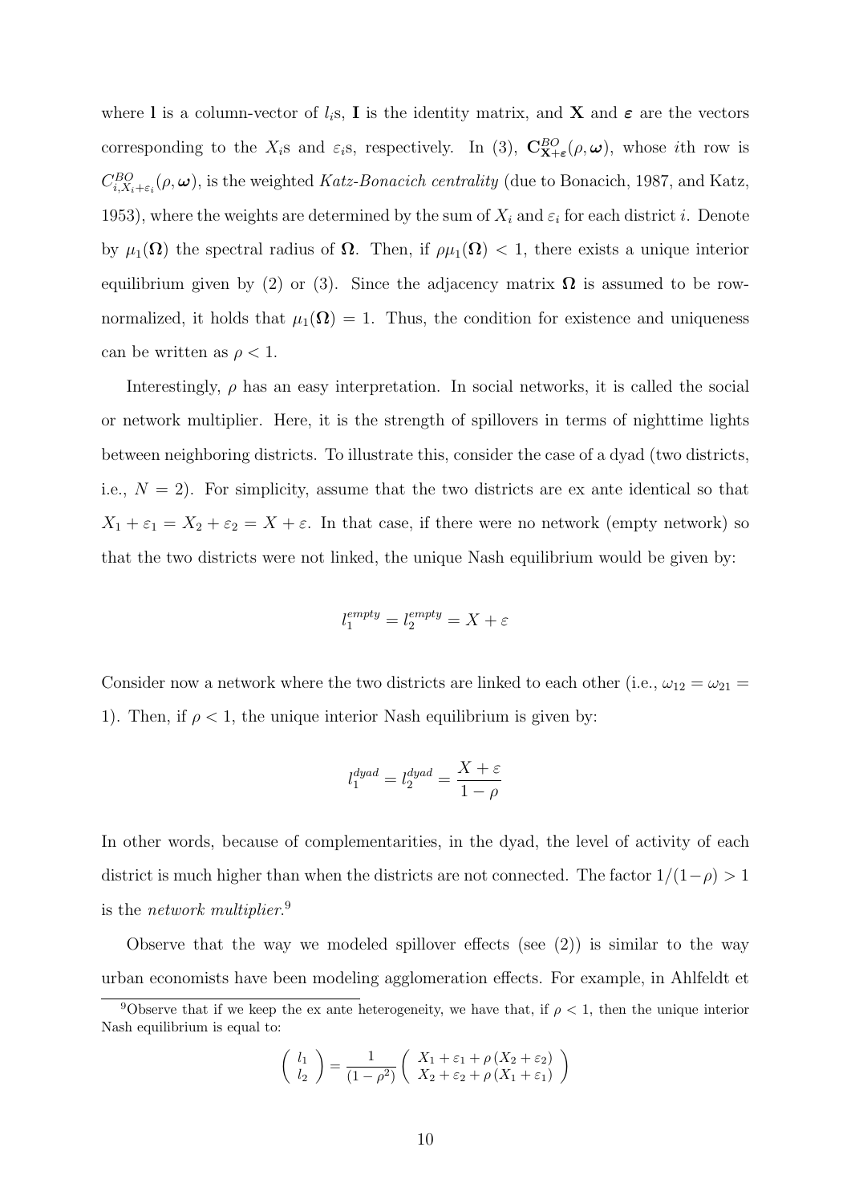where $\mathbf{l}$ is a column-vector of $l_i$s, $\mathbf{I}$ is the identity matrix, and $\mathbf{X}$ and $\boldsymbol{\varepsilon}$ are the vectors corresponding to the $X_i$s and $\varepsilon_i$s, respectively. In (3), $\mathbf{C}^{BO}_{\mathbf{X}+\boldsymbol{\varepsilon}}(\rho, \boldsymbol{\omega})$, whose $i$th row is $C^{BO}_{i,X_i+\varepsilon_i}(\rho, \boldsymbol{\omega})$, is the weighted *Katz-Bonacich centrality* (due to Bonacich, 1987, and Katz, 1953), where the weights are determined by the sum of $X_i$ and $\varepsilon_i$ for each district $i$. Denote by $\mu_1(\boldsymbol{\Omega})$ the spectral radius of $\boldsymbol{\Omega}$. Then, if $\rho\mu_1(\boldsymbol{\Omega}) < 1$, there exists a unique interior equilibrium given by (2) or (3). Since the adjacency matrix $\boldsymbol{\Omega}$ is assumed to be row-normalized, it holds that $\mu_1(\boldsymbol{\Omega}) = 1$. Thus, the condition for existence and uniqueness can be written as $\rho < 1$.

Interestingly, $\rho$ has an easy interpretation. In social networks, it is called the social or network multiplier. Here, it is the strength of spillovers in terms of nighttime lights between neighboring districts. To illustrate this, consider the case of a dyad (two districts, i.e., $N = 2$). For simplicity, assume that the two districts are ex ante identical so that $X_1 + \varepsilon_1 = X_2 + \varepsilon_2 = X + \varepsilon$. In that case, if there were no network (empty network) so that the two districts were not linked, the unique Nash equilibrium would be given by:

$$l_1^{empty} = l_2^{empty} = X + \varepsilon$$

Consider now a network where the two districts are linked to each other (i.e., $\omega_{12} = \omega_{21} = 1$). Then, if $\rho < 1$, the unique interior Nash equilibrium is given by:

$$l_1^{dyad} = l_2^{dyad} = \frac{X + \varepsilon}{1 - \rho}$$

In other words, because of complementarities, in the dyad, the level of activity of each district is much higher than when the districts are not connected. The factor $1/(1-\rho) > 1$ is the *network multiplier*.[9]

Observe that the way we modeled spillover effects (see (2)) is similar to the way urban economists have been modeling agglomeration effects. For example, in Ahlfeldt et

---

[9] Observe that if we keep the ex ante heterogeneity, we have that, if $\rho < 1$, then the unique interior Nash equilibrium is equal to:

$$\begin{pmatrix} l_1 \\ l_2 \end{pmatrix} = \frac{1}{(1-\rho^2)} \begin{pmatrix} X_1 + \varepsilon_1 + \rho\,(X_2 + \varepsilon_2) \\ X_2 + \varepsilon_2 + \rho\,(X_1 + \varepsilon_1) \end{pmatrix}$$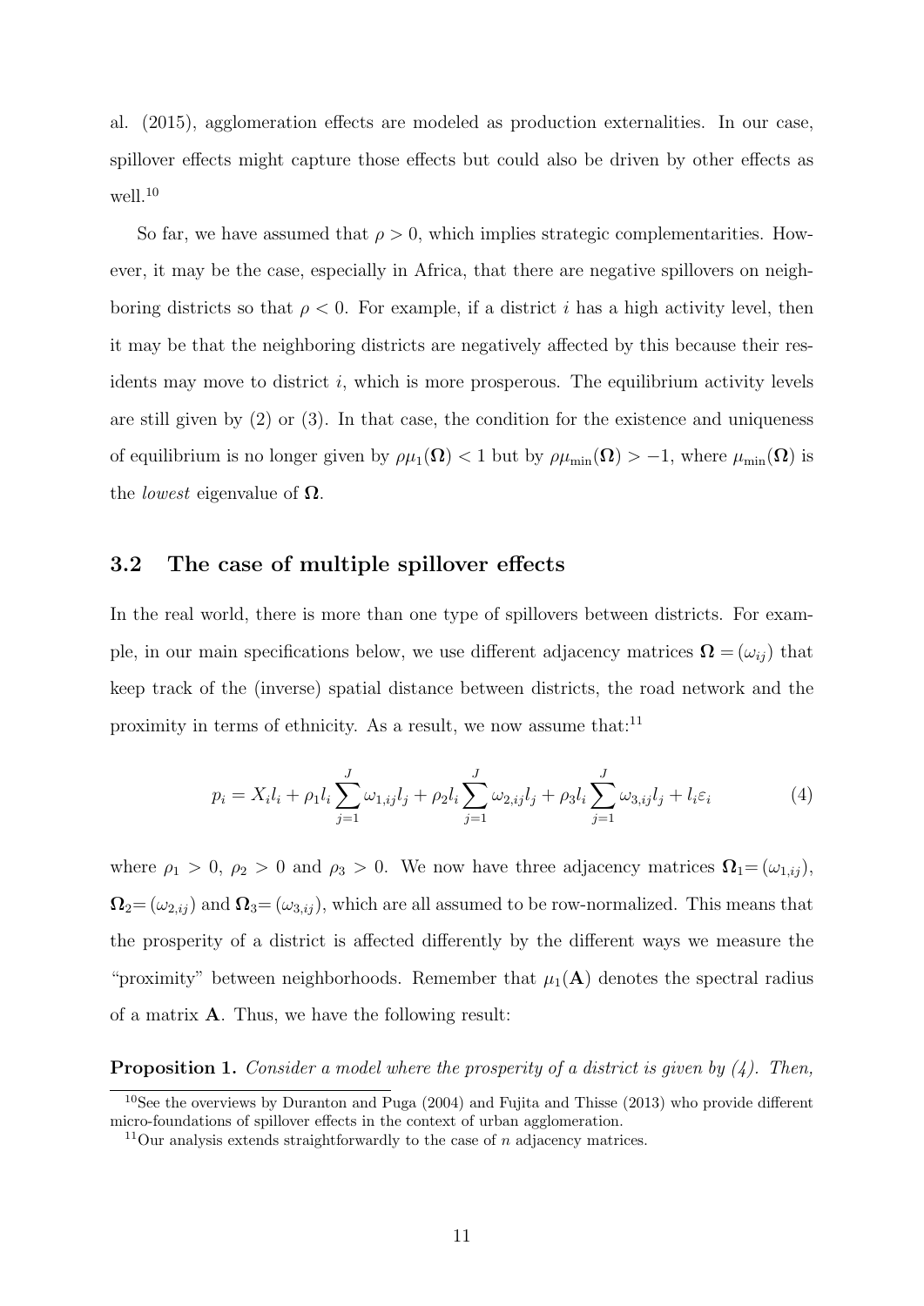al. (2015), agglomeration effects are modeled as production externalities. In our case, spillover effects might capture those effects but could also be driven by other effects as well.[10]

So far, we have assumed that $\rho > 0$, which implies strategic complementarities. However, it may be the case, especially in Africa, that there are negative spillovers on neighboring districts so that $\rho < 0$. For example, if a district $i$ has a high activity level, then it may be that the neighboring districts are negatively affected by this because their residents may move to district $i$, which is more prosperous. The equilibrium activity levels are still given by (2) or (3). In that case, the condition for the existence and uniqueness of equilibrium is no longer given by $\rho\mu_1(\mathbf{\Omega}) < 1$ but by $\rho\mu_{\min}(\mathbf{\Omega}) > -1$, where $\mu_{\min}(\mathbf{\Omega})$ is the *lowest* eigenvalue of $\mathbf{\Omega}$.

### 3.2 The case of multiple spillover effects

In the real world, there is more than one type of spillovers between districts. For example, in our main specifications below, we use different adjacency matrices $\mathbf{\Omega} = (\omega_{ij})$ that keep track of the (inverse) spatial distance between districts, the road network and the proximity in terms of ethnicity. As a result, we now assume that:[11]

$$p_i = X_i l_i + \rho_1 l_i \sum_{j=1}^{J} \omega_{1,ij} l_j + \rho_2 l_i \sum_{j=1}^{J} \omega_{2,ij} l_j + \rho_3 l_i \sum_{j=1}^{J} \omega_{3,ij} l_j + l_i \varepsilon_i \tag{4}$$

where $\rho_1 > 0$, $\rho_2 > 0$ and $\rho_3 > 0$. We now have three adjacency matrices $\mathbf{\Omega}_1 = (\omega_{1,ij})$, $\mathbf{\Omega}_2 = (\omega_{2,ij})$ and $\mathbf{\Omega}_3 = (\omega_{3,ij})$, which are all assumed to be row-normalized. This means that the prosperity of a district is affected differently by the different ways we measure the "proximity" between neighborhoods. Remember that $\mu_1(\mathbf{A})$ denotes the spectral radius of a matrix $\mathbf{A}$. Thus, we have the following result:

**Proposition 1.** *Consider a model where the prosperity of a district is given by (4). Then,*

---

[10] See the overviews by Duranton and Puga (2004) and Fujita and Thisse (2013) who provide different micro-foundations of spillover effects in the context of urban agglomeration.

[11] Our analysis extends straightforwardly to the case of $n$ adjacency matrices.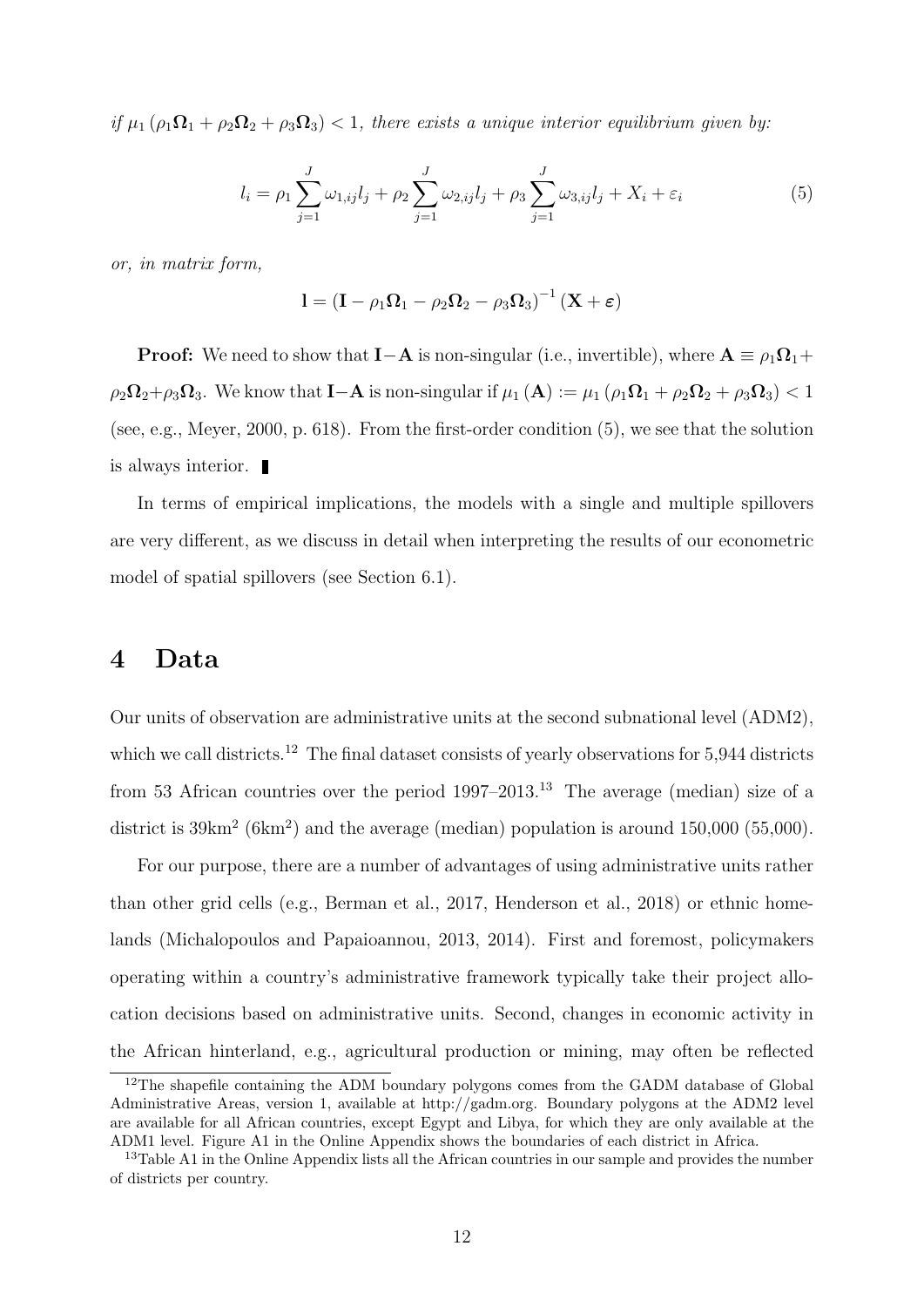*if* $\mu_1(\rho_1\boldsymbol{\Omega}_1 + \rho_2\boldsymbol{\Omega}_2 + \rho_3\boldsymbol{\Omega}_3) < 1$*, there exists a unique interior equilibrium given by:*

$$l_i = \rho_1 \sum_{j=1}^{J} \omega_{1,ij} l_j + \rho_2 \sum_{j=1}^{J} \omega_{2,ij} l_j + \rho_3 \sum_{j=1}^{J} \omega_{3,ij} l_j + X_i + \varepsilon_i \tag{5}$$

*or, in matrix form,*

$$\mathbf{l} = \left(\mathbf{I} - \rho_1\boldsymbol{\Omega}_1 - \rho_2\boldsymbol{\Omega}_2 - \rho_3\boldsymbol{\Omega}_3\right)^{-1}(\mathbf{X} + \boldsymbol{\varepsilon})$$

**Proof:** We need to show that $\mathbf{I}-\mathbf{A}$ is non-singular (i.e., invertible), where $\mathbf{A} \equiv \rho_1\boldsymbol{\Omega}_1 + \rho_2\boldsymbol{\Omega}_2 + \rho_3\boldsymbol{\Omega}_3$. We know that $\mathbf{I}-\mathbf{A}$ is non-singular if $\mu_1(\mathbf{A}) := \mu_1(\rho_1\boldsymbol{\Omega}_1 + \rho_2\boldsymbol{\Omega}_2 + \rho_3\boldsymbol{\Omega}_3) < 1$ (see, e.g., Meyer, 2000, p. 618). From the first-order condition (5), we see that the solution is always interior. ∎

In terms of empirical implications, the models with a single and multiple spillovers are very different, as we discuss in detail when interpreting the results of our econometric model of spatial spillovers (see Section 6.1).

# 4 Data

Our units of observation are administrative units at the second subnational level (ADM2), which we call districts.[12] The final dataset consists of yearly observations for 5,944 districts from 53 African countries over the period 1997–2013.[13] The average (median) size of a district is 39km$^2$ (6km$^2$) and the average (median) population is around 150,000 (55,000).

For our purpose, there are a number of advantages of using administrative units rather than other grid cells (e.g., Berman et al., 2017, Henderson et al., 2018) or ethnic homelands (Michalopoulos and Papaioannou, 2013, 2014). First and foremost, policymakers operating within a country's administrative framework typically take their project allocation decisions based on administrative units. Second, changes in economic activity in the African hinterland, e.g., agricultural production or mining, may often be reflected

[12] The shapefile containing the ADM boundary polygons comes from the GADM database of Global Administrative Areas, version 1, available at http://gadm.org. Boundary polygons at the ADM2 level are available for all African countries, except Egypt and Libya, for which they are only available at the ADM1 level. Figure A1 in the Online Appendix shows the boundaries of each district in Africa.

[13] Table A1 in the Online Appendix lists all the African countries in our sample and provides the number of districts per country.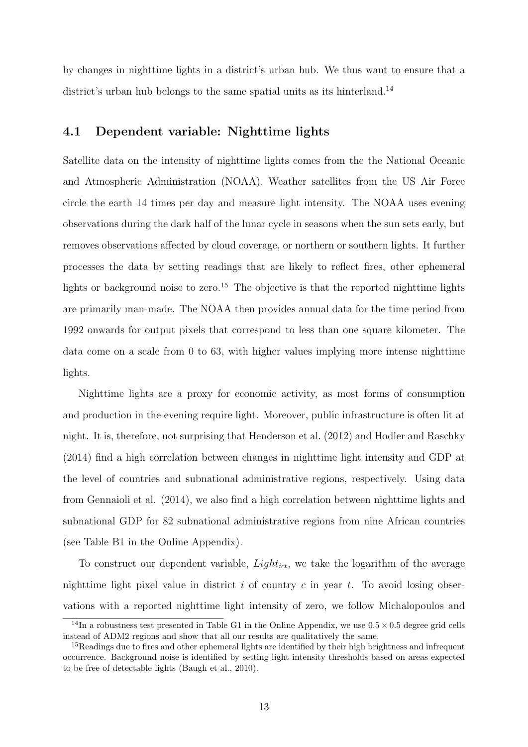by changes in nighttime lights in a district's urban hub. We thus want to ensure that a district's urban hub belongs to the same spatial units as its hinterland.[14]

## 4.1 Dependent variable: Nighttime lights

Satellite data on the intensity of nighttime lights comes from the the National Oceanic and Atmospheric Administration (NOAA). Weather satellites from the US Air Force circle the earth 14 times per day and measure light intensity. The NOAA uses evening observations during the dark half of the lunar cycle in seasons when the sun sets early, but removes observations affected by cloud coverage, or northern or southern lights. It further processes the data by setting readings that are likely to reflect fires, other ephemeral lights or background noise to zero.[15] The objective is that the reported nighttime lights are primarily man-made. The NOAA then provides annual data for the time period from 1992 onwards for output pixels that correspond to less than one square kilometer. The data come on a scale from 0 to 63, with higher values implying more intense nighttime lights.

Nighttime lights are a proxy for economic activity, as most forms of consumption and production in the evening require light. Moreover, public infrastructure is often lit at night. It is, therefore, not surprising that Henderson et al. (2012) and Hodler and Raschky (2014) find a high correlation between changes in nighttime light intensity and GDP at the level of countries and subnational administrative regions, respectively. Using data from Gennaioli et al. (2014), we also find a high correlation between nighttime lights and subnational GDP for 82 subnational administrative regions from nine African countries (see Table B1 in the Online Appendix).

To construct our dependent variable, $Light_{ict}$, we take the logarithm of the average nighttime light pixel value in district $i$ of country $c$ in year $t$. To avoid losing observations with a reported nighttime light intensity of zero, we follow Michalopoulos and

[14] In a robustness test presented in Table G1 in the Online Appendix, we use $0.5 \times 0.5$ degree grid cells instead of ADM2 regions and show that all our results are qualitatively the same.

[15] Readings due to fires and other ephemeral lights are identified by their high brightness and infrequent occurrence. Background noise is identified by setting light intensity thresholds based on areas expected to be free of detectable lights (Baugh et al., 2010).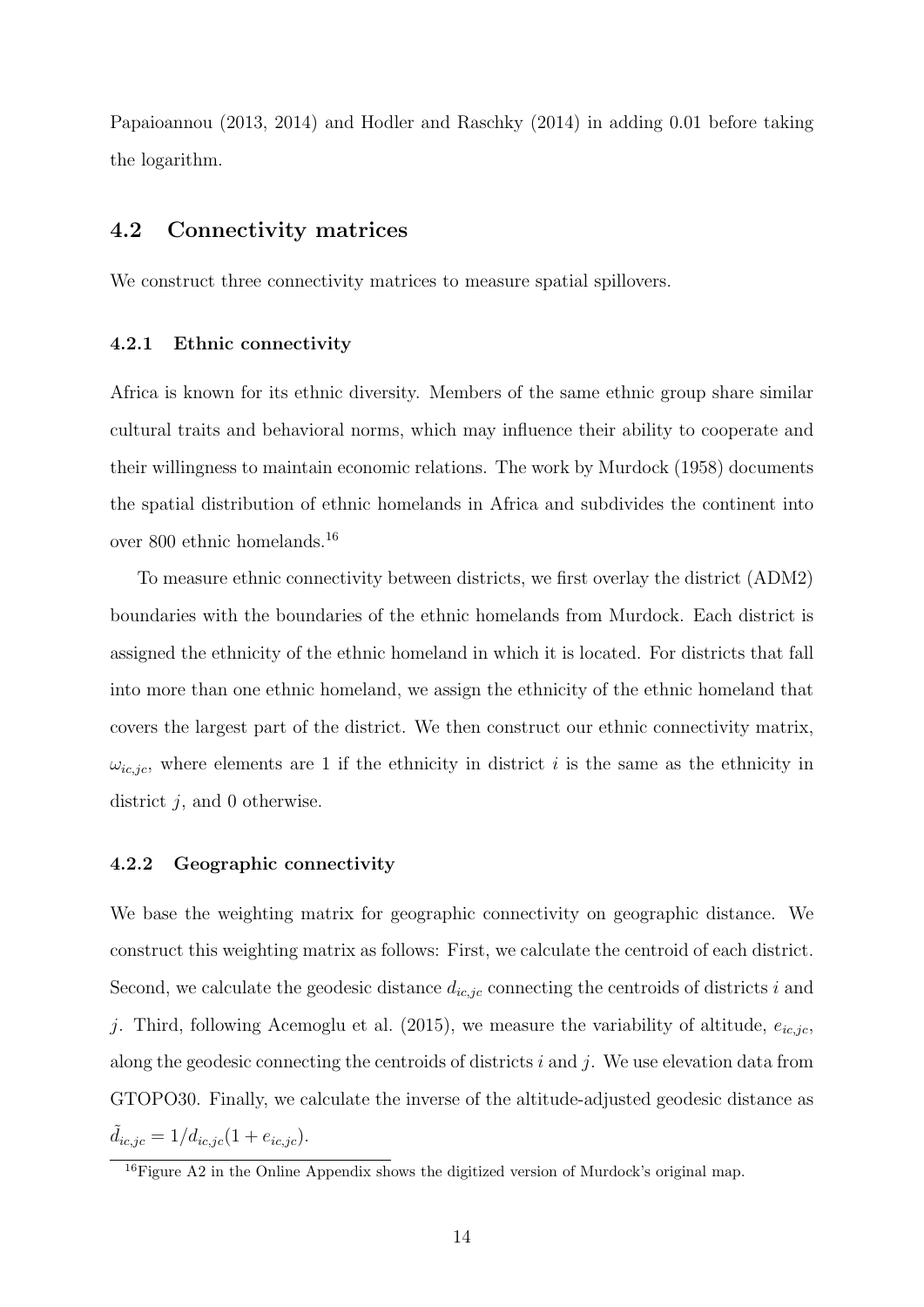Papaioannou (2013, 2014) and Hodler and Raschky (2014) in adding 0.01 before taking the logarithm.

## 4.2 Connectivity matrices

We construct three connectivity matrices to measure spatial spillovers.

### 4.2.1 Ethnic connectivity

Africa is known for its ethnic diversity. Members of the same ethnic group share similar cultural traits and behavioral norms, which may influence their ability to cooperate and their willingness to maintain economic relations. The work by Murdock (1958) documents the spatial distribution of ethnic homelands in Africa and subdivides the continent into over 800 ethnic homelands.[16]

To measure ethnic connectivity between districts, we first overlay the district (ADM2) boundaries with the boundaries of the ethnic homelands from Murdock. Each district is assigned the ethnicity of the ethnic homeland in which it is located. For districts that fall into more than one ethnic homeland, we assign the ethnicity of the ethnic homeland that covers the largest part of the district. We then construct our ethnic connectivity matrix, $\omega_{ic,jc}$, where elements are 1 if the ethnicity in district $i$ is the same as the ethnicity in district $j$, and 0 otherwise.

### 4.2.2 Geographic connectivity

We base the weighting matrix for geographic connectivity on geographic distance. We construct this weighting matrix as follows: First, we calculate the centroid of each district. Second, we calculate the geodesic distance $d_{ic,jc}$ connecting the centroids of districts $i$ and $j$. Third, following Acemoglu et al. (2015), we measure the variability of altitude, $e_{ic,jc}$, along the geodesic connecting the centroids of districts $i$ and $j$. We use elevation data from GTOPO30. Finally, we calculate the inverse of the altitude-adjusted geodesic distance as $\tilde{d}_{ic,jc} = 1/d_{ic,jc}(1 + e_{ic,jc})$.

[16] Figure A2 in the Online Appendix shows the digitized version of Murdock's original map.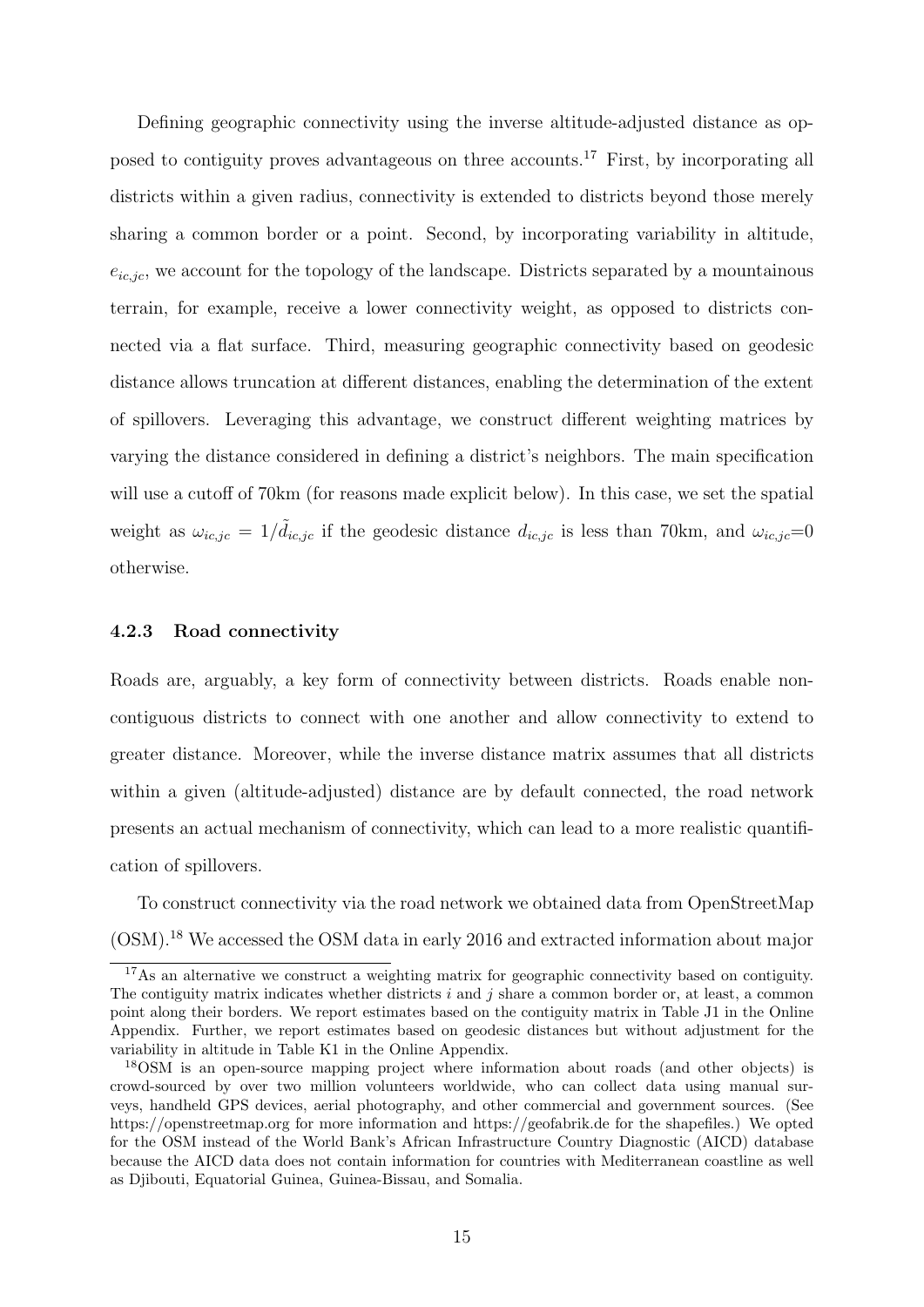Defining geographic connectivity using the inverse altitude-adjusted distance as opposed to contiguity proves advantageous on three accounts.[17] First, by incorporating all districts within a given radius, connectivity is extended to districts beyond those merely sharing a common border or a point. Second, by incorporating variability in altitude, $e_{ic,jc}$, we account for the topology of the landscape. Districts separated by a mountainous terrain, for example, receive a lower connectivity weight, as opposed to districts connected via a flat surface. Third, measuring geographic connectivity based on geodesic distance allows truncation at different distances, enabling the determination of the extent of spillovers. Leveraging this advantage, we construct different weighting matrices by varying the distance considered in defining a district's neighbors. The main specification will use a cutoff of 70km (for reasons made explicit below). In this case, we set the spatial weight as $\omega_{ic,jc} = 1/\tilde{d}_{ic,jc}$ if the geodesic distance $d_{ic,jc}$ is less than 70km, and $\omega_{ic,jc}$=0 otherwise.

#### 4.2.3 Road connectivity

Roads are, arguably, a key form of connectivity between districts. Roads enable non-contiguous districts to connect with one another and allow connectivity to extend to greater distance. Moreover, while the inverse distance matrix assumes that all districts within a given (altitude-adjusted) distance are by default connected, the road network presents an actual mechanism of connectivity, which can lead to a more realistic quantification of spillovers.

To construct connectivity via the road network we obtained data from OpenStreetMap (OSM).[18] We accessed the OSM data in early 2016 and extracted information about major

---

[17] As an alternative we construct a weighting matrix for geographic connectivity based on contiguity. The contiguity matrix indicates whether districts $i$ and $j$ share a common border or, at least, a common point along their borders. We report estimates based on the contiguity matrix in Table J1 in the Online Appendix. Further, we report estimates based on geodesic distances but without adjustment for the variability in altitude in Table K1 in the Online Appendix.

[18] OSM is an open-source mapping project where information about roads (and other objects) is crowd-sourced by over two million volunteers worldwide, who can collect data using manual surveys, handheld GPS devices, aerial photography, and other commercial and government sources. (See https://openstreetmap.org for more information and https://geofabrik.de for the shapefiles.) We opted for the OSM instead of the World Bank's African Infrastructure Country Diagnostic (AICD) database because the AICD data does not contain information for countries with Mediterranean coastline as well as Djibouti, Equatorial Guinea, Guinea-Bissau, and Somalia.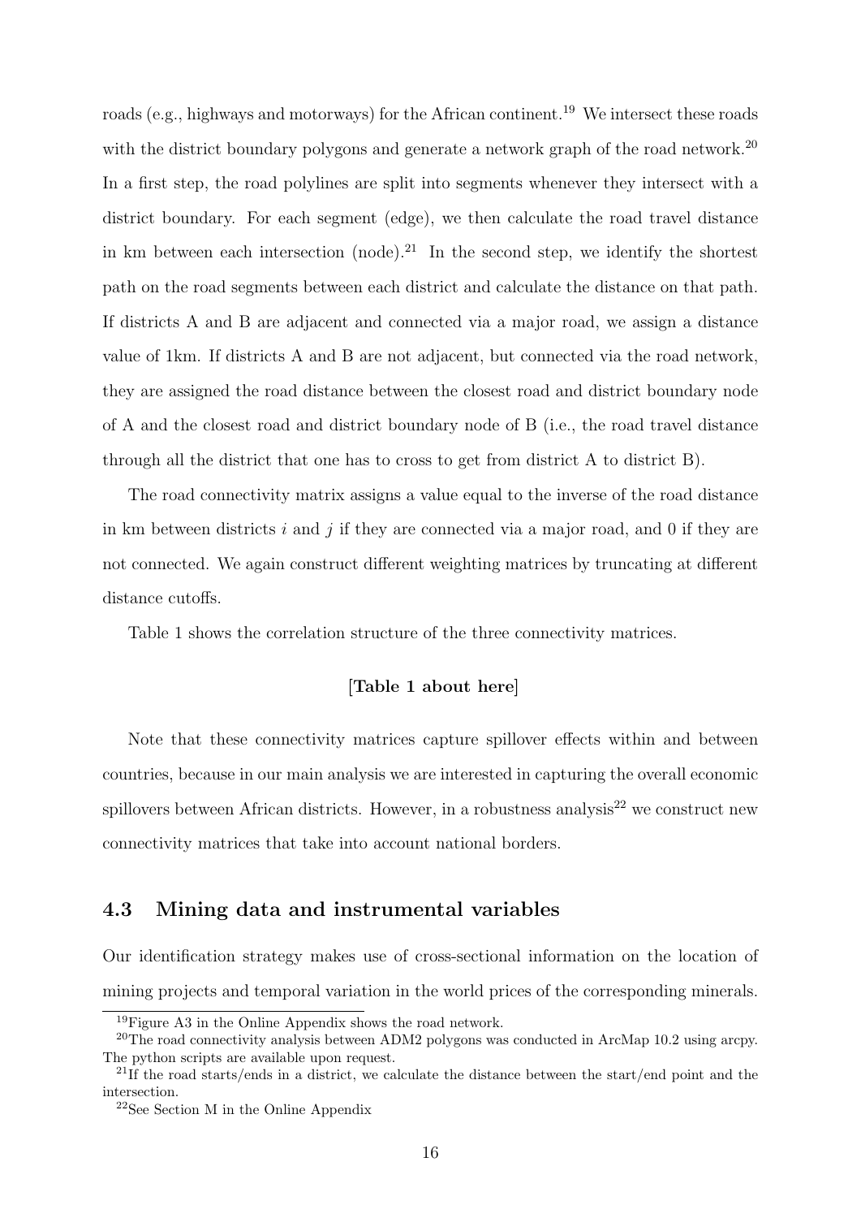roads (e.g., highways and motorways) for the African continent.[19] We intersect these roads with the district boundary polygons and generate a network graph of the road network.[20] In a first step, the road polylines are split into segments whenever they intersect with a district boundary. For each segment (edge), we then calculate the road travel distance in km between each intersection (node).[21] In the second step, we identify the shortest path on the road segments between each district and calculate the distance on that path. If districts A and B are adjacent and connected via a major road, we assign a distance value of 1km. If districts A and B are not adjacent, but connected via the road network, they are assigned the road distance between the closest road and district boundary node of A and the closest road and district boundary node of B (i.e., the road travel distance through all the district that one has to cross to get from district A to district B).

The road connectivity matrix assigns a value equal to the inverse of the road distance in km between districts $i$ and $j$ if they are connected via a major road, and 0 if they are not connected. We again construct different weighting matrices by truncating at different distance cutoffs.

Table 1 shows the correlation structure of the three connectivity matrices.

**[Table 1 about here]**

Note that these connectivity matrices capture spillover effects within and between countries, because in our main analysis we are interested in capturing the overall economic spillovers between African districts. However, in a robustness analysis[22] we construct new connectivity matrices that take into account national borders.

## 4.3 Mining data and instrumental variables

Our identification strategy makes use of cross-sectional information on the location of mining projects and temporal variation in the world prices of the corresponding minerals.

---

[19] Figure A3 in the Online Appendix shows the road network.

[20] The road connectivity analysis between ADM2 polygons was conducted in ArcMap 10.2 using arcpy. The python scripts are available upon request.

[21] If the road starts/ends in a district, we calculate the distance between the start/end point and the intersection.

[22] See Section M in the Online Appendix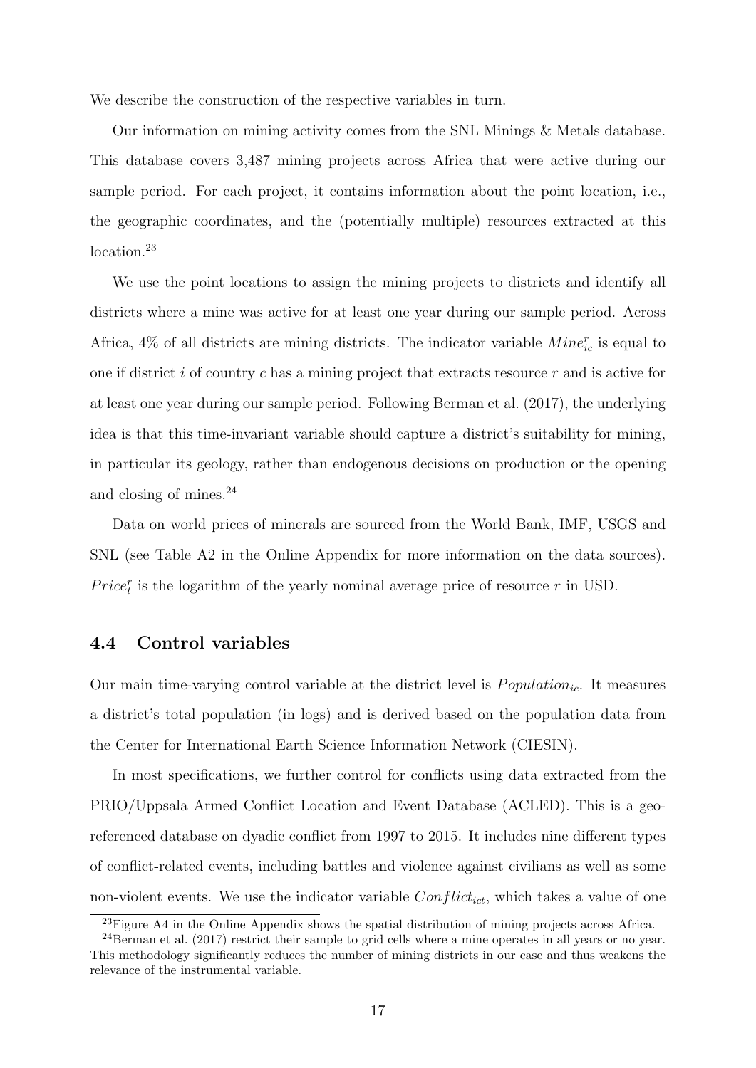We describe the construction of the respective variables in turn.

Our information on mining activity comes from the SNL Minings & Metals database. This database covers 3,487 mining projects across Africa that were active during our sample period. For each project, it contains information about the point location, i.e., the geographic coordinates, and the (potentially multiple) resources extracted at this location.[23]

We use the point locations to assign the mining projects to districts and identify all districts where a mine was active for at least one year during our sample period. Across Africa, 4% of all districts are mining districts. The indicator variable $Mine^r_{ic}$ is equal to one if district $i$ of country $c$ has a mining project that extracts resource $r$ and is active for at least one year during our sample period. Following Berman et al. (2017), the underlying idea is that this time-invariant variable should capture a district's suitability for mining, in particular its geology, rather than endogenous decisions on production or the opening and closing of mines.[24]

Data on world prices of minerals are sourced from the World Bank, IMF, USGS and SNL (see Table A2 in the Online Appendix for more information on the data sources). $Price^r_t$ is the logarithm of the yearly nominal average price of resource $r$ in USD.

## 4.4 Control variables

Our main time-varying control variable at the district level is $Population_{ic}$. It measures a district's total population (in logs) and is derived based on the population data from the Center for International Earth Science Information Network (CIESIN).

In most specifications, we further control for conflicts using data extracted from the PRIO/Uppsala Armed Conflict Location and Event Database (ACLED). This is a geo-referenced database on dyadic conflict from 1997 to 2015. It includes nine different types of conflict-related events, including battles and violence against civilians as well as some non-violent events. We use the indicator variable $Conflict_{ict}$, which takes a value of one

[23] Figure A4 in the Online Appendix shows the spatial distribution of mining projects across Africa.

[24] Berman et al. (2017) restrict their sample to grid cells where a mine operates in all years or no year. This methodology significantly reduces the number of mining districts in our case and thus weakens the relevance of the instrumental variable.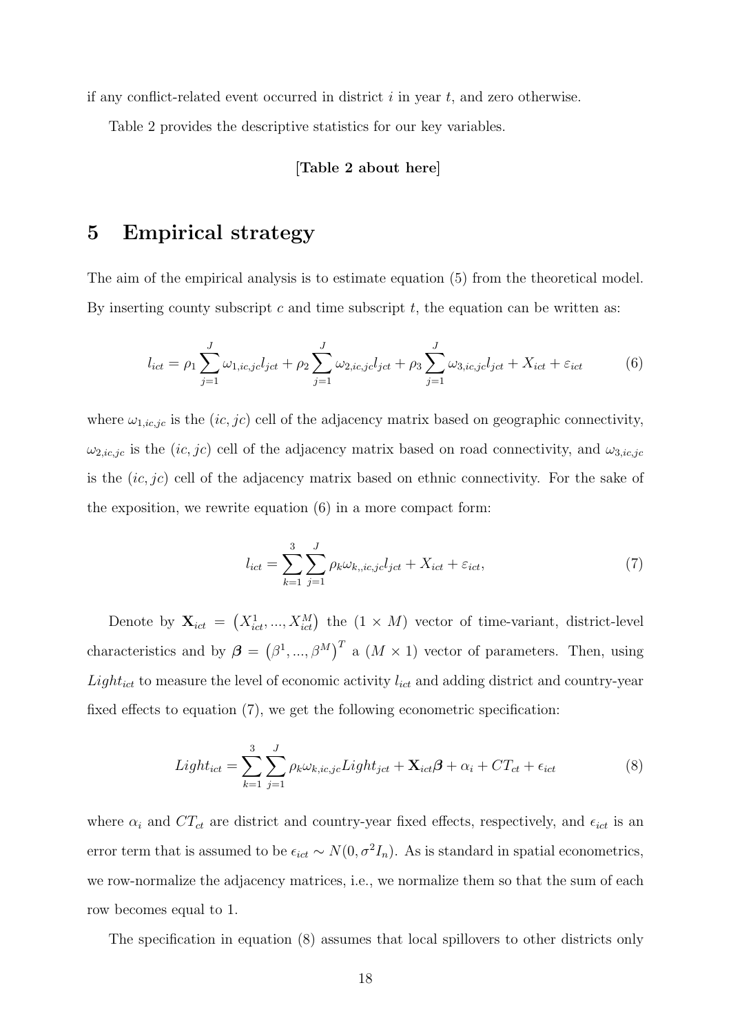if any conflict-related event occurred in district $i$ in year $t$, and zero otherwise.

Table 2 provides the descriptive statistics for our key variables.

**[Table 2 about here]**

# 5 Empirical strategy

The aim of the empirical analysis is to estimate equation (5) from the theoretical model. By inserting county subscript $c$ and time subscript $t$, the equation can be written as:

$$l_{ict} = \rho_1 \sum_{j=1}^{J} \omega_{1,ic,jc} l_{jct} + \rho_2 \sum_{j=1}^{J} \omega_{2,ic,jc} l_{jct} + \rho_3 \sum_{j=1}^{J} \omega_{3,ic,jc} l_{jct} + X_{ict} + \varepsilon_{ict} \tag{6}$$

where $\omega_{1,ic,jc}$ is the $(ic, jc)$ cell of the adjacency matrix based on geographic connectivity, $\omega_{2,ic,jc}$ is the $(ic, jc)$ cell of the adjacency matrix based on road connectivity, and $\omega_{3,ic,jc}$ is the $(ic, jc)$ cell of the adjacency matrix based on ethnic connectivity. For the sake of the exposition, we rewrite equation (6) in a more compact form:

$$l_{ict} = \sum_{k=1}^{3} \sum_{j=1}^{J} \rho_k \omega_{k,,ic,jc} l_{jct} + X_{ict} + \varepsilon_{ict}, \tag{7}$$

Denote by $\mathbf{X}_{ict} = \left(X_{ict}^1, ..., X_{ict}^M\right)$ the $(1 \times M)$ vector of time-variant, district-level characteristics and by $\boldsymbol{\beta} = \left(\beta^1, ..., \beta^M\right)^T$ a $(M \times 1)$ vector of parameters. Then, using $Light_{ict}$ to measure the level of economic activity $l_{ict}$ and adding district and country-year fixed effects to equation (7), we get the following econometric specification:

$$Light_{ict} = \sum_{k=1}^{3} \sum_{j=1}^{J} \rho_k \omega_{k,ic,jc} Light_{jct} + \mathbf{X}_{ict} \boldsymbol{\beta} + \alpha_i + CT_{ct} + \epsilon_{ict} \tag{8}$$

where $\alpha_i$ and $CT_{ct}$ are district and country-year fixed effects, respectively, and $\epsilon_{ict}$ is an error term that is assumed to be $\epsilon_{ict} \sim N(0, \sigma^2 I_n)$. As is standard in spatial econometrics, we row-normalize the adjacency matrices, i.e., we normalize them so that the sum of each row becomes equal to 1.

The specification in equation (8) assumes that local spillovers to other districts only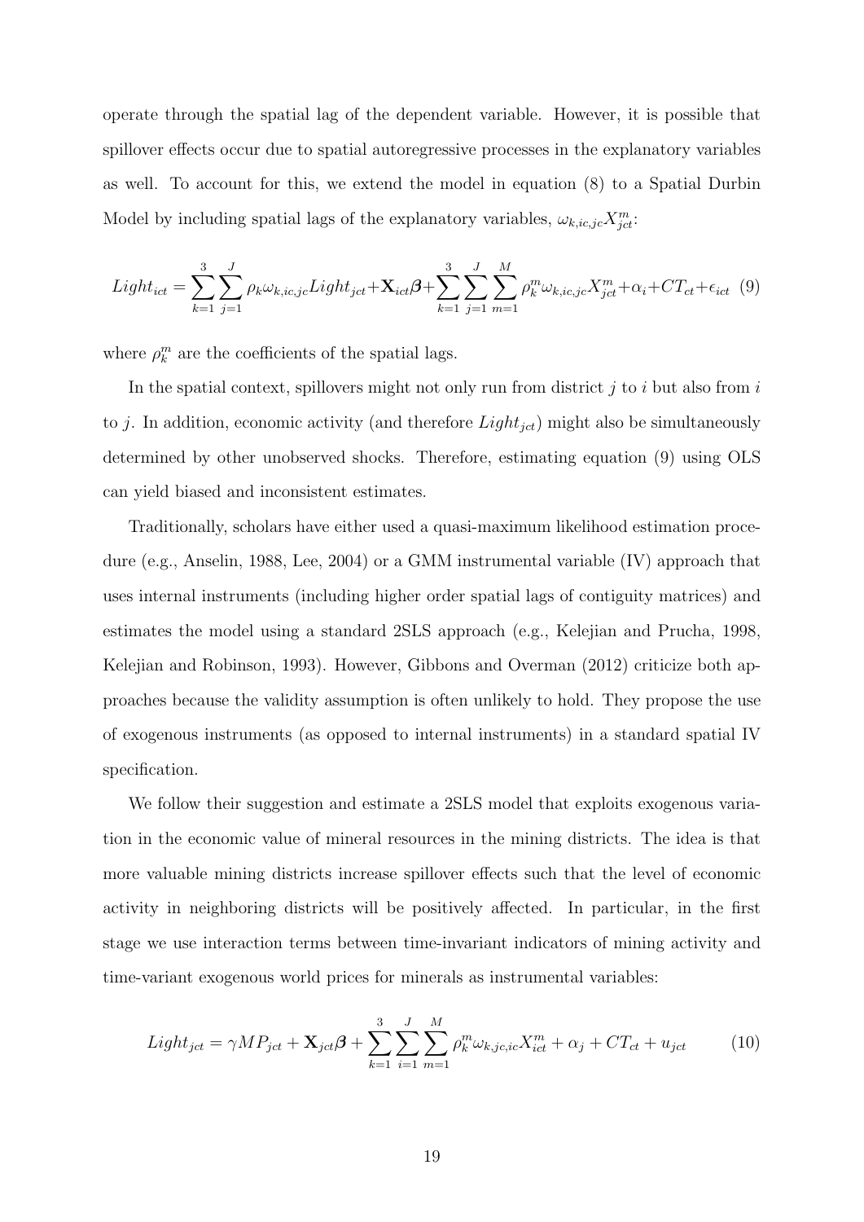operate through the spatial lag of the dependent variable. However, it is possible that spillover effects occur due to spatial autoregressive processes in the explanatory variables as well. To account for this, we extend the model in equation (8) to a Spatial Durbin Model by including spatial lags of the explanatory variables, $\omega_{k,ic,jc}X^m_{jct}$:

$$Light_{ict} = \sum_{k=1}^{3}\sum_{j=1}^{J} \rho_k \omega_{k,ic,jc} Light_{jct} + \mathbf{X}_{ict}\boldsymbol{\beta} + \sum_{k=1}^{3}\sum_{j=1}^{J}\sum_{m=1}^{M} \rho_k^m \omega_{k,ic,jc} X^m_{jct} + \alpha_i + CT_{ct} + \epsilon_{ict} \quad (9)$$

where $\rho_k^m$ are the coefficients of the spatial lags.

In the spatial context, spillovers might not only run from district $j$ to $i$ but also from $i$ to $j$. In addition, economic activity (and therefore $Light_{jct}$) might also be simultaneously determined by other unobserved shocks. Therefore, estimating equation (9) using OLS can yield biased and inconsistent estimates.

Traditionally, scholars have either used a quasi-maximum likelihood estimation procedure (e.g., Anselin, 1988, Lee, 2004) or a GMM instrumental variable (IV) approach that uses internal instruments (including higher order spatial lags of contiguity matrices) and estimates the model using a standard 2SLS approach (e.g., Kelejian and Prucha, 1998, Kelejian and Robinson, 1993). However, Gibbons and Overman (2012) criticize both approaches because the validity assumption is often unlikely to hold. They propose the use of exogenous instruments (as opposed to internal instruments) in a standard spatial IV specification.

We follow their suggestion and estimate a 2SLS model that exploits exogenous variation in the economic value of mineral resources in the mining districts. The idea is that more valuable mining districts increase spillover effects such that the level of economic activity in neighboring districts will be positively affected. In particular, in the first stage we use interaction terms between time-invariant indicators of mining activity and time-variant exogenous world prices for minerals as instrumental variables:

$$Light_{jct} = \gamma MP_{jct} + \mathbf{X}_{jct}\boldsymbol{\beta} + \sum_{k=1}^{3}\sum_{i=1}^{J}\sum_{m=1}^{M} \rho_k^m \omega_{k,jc,ic} X^m_{ict} + \alpha_j + CT_{ct} + u_{jct} \quad (10)$$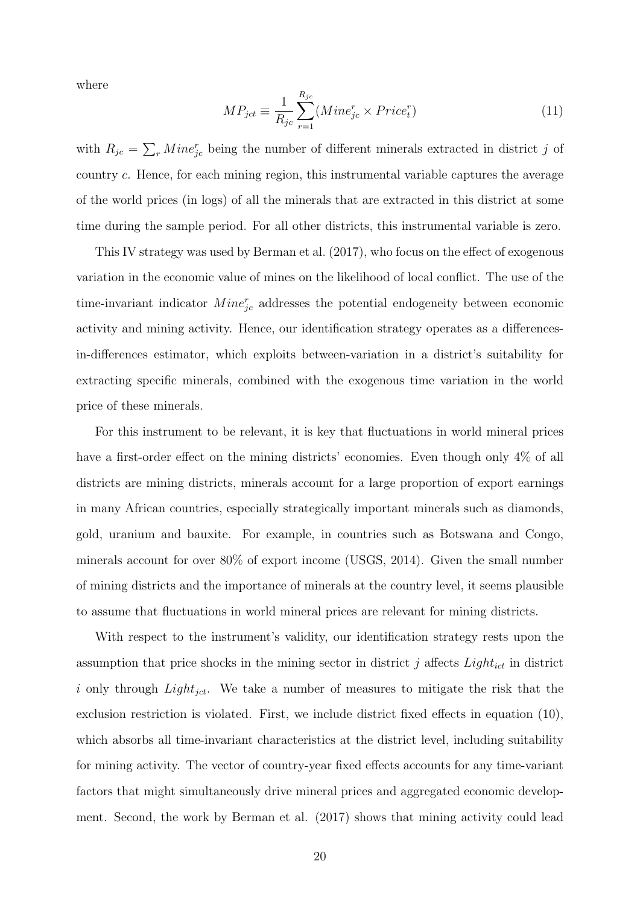where

$$MP_{jct} \equiv \frac{1}{R_{jc}} \sum_{r=1}^{R_{jc}} (Mine_{jc}^{r} \times Price_{t}^{r}) \tag{11}$$

with $R_{jc} = \sum_{r} Mine_{jc}^{r}$ being the number of different minerals extracted in district $j$ of country $c$. Hence, for each mining region, this instrumental variable captures the average of the world prices (in logs) of all the minerals that are extracted in this district at some time during the sample period. For all other districts, this instrumental variable is zero.

This IV strategy was used by Berman et al. (2017), who focus on the effect of exogenous variation in the economic value of mines on the likelihood of local conflict. The use of the time-invariant indicator $Mine_{jc}^{r}$ addresses the potential endogeneity between economic activity and mining activity. Hence, our identification strategy operates as a differences-in-differences estimator, which exploits between-variation in a district's suitability for extracting specific minerals, combined with the exogenous time variation in the world price of these minerals.

For this instrument to be relevant, it is key that fluctuations in world mineral prices have a first-order effect on the mining districts' economies. Even though only 4% of all districts are mining districts, minerals account for a large proportion of export earnings in many African countries, especially strategically important minerals such as diamonds, gold, uranium and bauxite. For example, in countries such as Botswana and Congo, minerals account for over 80% of export income (USGS, 2014). Given the small number of mining districts and the importance of minerals at the country level, it seems plausible to assume that fluctuations in world mineral prices are relevant for mining districts.

With respect to the instrument's validity, our identification strategy rests upon the assumption that price shocks in the mining sector in district $j$ affects $Light_{ict}$ in district $i$ only through $Light_{jct}$. We take a number of measures to mitigate the risk that the exclusion restriction is violated. First, we include district fixed effects in equation (10), which absorbs all time-invariant characteristics at the district level, including suitability for mining activity. The vector of country-year fixed effects accounts for any time-variant factors that might simultaneously drive mineral prices and aggregated economic development. Second, the work by Berman et al. (2017) shows that mining activity could lead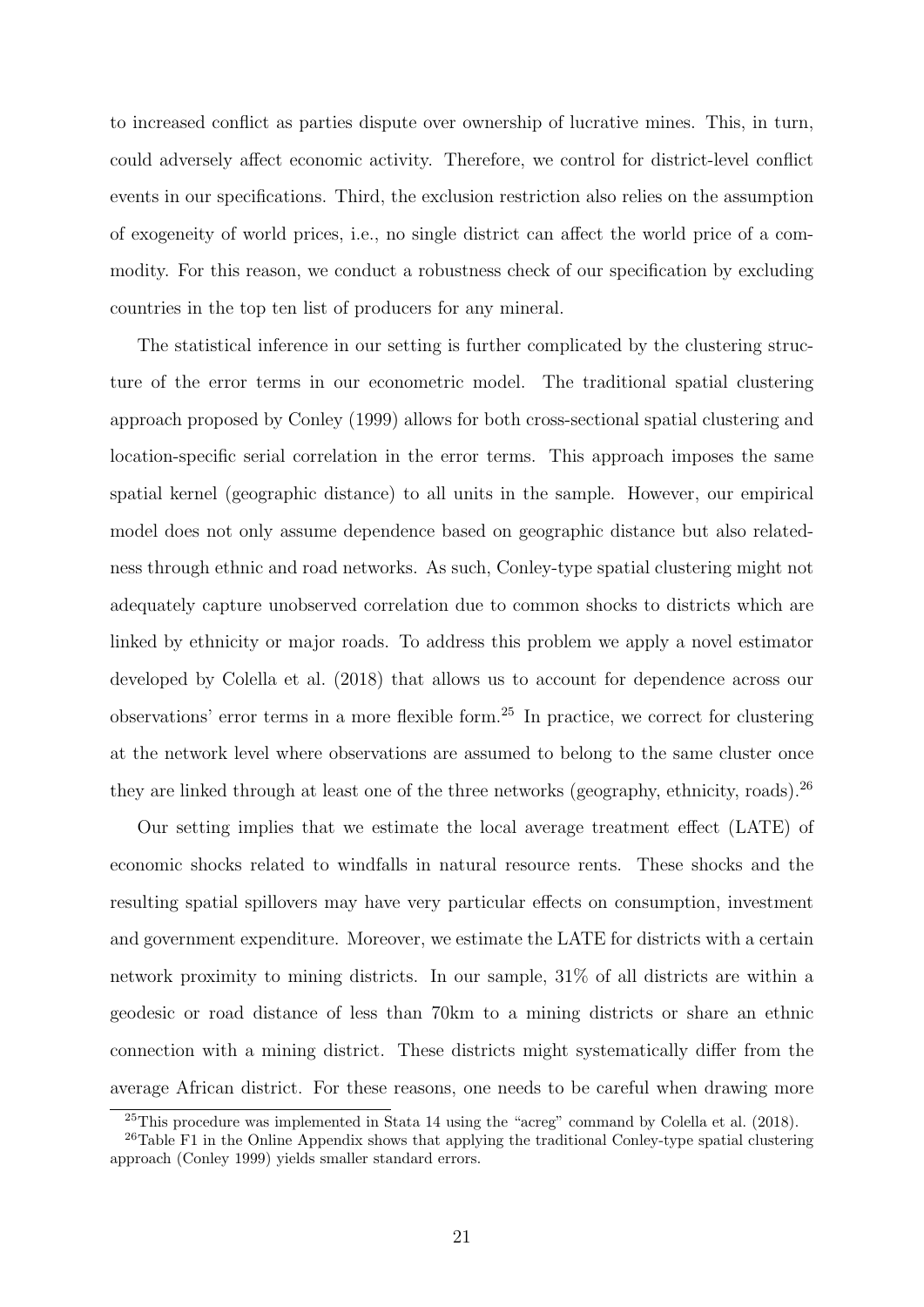to increased conflict as parties dispute over ownership of lucrative mines. This, in turn, could adversely affect economic activity. Therefore, we control for district-level conflict events in our specifications. Third, the exclusion restriction also relies on the assumption of exogeneity of world prices, i.e., no single district can affect the world price of a commodity. For this reason, we conduct a robustness check of our specification by excluding countries in the top ten list of producers for any mineral.

The statistical inference in our setting is further complicated by the clustering structure of the error terms in our econometric model. The traditional spatial clustering approach proposed by Conley (1999) allows for both cross-sectional spatial clustering and location-specific serial correlation in the error terms. This approach imposes the same spatial kernel (geographic distance) to all units in the sample. However, our empirical model does not only assume dependence based on geographic distance but also relatedness through ethnic and road networks. As such, Conley-type spatial clustering might not adequately capture unobserved correlation due to common shocks to districts which are linked by ethnicity or major roads. To address this problem we apply a novel estimator developed by Colella et al. (2018) that allows us to account for dependence across our observations' error terms in a more flexible form.[25] In practice, we correct for clustering at the network level where observations are assumed to belong to the same cluster once they are linked through at least one of the three networks (geography, ethnicity, roads).[26]

Our setting implies that we estimate the local average treatment effect (LATE) of economic shocks related to windfalls in natural resource rents. These shocks and the resulting spatial spillovers may have very particular effects on consumption, investment and government expenditure. Moreover, we estimate the LATE for districts with a certain network proximity to mining districts. In our sample, 31% of all districts are within a geodesic or road distance of less than 70km to a mining districts or share an ethnic connection with a mining district. These districts might systematically differ from the average African district. For these reasons, one needs to be careful when drawing more

[25] This procedure was implemented in Stata 14 using the "acreg" command by Colella et al. (2018).

[26] Table F1 in the Online Appendix shows that applying the traditional Conley-type spatial clustering approach (Conley 1999) yields smaller standard errors.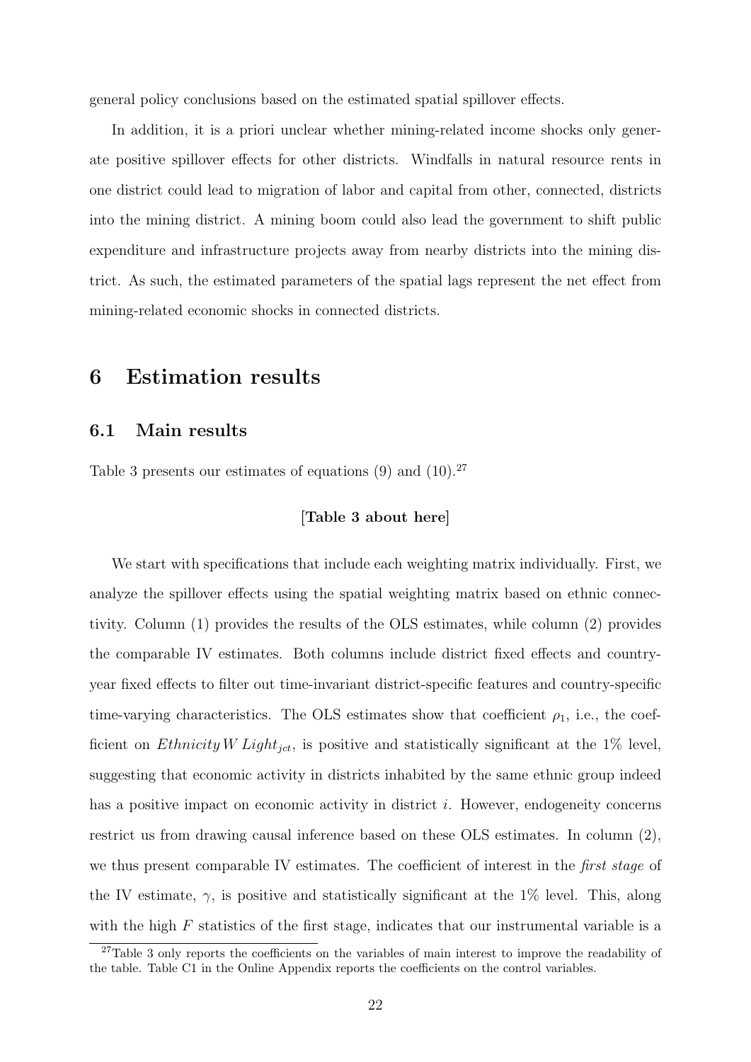general policy conclusions based on the estimated spatial spillover effects.

In addition, it is a priori unclear whether mining-related income shocks only generate positive spillover effects for other districts. Windfalls in natural resource rents in one district could lead to migration of labor and capital from other, connected, districts into the mining district. A mining boom could also lead the government to shift public expenditure and infrastructure projects away from nearby districts into the mining district. As such, the estimated parameters of the spatial lags represent the net effect from mining-related economic shocks in connected districts.

# 6 Estimation results

## 6.1 Main results

Table 3 presents our estimates of equations (9) and (10).[27]

**[Table 3 about here]**

We start with specifications that include each weighting matrix individually. First, we analyze the spillover effects using the spatial weighting matrix based on ethnic connectivity. Column (1) provides the results of the OLS estimates, while column (2) provides the comparable IV estimates. Both columns include district fixed effects and country-year fixed effects to filter out time-invariant district-specific features and country-specific time-varying characteristics. The OLS estimates show that coefficient $\rho_1$, i.e., the coefficient on $Ethnicity\,W\,Light_{jct}$, is positive and statistically significant at the 1% level, suggesting that economic activity in districts inhabited by the same ethnic group indeed has a positive impact on economic activity in district $i$. However, endogeneity concerns restrict us from drawing causal inference based on these OLS estimates. In column (2), we thus present comparable IV estimates. The coefficient of interest in the *first stage* of the IV estimate, $\gamma$, is positive and statistically significant at the 1% level. This, along with the high $F$ statistics of the first stage, indicates that our instrumental variable is a

[27] Table 3 only reports the coefficients on the variables of main interest to improve the readability of the table. Table C1 in the Online Appendix reports the coefficients on the control variables.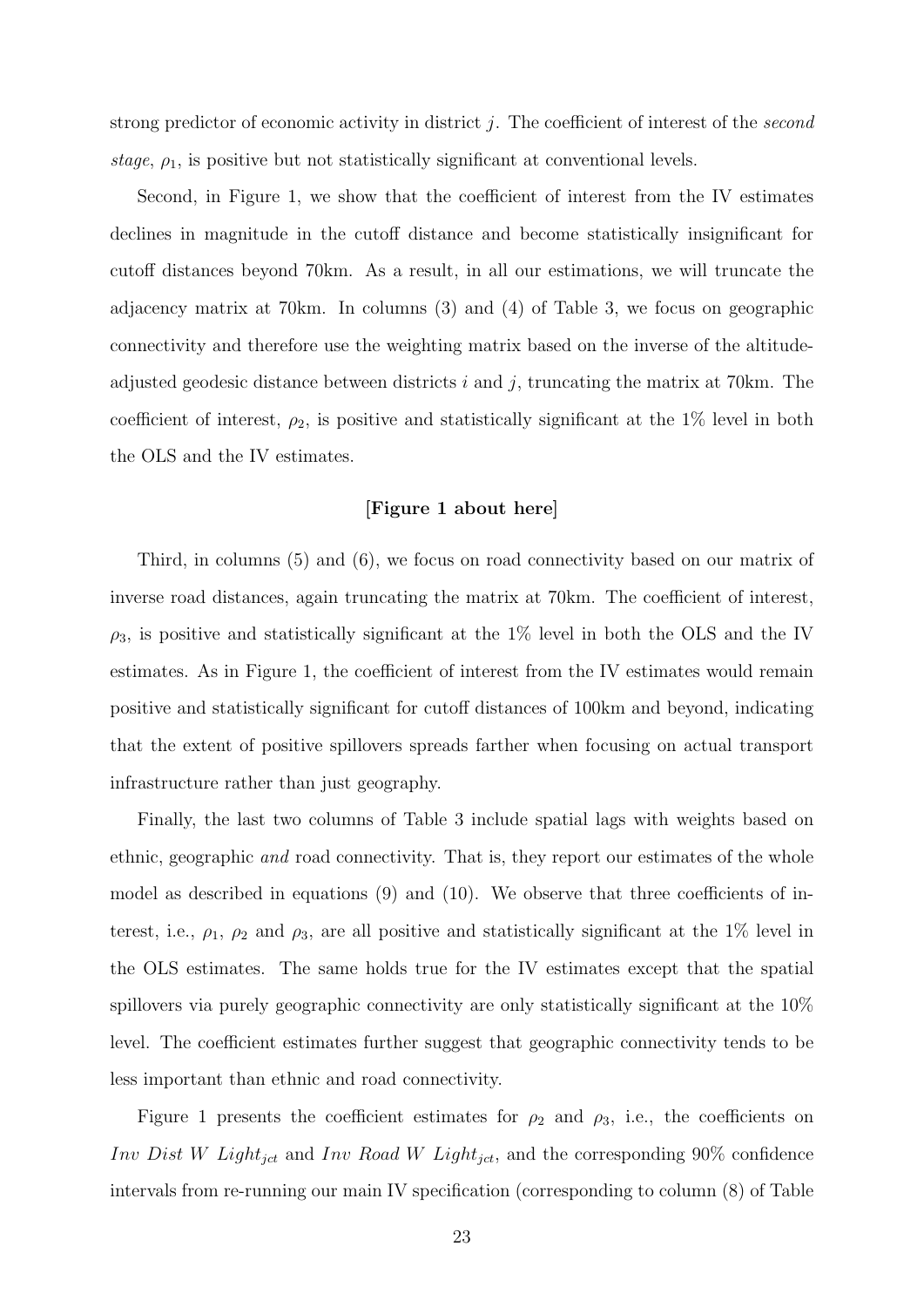strong predictor of economic activity in district $j$. The coefficient of interest of the *second stage*, $\rho_1$, is positive but not statistically significant at conventional levels.

Second, in Figure 1, we show that the coefficient of interest from the IV estimates declines in magnitude in the cutoff distance and become statistically insignificant for cutoff distances beyond 70km. As a result, in all our estimations, we will truncate the adjacency matrix at 70km. In columns (3) and (4) of Table 3, we focus on geographic connectivity and therefore use the weighting matrix based on the inverse of the altitude-adjusted geodesic distance between districts $i$ and $j$, truncating the matrix at 70km. The coefficient of interest, $\rho_2$, is positive and statistically significant at the 1% level in both the OLS and the IV estimates.

[**Figure 1 about here**]

Third, in columns (5) and (6), we focus on road connectivity based on our matrix of inverse road distances, again truncating the matrix at 70km. The coefficient of interest, $\rho_3$, is positive and statistically significant at the 1% level in both the OLS and the IV estimates. As in Figure 1, the coefficient of interest from the IV estimates would remain positive and statistically significant for cutoff distances of 100km and beyond, indicating that the extent of positive spillovers spreads farther when focusing on actual transport infrastructure rather than just geography.

Finally, the last two columns of Table 3 include spatial lags with weights based on ethnic, geographic *and* road connectivity. That is, they report our estimates of the whole model as described in equations (9) and (10). We observe that three coefficients of interest, i.e., $\rho_1$, $\rho_2$ and $\rho_3$, are all positive and statistically significant at the 1% level in the OLS estimates. The same holds true for the IV estimates except that the spatial spillovers via purely geographic connectivity are only statistically significant at the 10% level. The coefficient estimates further suggest that geographic connectivity tends to be less important than ethnic and road connectivity.

Figure 1 presents the coefficient estimates for $\rho_2$ and $\rho_3$, i.e., the coefficients on $Inv\ Dist\ W\ Light_{jct}$ and $Inv\ Road\ W\ Light_{jct}$, and the corresponding 90% confidence intervals from re-running our main IV specification (corresponding to column (8) of Table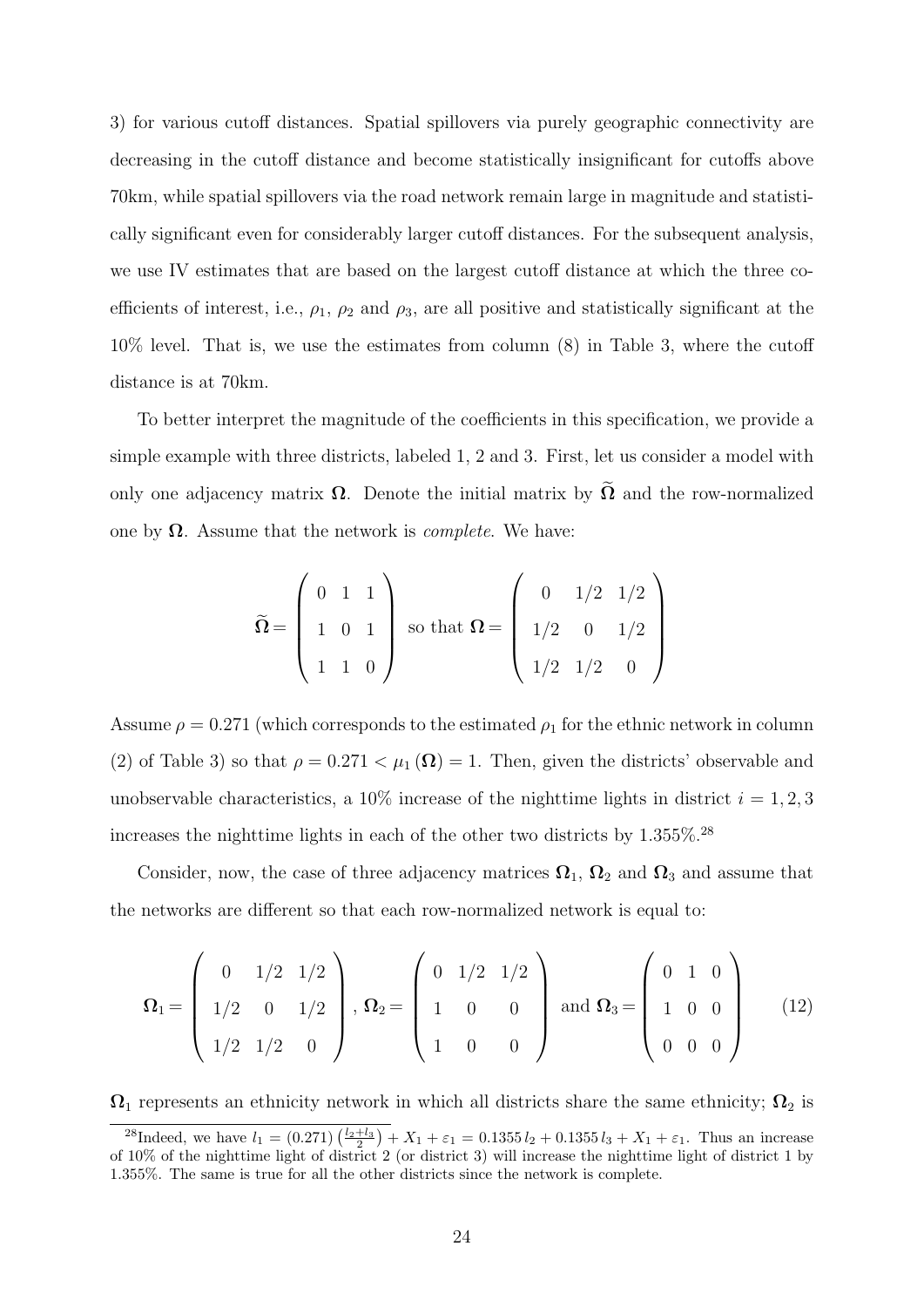3) for various cutoff distances. Spatial spillovers via purely geographic connectivity are decreasing in the cutoff distance and become statistically insignificant for cutoffs above 70km, while spatial spillovers via the road network remain large in magnitude and statistically significant even for considerably larger cutoff distances. For the subsequent analysis, we use IV estimates that are based on the largest cutoff distance at which the three coefficients of interest, i.e., $\rho_1$, $\rho_2$ and $\rho_3$, are all positive and statistically significant at the 10% level. That is, we use the estimates from column (8) in Table 3, where the cutoff distance is at 70km.

To better interpret the magnitude of the coefficients in this specification, we provide a simple example with three districts, labeled 1, 2 and 3. First, let us consider a model with only one adjacency matrix $\mathbf{\Omega}$. Denote the initial matrix by $\widetilde{\mathbf{\Omega}}$ and the row-normalized one by $\mathbf{\Omega}$. Assume that the network is *complete*. We have:

$$\widetilde{\mathbf{\Omega}} = \begin{pmatrix} 0 & 1 & 1 \\ 1 & 0 & 1 \\ 1 & 1 & 0 \end{pmatrix} \text{ so that } \mathbf{\Omega} = \begin{pmatrix} 0 & 1/2 & 1/2 \\ 1/2 & 0 & 1/2 \\ 1/2 & 1/2 & 0 \end{pmatrix}$$

Assume $\rho = 0.271$ (which corresponds to the estimated $\rho_1$ for the ethnic network in column (2) of Table 3) so that $\rho = 0.271 < \mu_1(\mathbf{\Omega}) = 1$. Then, given the districts' observable and unobservable characteristics, a 10% increase of the nighttime lights in district $i = 1, 2, 3$ increases the nighttime lights in each of the other two districts by 1.355%.[28]

Consider, now, the case of three adjacency matrices $\mathbf{\Omega}_1$, $\mathbf{\Omega}_2$ and $\mathbf{\Omega}_3$ and assume that the networks are different so that each row-normalized network is equal to:

$$\mathbf{\Omega}_1 = \begin{pmatrix} 0 & 1/2 & 1/2 \\ 1/2 & 0 & 1/2 \\ 1/2 & 1/2 & 0 \end{pmatrix}, \mathbf{\Omega}_2 = \begin{pmatrix} 0 & 1/2 & 1/2 \\ 1 & 0 & 0 \\ 1 & 0 & 0 \end{pmatrix} \text{ and } \mathbf{\Omega}_3 = \begin{pmatrix} 0 & 1 & 0 \\ 1 & 0 & 0 \\ 0 & 0 & 0 \end{pmatrix} \tag{12}$$

$\mathbf{\Omega}_1$ represents an ethnicity network in which all districts share the same ethnicity; $\mathbf{\Omega}_2$ is

[28] Indeed, we have $l_1 = (0.271)\left(\frac{l_2 + l_3}{2}\right) + X_1 + \varepsilon_1 = 0.1355\, l_2 + 0.1355\, l_3 + X_1 + \varepsilon_1$. Thus an increase of 10% of the nighttime light of district 2 (or district 3) will increase the nighttime light of district 1 by 1.355%. The same is true for all the other districts since the network is complete.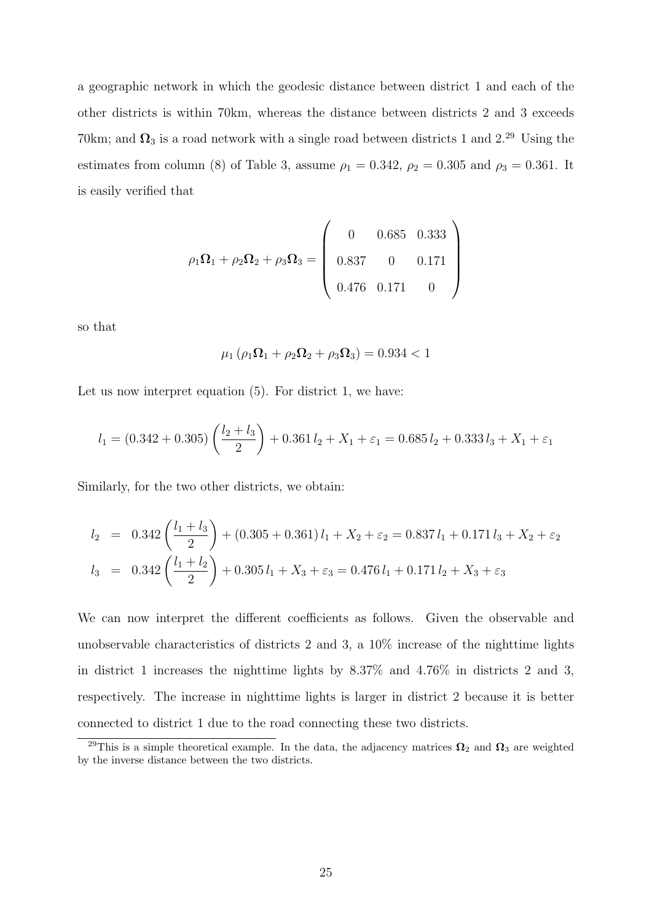a geographic network in which the geodesic distance between district 1 and each of the other districts is within 70km, whereas the distance between districts 2 and 3 exceeds 70km; and $\mathbf{\Omega}_3$ is a road network with a single road between districts 1 and 2.[29] Using the estimates from column (8) of Table 3, assume $\rho_1 = 0.342$, $\rho_2 = 0.305$ and $\rho_3 = 0.361$. It is easily verified that

$$\rho_1 \mathbf{\Omega}_1 + \rho_2 \mathbf{\Omega}_2 + \rho_3 \mathbf{\Omega}_3 = \begin{pmatrix} 0 & 0.685 & 0.333 \\ 0.837 & 0 & 0.171 \\ 0.476 & 0.171 & 0 \end{pmatrix}$$

so that

$$\mu_1 \left( \rho_1 \mathbf{\Omega}_1 + \rho_2 \mathbf{\Omega}_2 + \rho_3 \mathbf{\Omega}_3 \right) = 0.934 < 1$$

Let us now interpret equation (5). For district 1, we have:

$$l_1 = (0.342 + 0.305) \left( \frac{l_2 + l_3}{2} \right) + 0.361\, l_2 + X_1 + \varepsilon_1 = 0.685\, l_2 + 0.333\, l_3 + X_1 + \varepsilon_1$$

Similarly, for the two other districts, we obtain:

$$\begin{aligned} l_2 &= 0.342 \left( \frac{l_1 + l_3}{2} \right) + (0.305 + 0.361)\, l_1 + X_2 + \varepsilon_2 = 0.837\, l_1 + 0.171\, l_3 + X_2 + \varepsilon_2 \\ l_3 &= 0.342 \left( \frac{l_1 + l_2}{2} \right) + 0.305\, l_1 + X_3 + \varepsilon_3 = 0.476\, l_1 + 0.171\, l_2 + X_3 + \varepsilon_3 \end{aligned}$$

We can now interpret the different coefficients as follows. Given the observable and unobservable characteristics of districts 2 and 3, a 10% increase of the nighttime lights in district 1 increases the nighttime lights by 8.37% and 4.76% in districts 2 and 3, respectively. The increase in nighttime lights is larger in district 2 because it is better connected to district 1 due to the road connecting these two districts.

[29] This is a simple theoretical example. In the data, the adjacency matrices $\mathbf{\Omega}_2$ and $\mathbf{\Omega}_3$ are weighted by the inverse distance between the two districts.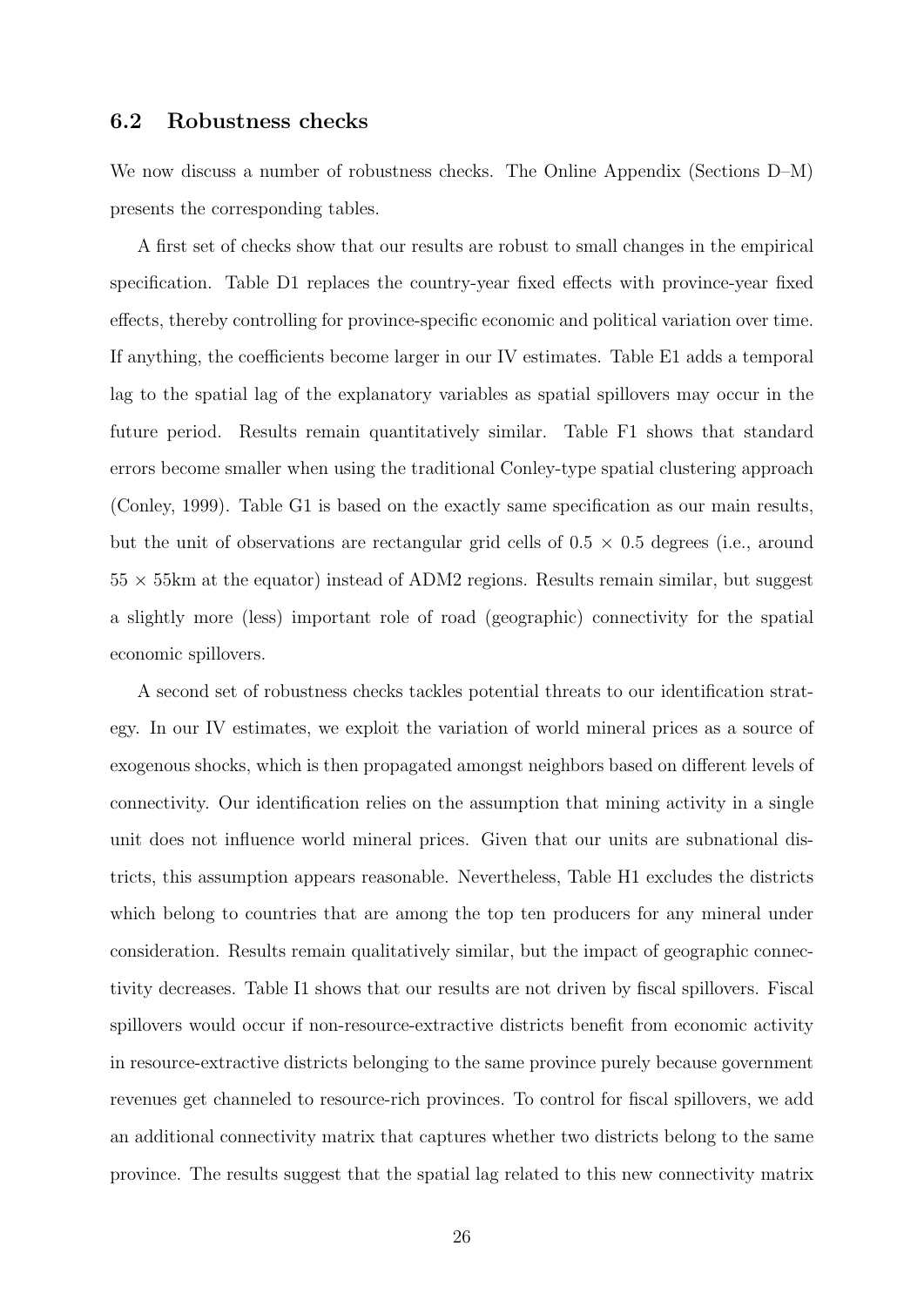### 6.2 Robustness checks

We now discuss a number of robustness checks. The Online Appendix (Sections D–M) presents the corresponding tables.

A first set of checks show that our results are robust to small changes in the empirical specification. Table D1 replaces the country-year fixed effects with province-year fixed effects, thereby controlling for province-specific economic and political variation over time. If anything, the coefficients become larger in our IV estimates. Table E1 adds a temporal lag to the spatial lag of the explanatory variables as spatial spillovers may occur in the future period. Results remain quantitatively similar. Table F1 shows that standard errors become smaller when using the traditional Conley-type spatial clustering approach (Conley, 1999). Table G1 is based on the exactly same specification as our main results, but the unit of observations are rectangular grid cells of $0.5 \times 0.5$ degrees (i.e., around $55 \times 55$km at the equator) instead of ADM2 regions. Results remain similar, but suggest a slightly more (less) important role of road (geographic) connectivity for the spatial economic spillovers.

A second set of robustness checks tackles potential threats to our identification strategy. In our IV estimates, we exploit the variation of world mineral prices as a source of exogenous shocks, which is then propagated amongst neighbors based on different levels of connectivity. Our identification relies on the assumption that mining activity in a single unit does not influence world mineral prices. Given that our units are subnational districts, this assumption appears reasonable. Nevertheless, Table H1 excludes the districts which belong to countries that are among the top ten producers for any mineral under consideration. Results remain qualitatively similar, but the impact of geographic connectivity decreases. Table I1 shows that our results are not driven by fiscal spillovers. Fiscal spillovers would occur if non-resource-extractive districts benefit from economic activity in resource-extractive districts belonging to the same province purely because government revenues get channeled to resource-rich provinces. To control for fiscal spillovers, we add an additional connectivity matrix that captures whether two districts belong to the same province. The results suggest that the spatial lag related to this new connectivity matrix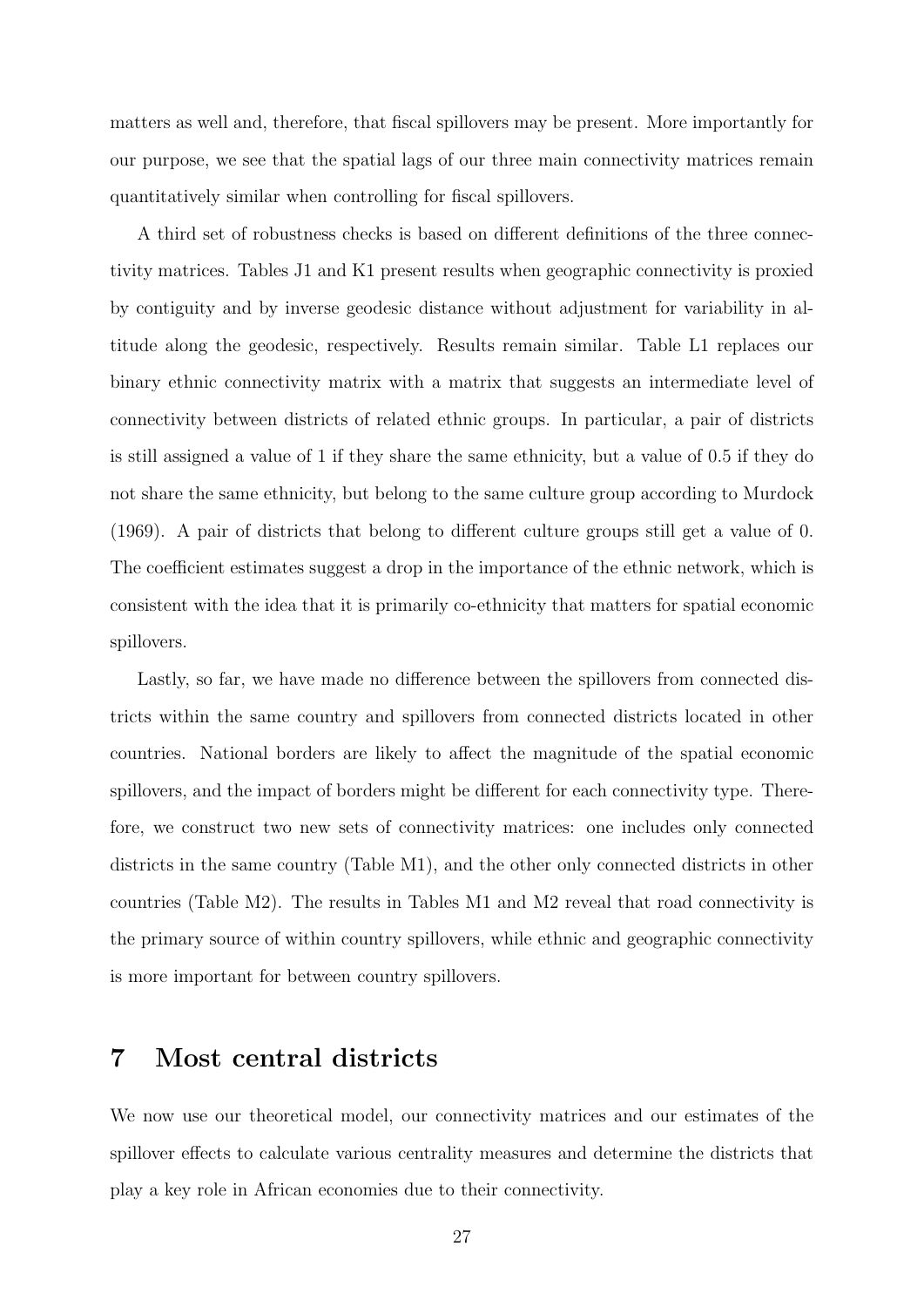matters as well and, therefore, that fiscal spillovers may be present. More importantly for our purpose, we see that the spatial lags of our three main connectivity matrices remain quantitatively similar when controlling for fiscal spillovers.

A third set of robustness checks is based on different definitions of the three connectivity matrices. Tables J1 and K1 present results when geographic connectivity is proxied by contiguity and by inverse geodesic distance without adjustment for variability in altitude along the geodesic, respectively. Results remain similar. Table L1 replaces our binary ethnic connectivity matrix with a matrix that suggests an intermediate level of connectivity between districts of related ethnic groups. In particular, a pair of districts is still assigned a value of 1 if they share the same ethnicity, but a value of 0.5 if they do not share the same ethnicity, but belong to the same culture group according to Murdock (1969). A pair of districts that belong to different culture groups still get a value of 0. The coefficient estimates suggest a drop in the importance of the ethnic network, which is consistent with the idea that it is primarily co-ethnicity that matters for spatial economic spillovers.

Lastly, so far, we have made no difference between the spillovers from connected districts within the same country and spillovers from connected districts located in other countries. National borders are likely to affect the magnitude of the spatial economic spillovers, and the impact of borders might be different for each connectivity type. Therefore, we construct two new sets of connectivity matrices: one includes only connected districts in the same country (Table M1), and the other only connected districts in other countries (Table M2). The results in Tables M1 and M2 reveal that road connectivity is the primary source of within country spillovers, while ethnic and geographic connectivity is more important for between country spillovers.

## 7 Most central districts

We now use our theoretical model, our connectivity matrices and our estimates of the spillover effects to calculate various centrality measures and determine the districts that play a key role in African economies due to their connectivity.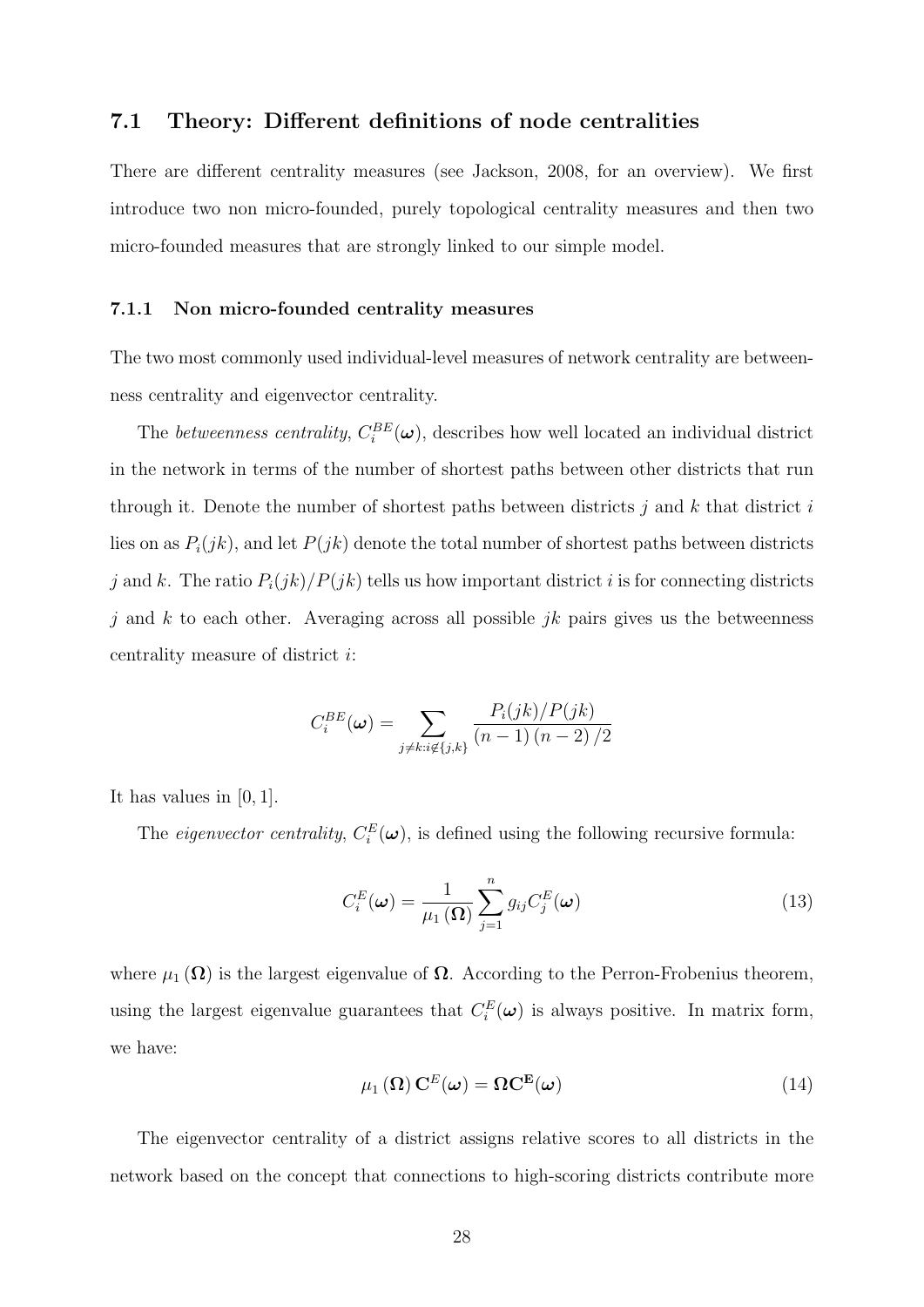## 7.1 Theory: Different definitions of node centralities

There are different centrality measures (see Jackson, 2008, for an overview). We first introduce two non micro-founded, purely topological centrality measures and then two micro-founded measures that are strongly linked to our simple model.

### 7.1.1 Non micro-founded centrality measures

The two most commonly used individual-level measures of network centrality are betweenness centrality and eigenvector centrality.

The *betweenness centrality*, $C_i^{BE}(\boldsymbol{\omega})$, describes how well located an individual district in the network in terms of the number of shortest paths between other districts that run through it. Denote the number of shortest paths between districts $j$ and $k$ that district $i$ lies on as $P_i(jk)$, and let $P(jk)$ denote the total number of shortest paths between districts $j$ and $k$. The ratio $P_i(jk)/P(jk)$ tells us how important district $i$ is for connecting districts $j$ and $k$ to each other. Averaging across all possible $jk$ pairs gives us the betweenness centrality measure of district $i$:

$$C_i^{BE}(\boldsymbol{\omega}) = \sum_{j \neq k : i \notin \{j,k\}} \frac{P_i(jk)/P(jk)}{(n-1)(n-2)/2}$$

It has values in $[0, 1]$.

The *eigenvector centrality*, $C_i^E(\boldsymbol{\omega})$, is defined using the following recursive formula:

$$C_i^E(\boldsymbol{\omega}) = \frac{1}{\mu_1(\boldsymbol{\Omega})} \sum_{j=1}^{n} g_{ij} C_j^E(\boldsymbol{\omega}) \tag{13}$$

where $\mu_1(\boldsymbol{\Omega})$ is the largest eigenvalue of $\boldsymbol{\Omega}$. According to the Perron-Frobenius theorem, using the largest eigenvalue guarantees that $C_i^E(\boldsymbol{\omega})$ is always positive. In matrix form, we have:

$$\mu_1(\boldsymbol{\Omega}) \mathbf{C}^E(\boldsymbol{\omega}) = \boldsymbol{\Omega} \mathbf{C}^{\mathbf{E}}(\boldsymbol{\omega}) \tag{14}$$

The eigenvector centrality of a district assigns relative scores to all districts in the network based on the concept that connections to high-scoring districts contribute more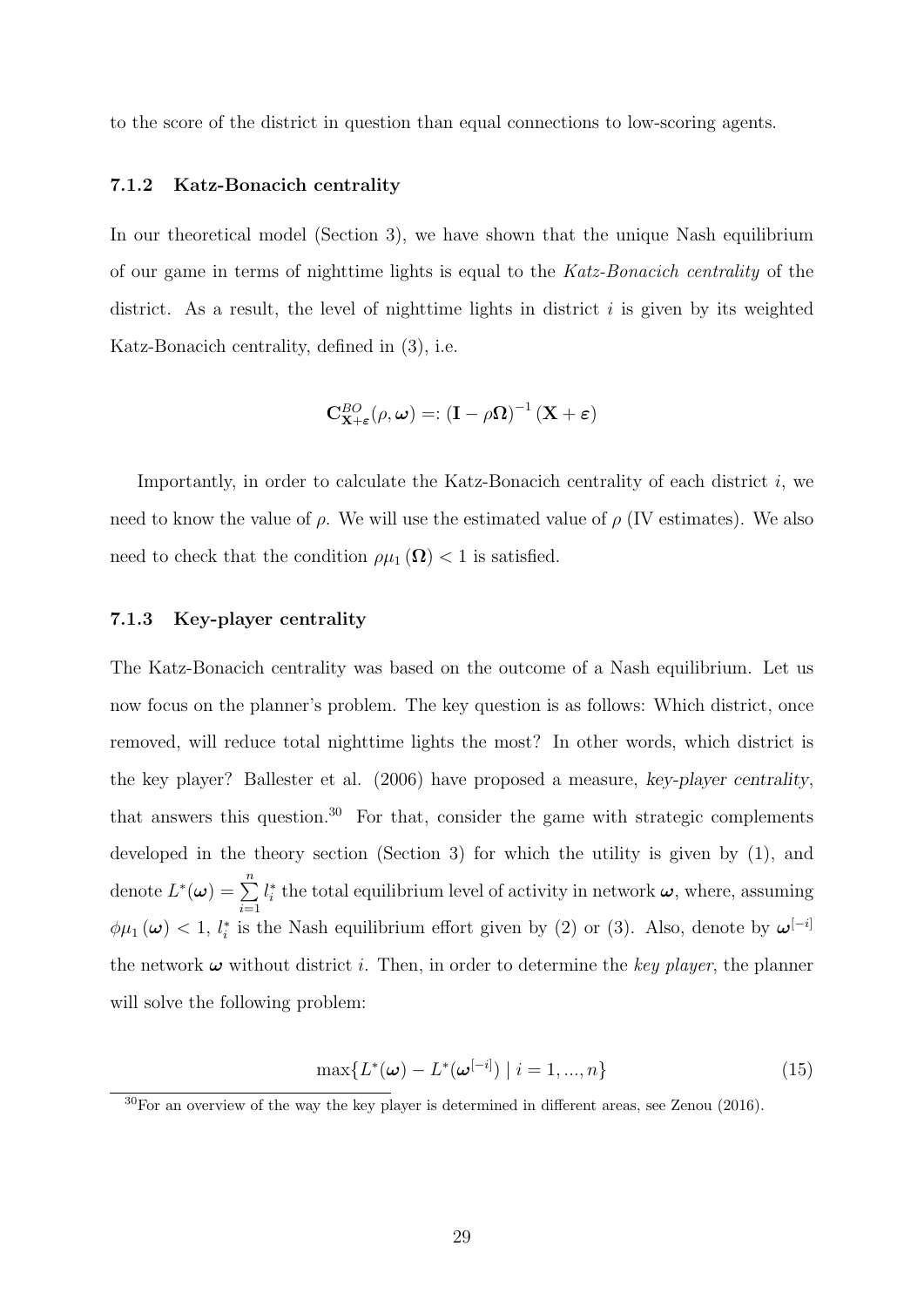to the score of the district in question than equal connections to low-scoring agents.

### 7.1.2 Katz-Bonacich centrality

In our theoretical model (Section 3), we have shown that the unique Nash equilibrium of our game in terms of nighttime lights is equal to the *Katz-Bonacich centrality* of the district. As a result, the level of nighttime lights in district $i$ is given by its weighted Katz-Bonacich centrality, defined in (3), i.e.

$$\mathbf{C}^{BO}_{\mathbf{X}+\boldsymbol{\varepsilon}}(\rho, \boldsymbol{\omega}) =: (\mathbf{I} - \rho\boldsymbol{\Omega})^{-1} (\mathbf{X} + \boldsymbol{\varepsilon})$$

Importantly, in order to calculate the Katz-Bonacich centrality of each district $i$, we need to know the value of $\rho$. We will use the estimated value of $\rho$ (IV estimates). We also need to check that the condition $\rho\mu_1(\boldsymbol{\Omega}) < 1$ is satisfied.

### 7.1.3 Key-player centrality

The Katz-Bonacich centrality was based on the outcome of a Nash equilibrium. Let us now focus on the planner's problem. The key question is as follows: Which district, once removed, will reduce total nighttime lights the most? In other words, which district is the key player? Ballester et al. (2006) have proposed a measure, *key-player centrality*, that answers this question.[30] For that, consider the game with strategic complements developed in the theory section (Section 3) for which the utility is given by (1), and denote $L^*(\boldsymbol{\omega}) = \sum_{i=1}^{n} l_i^*$ the total equilibrium level of activity in network $\boldsymbol{\omega}$, where, assuming $\phi\mu_1(\boldsymbol{\omega}) < 1$, $l_i^*$ is the Nash equilibrium effort given by (2) or (3). Also, denote by $\boldsymbol{\omega}^{[-i]}$ the network $\boldsymbol{\omega}$ without district $i$. Then, in order to determine the *key player*, the planner will solve the following problem:

$$\max\{L^*(\boldsymbol{\omega}) - L^*(\boldsymbol{\omega}^{[-i]}) \mid i = 1, ..., n\} \tag{15}$$

[30] For an overview of the way the key player is determined in different areas, see Zenou (2016).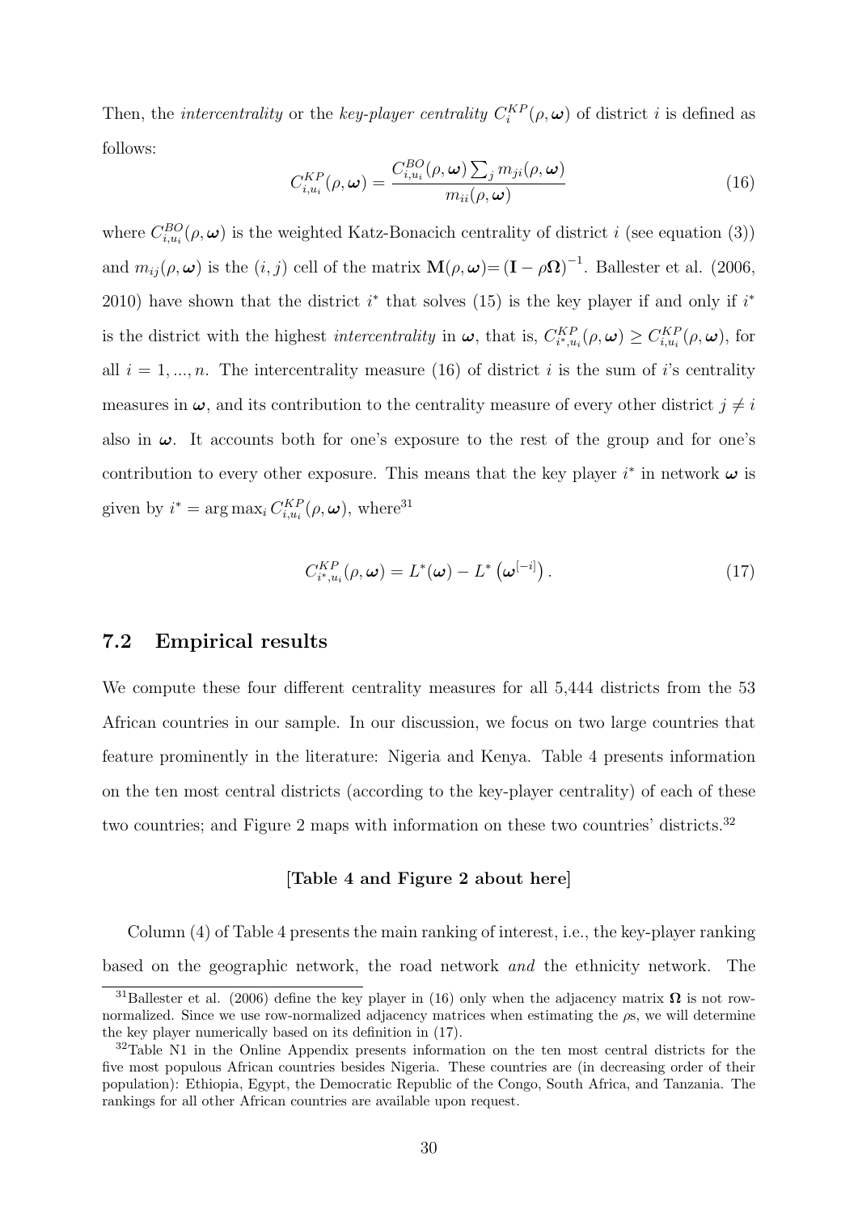Then, the *intercentrality* or the *key-player centrality* $C_i^{KP}(\rho, \boldsymbol{\omega})$ of district $i$ is defined as follows:

$$C_{i,u_i}^{KP}(\rho, \boldsymbol{\omega}) = \frac{C_{i,u_i}^{BO}(\rho, \boldsymbol{\omega}) \sum_j m_{ji}(\rho, \boldsymbol{\omega})}{m_{ii}(\rho, \boldsymbol{\omega})} \tag{16}$$

where $C_{i,u_i}^{BO}(\rho, \boldsymbol{\omega})$ is the weighted Katz-Bonacich centrality of district $i$ (see equation (3)) and $m_{ij}(\rho, \boldsymbol{\omega})$ is the $(i, j)$ cell of the matrix $\mathbf{M}(\rho, \boldsymbol{\omega}) = (\mathbf{I} - \rho \boldsymbol{\Omega})^{-1}$. Ballester et al. (2006, 2010) have shown that the district $i^*$ that solves (15) is the key player if and only if $i^*$ is the district with the highest *intercentrality* in $\boldsymbol{\omega}$, that is, $C_{i^*,u_i}^{KP}(\rho, \boldsymbol{\omega}) \geq C_{i,u_i}^{KP}(\rho, \boldsymbol{\omega})$, for all $i = 1, ..., n$. The intercentrality measure (16) of district $i$ is the sum of $i$'s centrality measures in $\boldsymbol{\omega}$, and its contribution to the centrality measure of every other district $j \neq i$ also in $\boldsymbol{\omega}$. It accounts both for one's exposure to the rest of the group and for one's contribution to every other exposure. This means that the key player $i^*$ in network $\boldsymbol{\omega}$ is given by $i^* = \arg\max_i C_{i,u_i}^{KP}(\rho, \boldsymbol{\omega})$, where[31]

$$C_{i^*,u_i}^{KP}(\rho, \boldsymbol{\omega}) = L^*(\boldsymbol{\omega}) - L^*\left(\boldsymbol{\omega}^{[-i]}\right). \tag{17}$$

## 7.2 Empirical results

We compute these four different centrality measures for all 5,444 districts from the 53 African countries in our sample. In our discussion, we focus on two large countries that feature prominently in the literature: Nigeria and Kenya. Table 4 presents information on the ten most central districts (according to the key-player centrality) of each of these two countries; and Figure 2 maps with information on these two countries' districts.[32]

**[Table 4 and Figure 2 about here]**

Column (4) of Table 4 presents the main ranking of interest, i.e., the key-player ranking based on the geographic network, the road network *and* the ethnicity network. The

[31] Ballester et al. (2006) define the key player in (16) only when the adjacency matrix $\boldsymbol{\Omega}$ is not row-normalized. Since we use row-normalized adjacency matrices when estimating the $\rho$s, we will determine the key player numerically based on its definition in (17).

[32] Table N1 in the Online Appendix presents information on the ten most central districts for the five most populous African countries besides Nigeria. These countries are (in decreasing order of their population): Ethiopia, Egypt, the Democratic Republic of the Congo, South Africa, and Tanzania. The rankings for all other African countries are available upon request.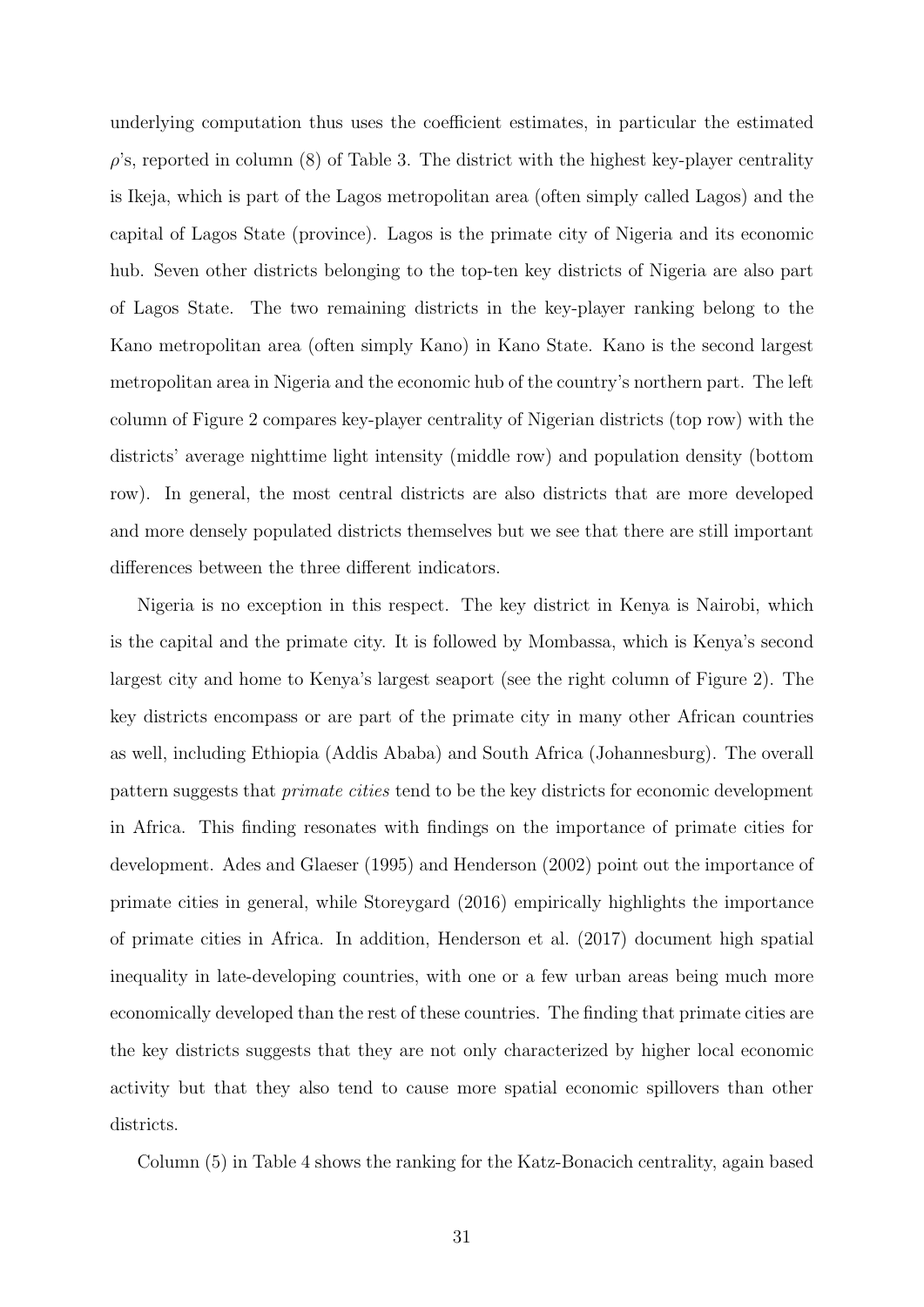underlying computation thus uses the coefficient estimates, in particular the estimated $\rho$'s, reported in column (8) of Table 3. The district with the highest key-player centrality is Ikeja, which is part of the Lagos metropolitan area (often simply called Lagos) and the capital of Lagos State (province). Lagos is the primate city of Nigeria and its economic hub. Seven other districts belonging to the top-ten key districts of Nigeria are also part of Lagos State. The two remaining districts in the key-player ranking belong to the Kano metropolitan area (often simply Kano) in Kano State. Kano is the second largest metropolitan area in Nigeria and the economic hub of the country's northern part. The left column of Figure 2 compares key-player centrality of Nigerian districts (top row) with the districts' average nighttime light intensity (middle row) and population density (bottom row). In general, the most central districts are also districts that are more developed and more densely populated districts themselves but we see that there are still important differences between the three different indicators.

Nigeria is no exception in this respect. The key district in Kenya is Nairobi, which is the capital and the primate city. It is followed by Mombassa, which is Kenya's second largest city and home to Kenya's largest seaport (see the right column of Figure 2). The key districts encompass or are part of the primate city in many other African countries as well, including Ethiopia (Addis Ababa) and South Africa (Johannesburg). The overall pattern suggests that *primate cities* tend to be the key districts for economic development in Africa. This finding resonates with findings on the importance of primate cities for development. Ades and Glaeser (1995) and Henderson (2002) point out the importance of primate cities in general, while Storeygard (2016) empirically highlights the importance of primate cities in Africa. In addition, Henderson et al. (2017) document high spatial inequality in late-developing countries, with one or a few urban areas being much more economically developed than the rest of these countries. The finding that primate cities are the key districts suggests that they are not only characterized by higher local economic activity but that they also tend to cause more spatial economic spillovers than other districts.

Column (5) in Table 4 shows the ranking for the Katz-Bonacich centrality, again based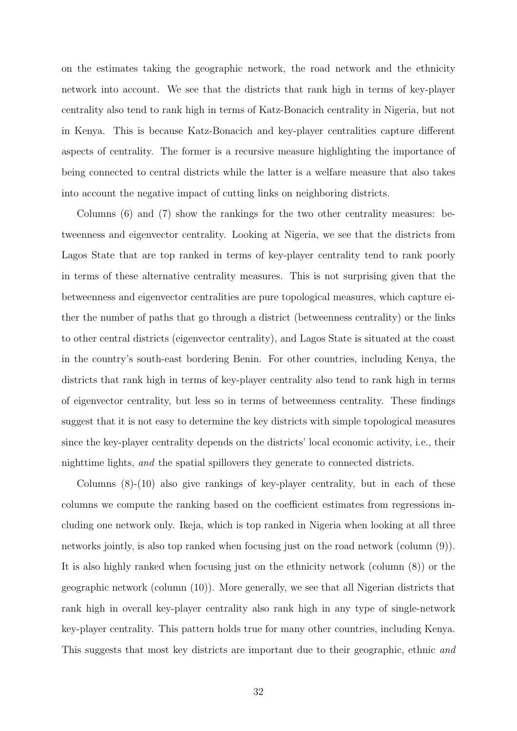on the estimates taking the geographic network, the road network and the ethnicity network into account. We see that the districts that rank high in terms of key-player centrality also tend to rank high in terms of Katz-Bonacich centrality in Nigeria, but not in Kenya. This is because Katz-Bonacich and key-player centralities capture different aspects of centrality. The former is a recursive measure highlighting the importance of being connected to central districts while the latter is a welfare measure that also takes into account the negative impact of cutting links on neighboring districts.

Columns (6) and (7) show the rankings for the two other centrality measures: betweenness and eigenvector centrality. Looking at Nigeria, we see that the districts from Lagos State that are top ranked in terms of key-player centrality tend to rank poorly in terms of these alternative centrality measures. This is not surprising given that the betweenness and eigenvector centralities are pure topological measures, which capture either the number of paths that go through a district (betweenness centrality) or the links to other central districts (eigenvector centrality), and Lagos State is situated at the coast in the country's south-east bordering Benin. For other countries, including Kenya, the districts that rank high in terms of key-player centrality also tend to rank high in terms of eigenvector centrality, but less so in terms of betweenness centrality. These findings suggest that it is not easy to determine the key districts with simple topological measures since the key-player centrality depends on the districts' local economic activity, i.e., their nighttime lights, *and* the spatial spillovers they generate to connected districts.

Columns (8)-(10) also give rankings of key-player centrality, but in each of these columns we compute the ranking based on the coefficient estimates from regressions including one network only. Ikeja, which is top ranked in Nigeria when looking at all three networks jointly, is also top ranked when focusing just on the road network (column (9)). It is also highly ranked when focusing just on the ethnicity network (column (8)) or the geographic network (column (10)). More generally, we see that all Nigerian districts that rank high in overall key-player centrality also rank high in any type of single-network key-player centrality. This pattern holds true for many other countries, including Kenya. This suggests that most key districts are important due to their geographic, ethnic *and*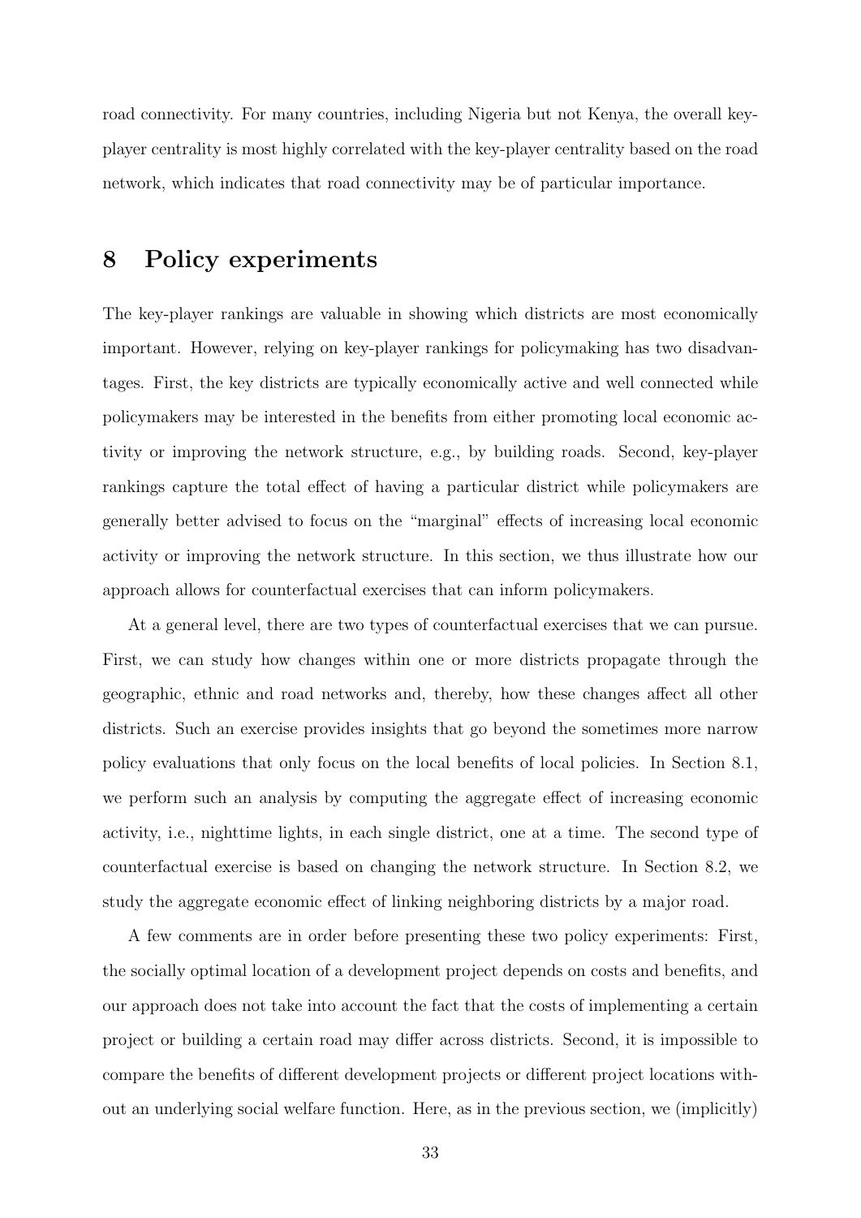road connectivity. For many countries, including Nigeria but not Kenya, the overall key-player centrality is most highly correlated with the key-player centrality based on the road network, which indicates that road connectivity may be of particular importance.

# 8 Policy experiments

The key-player rankings are valuable in showing which districts are most economically important. However, relying on key-player rankings for policymaking has two disadvantages. First, the key districts are typically economically active and well connected while policymakers may be interested in the benefits from either promoting local economic activity or improving the network structure, e.g., by building roads. Second, key-player rankings capture the total effect of having a particular district while policymakers are generally better advised to focus on the "marginal" effects of increasing local economic activity or improving the network structure. In this section, we thus illustrate how our approach allows for counterfactual exercises that can inform policymakers.

At a general level, there are two types of counterfactual exercises that we can pursue. First, we can study how changes within one or more districts propagate through the geographic, ethnic and road networks and, thereby, how these changes affect all other districts. Such an exercise provides insights that go beyond the sometimes more narrow policy evaluations that only focus on the local benefits of local policies. In Section 8.1, we perform such an analysis by computing the aggregate effect of increasing economic activity, i.e., nighttime lights, in each single district, one at a time. The second type of counterfactual exercise is based on changing the network structure. In Section 8.2, we study the aggregate economic effect of linking neighboring districts by a major road.

A few comments are in order before presenting these two policy experiments: First, the socially optimal location of a development project depends on costs and benefits, and our approach does not take into account the fact that the costs of implementing a certain project or building a certain road may differ across districts. Second, it is impossible to compare the benefits of different development projects or different project locations without an underlying social welfare function. Here, as in the previous section, we (implicitly)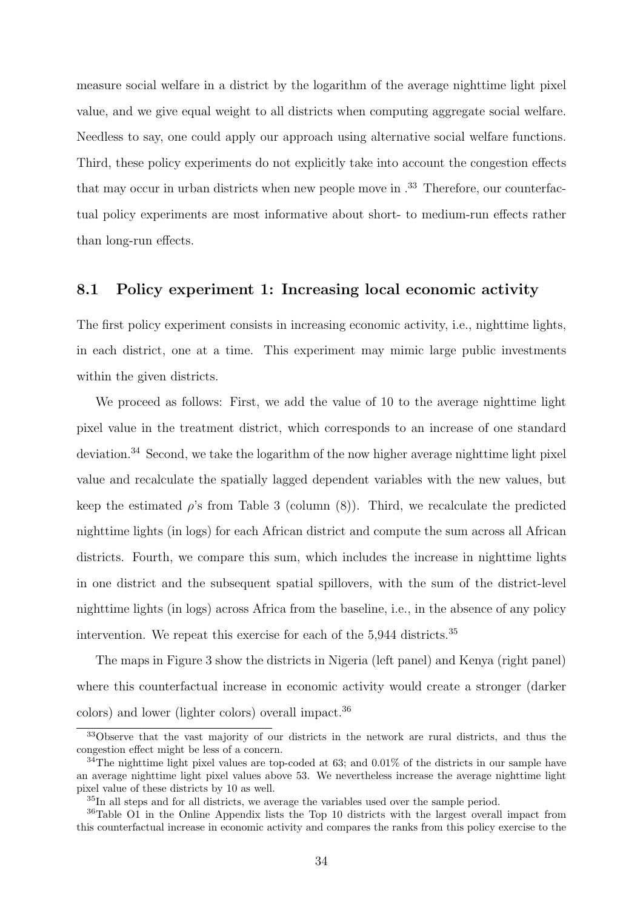measure social welfare in a district by the logarithm of the average nighttime light pixel value, and we give equal weight to all districts when computing aggregate social welfare. Needless to say, one could apply our approach using alternative social welfare functions. Third, these policy experiments do not explicitly take into account the congestion effects that may occur in urban districts when new people move in .[33] Therefore, our counterfactual policy experiments are most informative about short- to medium-run effects rather than long-run effects.

## 8.1 Policy experiment 1: Increasing local economic activity

The first policy experiment consists in increasing economic activity, i.e., nighttime lights, in each district, one at a time. This experiment may mimic large public investments within the given districts.

We proceed as follows: First, we add the value of 10 to the average nighttime light pixel value in the treatment district, which corresponds to an increase of one standard deviation.[34] Second, we take the logarithm of the now higher average nighttime light pixel value and recalculate the spatially lagged dependent variables with the new values, but keep the estimated $\rho$'s from Table 3 (column (8)). Third, we recalculate the predicted nighttime lights (in logs) for each African district and compute the sum across all African districts. Fourth, we compare this sum, which includes the increase in nighttime lights in one district and the subsequent spatial spillovers, with the sum of the district-level nighttime lights (in logs) across Africa from the baseline, i.e., in the absence of any policy intervention. We repeat this exercise for each of the 5,944 districts.[35]

The maps in Figure 3 show the districts in Nigeria (left panel) and Kenya (right panel) where this counterfactual increase in economic activity would create a stronger (darker colors) and lower (lighter colors) overall impact.[36]

[33] Observe that the vast majority of our districts in the network are rural districts, and thus the congestion effect might be less of a concern.

[34] The nighttime light pixel values are top-coded at 63; and 0.01% of the districts in our sample have an average nighttime light pixel values above 53. We nevertheless increase the average nighttime light pixel value of these districts by 10 as well.

[35] In all steps and for all districts, we average the variables used over the sample period.

[36] Table O1 in the Online Appendix lists the Top 10 districts with the largest overall impact from this counterfactual increase in economic activity and compares the ranks from this policy exercise to the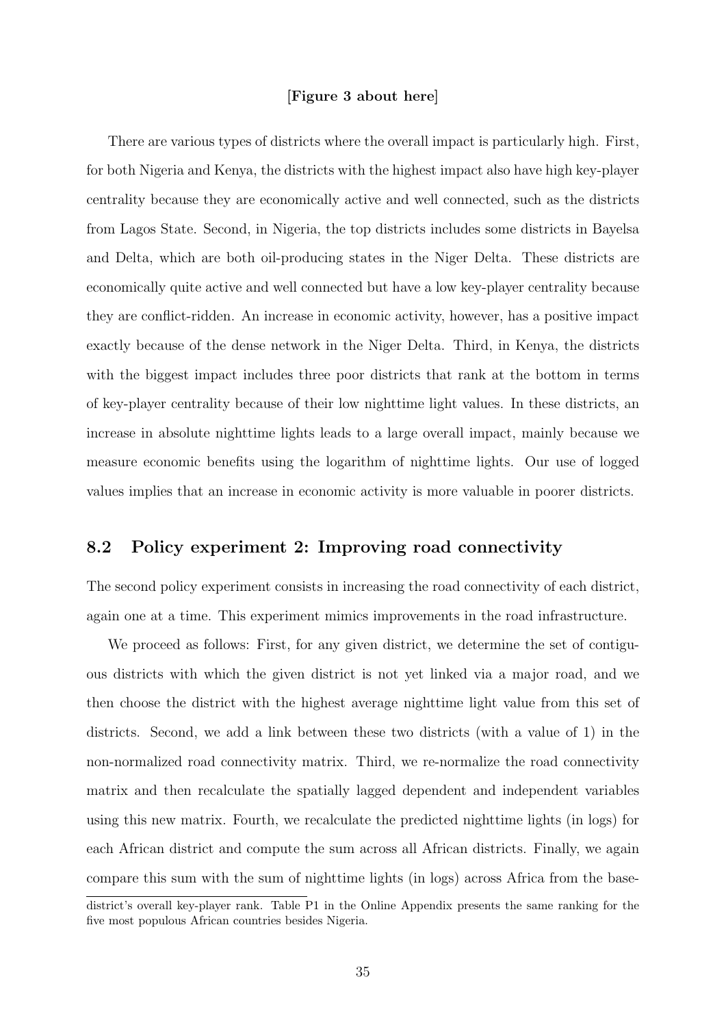**[Figure 3 about here]**

There are various types of districts where the overall impact is particularly high. First, for both Nigeria and Kenya, the districts with the highest impact also have high key-player centrality because they are economically active and well connected, such as the districts from Lagos State. Second, in Nigeria, the top districts includes some districts in Bayelsa and Delta, which are both oil-producing states in the Niger Delta. These districts are economically quite active and well connected but have a low key-player centrality because they are conflict-ridden. An increase in economic activity, however, has a positive impact exactly because of the dense network in the Niger Delta. Third, in Kenya, the districts with the biggest impact includes three poor districts that rank at the bottom in terms of key-player centrality because of their low nighttime light values. In these districts, an increase in absolute nighttime lights leads to a large overall impact, mainly because we measure economic benefits using the logarithm of nighttime lights. Our use of logged values implies that an increase in economic activity is more valuable in poorer districts.

## 8.2 Policy experiment 2: Improving road connectivity

The second policy experiment consists in increasing the road connectivity of each district, again one at a time. This experiment mimics improvements in the road infrastructure.

We proceed as follows: First, for any given district, we determine the set of contiguous districts with which the given district is not yet linked via a major road, and we then choose the district with the highest average nighttime light value from this set of districts. Second, we add a link between these two districts (with a value of 1) in the non-normalized road connectivity matrix. Third, we re-normalize the road connectivity matrix and then recalculate the spatially lagged dependent and independent variables using this new matrix. Fourth, we recalculate the predicted nighttime lights (in logs) for each African district and compute the sum across all African districts. Finally, we again compare this sum with the sum of nighttime lights (in logs) across Africa from the base-

district's overall key-player rank. Table P1 in the Online Appendix presents the same ranking for the five most populous African countries besides Nigeria.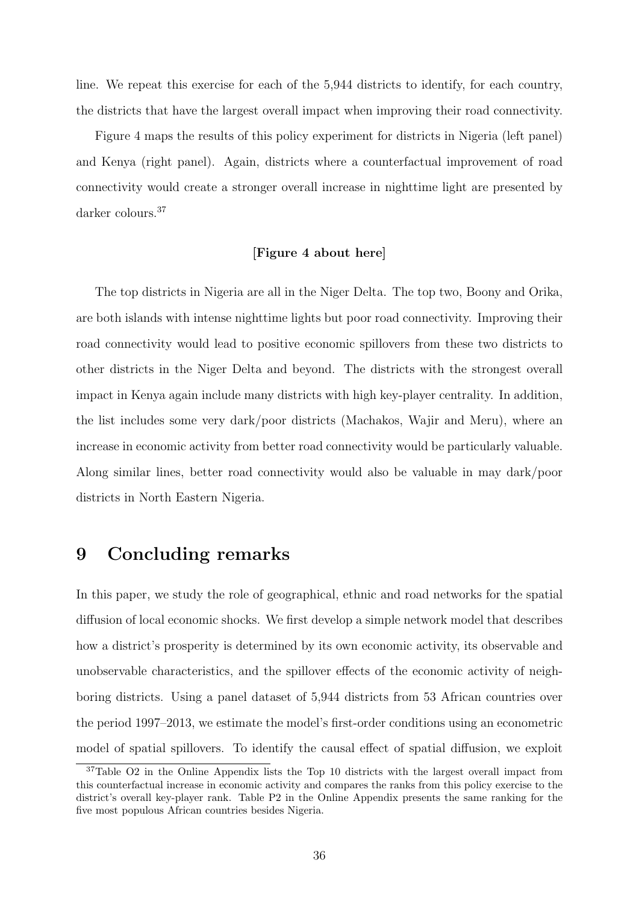line. We repeat this exercise for each of the 5,944 districts to identify, for each country, the districts that have the largest overall impact when improving their road connectivity.

Figure 4 maps the results of this policy experiment for districts in Nigeria (left panel) and Kenya (right panel). Again, districts where a counterfactual improvement of road connectivity would create a stronger overall increase in nighttime light are presented by darker colours.[37]

[**Figure 4 about here**]

The top districts in Nigeria are all in the Niger Delta. The top two, Boony and Orika, are both islands with intense nighttime lights but poor road connectivity. Improving their road connectivity would lead to positive economic spillovers from these two districts to other districts in the Niger Delta and beyond. The districts with the strongest overall impact in Kenya again include many districts with high key-player centrality. In addition, the list includes some very dark/poor districts (Machakos, Wajir and Meru), where an increase in economic activity from better road connectivity would be particularly valuable. Along similar lines, better road connectivity would also be valuable in may dark/poor districts in North Eastern Nigeria.

# 9 Concluding remarks

In this paper, we study the role of geographical, ethnic and road networks for the spatial diffusion of local economic shocks. We first develop a simple network model that describes how a district's prosperity is determined by its own economic activity, its observable and unobservable characteristics, and the spillover effects of the economic activity of neighboring districts. Using a panel dataset of 5,944 districts from 53 African countries over the period 1997–2013, we estimate the model's first-order conditions using an econometric model of spatial spillovers. To identify the causal effect of spatial diffusion, we exploit

[37] Table O2 in the Online Appendix lists the Top 10 districts with the largest overall impact from this counterfactual increase in economic activity and compares the ranks from this policy exercise to the district's overall key-player rank. Table P2 in the Online Appendix presents the same ranking for the five most populous African countries besides Nigeria.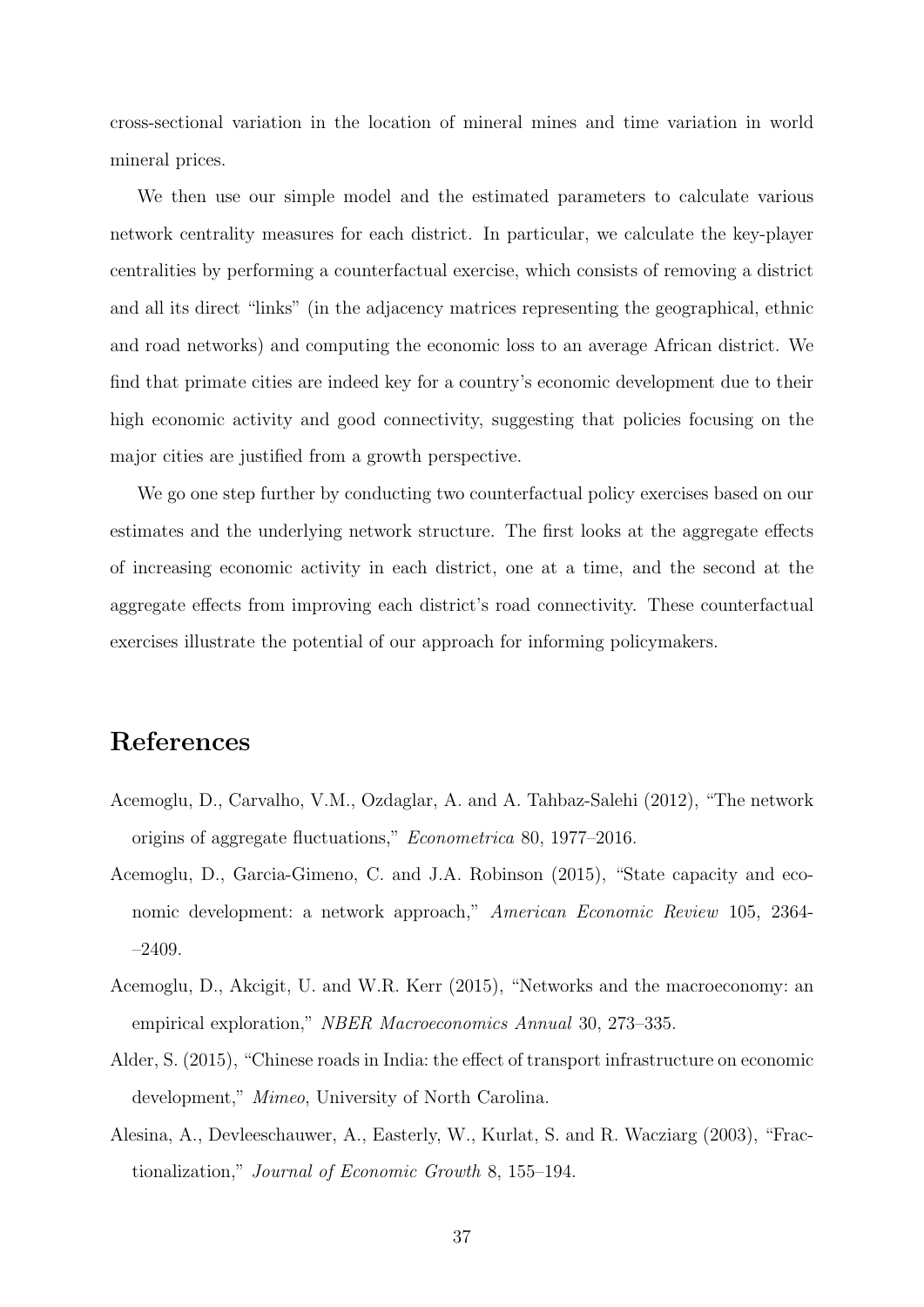cross-sectional variation in the location of mineral mines and time variation in world mineral prices.

We then use our simple model and the estimated parameters to calculate various network centrality measures for each district. In particular, we calculate the key-player centralities by performing a counterfactual exercise, which consists of removing a district and all its direct "links" (in the adjacency matrices representing the geographical, ethnic and road networks) and computing the economic loss to an average African district. We find that primate cities are indeed key for a country's economic development due to their high economic activity and good connectivity, suggesting that policies focusing on the major cities are justified from a growth perspective.

We go one step further by conducting two counterfactual policy exercises based on our estimates and the underlying network structure. The first looks at the aggregate effects of increasing economic activity in each district, one at a time, and the second at the aggregate effects from improving each district's road connectivity. These counterfactual exercises illustrate the potential of our approach for informing policymakers.

# References

Acemoglu, D., Carvalho, V.M., Ozdaglar, A. and A. Tahbaz-Salehi (2012), "The network origins of aggregate fluctuations," *Econometrica* 80, 1977–2016.

Acemoglu, D., Garcia-Gimeno, C. and J.A. Robinson (2015), "State capacity and economic development: a network approach," *American Economic Review* 105, 2364–2409.

Acemoglu, D., Akcigit, U. and W.R. Kerr (2015), "Networks and the macroeconomy: an empirical exploration," *NBER Macroeconomics Annual* 30, 273–335.

Alder, S. (2015), "Chinese roads in India: the effect of transport infrastructure on economic development," *Mimeo*, University of North Carolina.

Alesina, A., Devleeschauwer, A., Easterly, W., Kurlat, S. and R. Wacziarg (2003), "Fractionalization," *Journal of Economic Growth* 8, 155–194.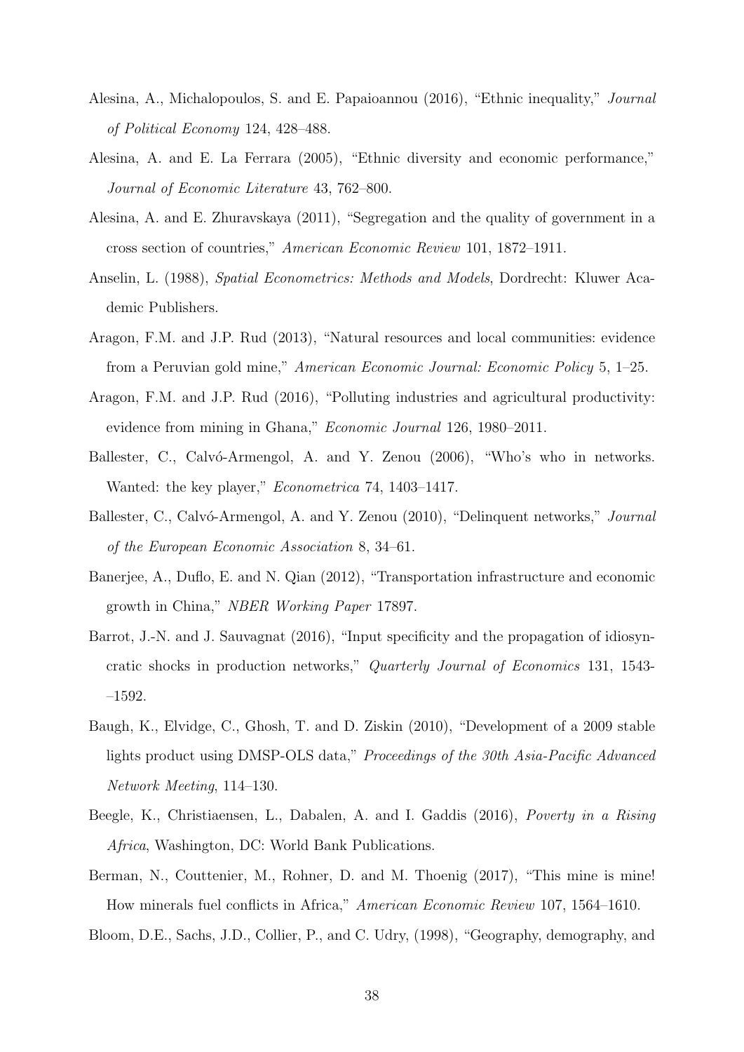Alesina, A., Michalopoulos, S. and E. Papaioannou (2016), "Ethnic inequality," *Journal of Political Economy* 124, 428–488.

Alesina, A. and E. La Ferrara (2005), "Ethnic diversity and economic performance," *Journal of Economic Literature* 43, 762–800.

Alesina, A. and E. Zhuravskaya (2011), "Segregation and the quality of government in a cross section of countries," *American Economic Review* 101, 1872–1911.

Anselin, L. (1988), *Spatial Econometrics: Methods and Models*, Dordrecht: Kluwer Academic Publishers.

Aragon, F.M. and J.P. Rud (2013), "Natural resources and local communities: evidence from a Peruvian gold mine," *American Economic Journal: Economic Policy* 5, 1–25.

Aragon, F.M. and J.P. Rud (2016), "Polluting industries and agricultural productivity: evidence from mining in Ghana," *Economic Journal* 126, 1980–2011.

Ballester, C., Calvó-Armengol, A. and Y. Zenou (2006), "Who's who in networks. Wanted: the key player," *Econometrica* 74, 1403–1417.

Ballester, C., Calvó-Armengol, A. and Y. Zenou (2010), "Delinquent networks," *Journal of the European Economic Association* 8, 34–61.

Banerjee, A., Duflo, E. and N. Qian (2012), "Transportation infrastructure and economic growth in China," *NBER Working Paper* 17897.

Barrot, J.-N. and J. Sauvagnat (2016), "Input specificity and the propagation of idiosyncratic shocks in production networks," *Quarterly Journal of Economics* 131, 1543-–1592.

Baugh, K., Elvidge, C., Ghosh, T. and D. Ziskin (2010), "Development of a 2009 stable lights product using DMSP-OLS data," *Proceedings of the 30th Asia-Pacific Advanced Network Meeting*, 114–130.

Beegle, K., Christiaensen, L., Dabalen, A. and I. Gaddis (2016), *Poverty in a Rising Africa*, Washington, DC: World Bank Publications.

Berman, N., Couttenier, M., Rohner, D. and M. Thoenig (2017), "This mine is mine! How minerals fuel conflicts in Africa," *American Economic Review* 107, 1564–1610.

Bloom, D.E., Sachs, J.D., Collier, P., and C. Udry, (1998), "Geography, demography, and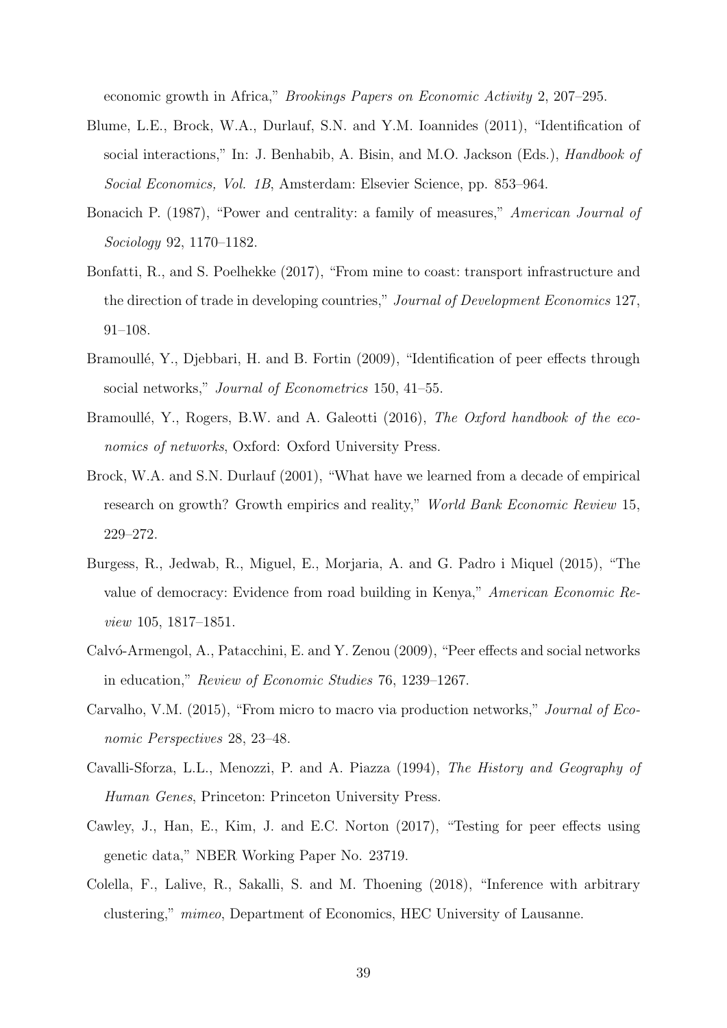economic growth in Africa," *Brookings Papers on Economic Activity* 2, 207–295.

Blume, L.E., Brock, W.A., Durlauf, S.N. and Y.M. Ioannides (2011), "Identification of social interactions," In: J. Benhabib, A. Bisin, and M.O. Jackson (Eds.), *Handbook of Social Economics, Vol. 1B*, Amsterdam: Elsevier Science, pp. 853–964.

Bonacich P. (1987), "Power and centrality: a family of measures," *American Journal of Sociology* 92, 1170–1182.

Bonfatti, R., and S. Poelhekke (2017), "From mine to coast: transport infrastructure and the direction of trade in developing countries," *Journal of Development Economics* 127, 91–108.

Bramoullé, Y., Djebbari, H. and B. Fortin (2009), "Identification of peer effects through social networks," *Journal of Econometrics* 150, 41–55.

Bramoullé, Y., Rogers, B.W. and A. Galeotti (2016), *The Oxford handbook of the economics of networks*, Oxford: Oxford University Press.

Brock, W.A. and S.N. Durlauf (2001), "What have we learned from a decade of empirical research on growth? Growth empirics and reality," *World Bank Economic Review* 15, 229–272.

Burgess, R., Jedwab, R., Miguel, E., Morjaria, A. and G. Padro i Miquel (2015), "The value of democracy: Evidence from road building in Kenya," *American Economic Review* 105, 1817–1851.

Calvó-Armengol, A., Patacchini, E. and Y. Zenou (2009), "Peer effects and social networks in education," *Review of Economic Studies* 76, 1239–1267.

Carvalho, V.M. (2015), "From micro to macro via production networks," *Journal of Economic Perspectives* 28, 23–48.

Cavalli-Sforza, L.L., Menozzi, P. and A. Piazza (1994), *The History and Geography of Human Genes*, Princeton: Princeton University Press.

Cawley, J., Han, E., Kim, J. and E.C. Norton (2017), "Testing for peer effects using genetic data," NBER Working Paper No. 23719.

Colella, F., Lalive, R., Sakalli, S. and M. Thoening (2018), "Inference with arbitrary clustering," *mimeo*, Department of Economics, HEC University of Lausanne.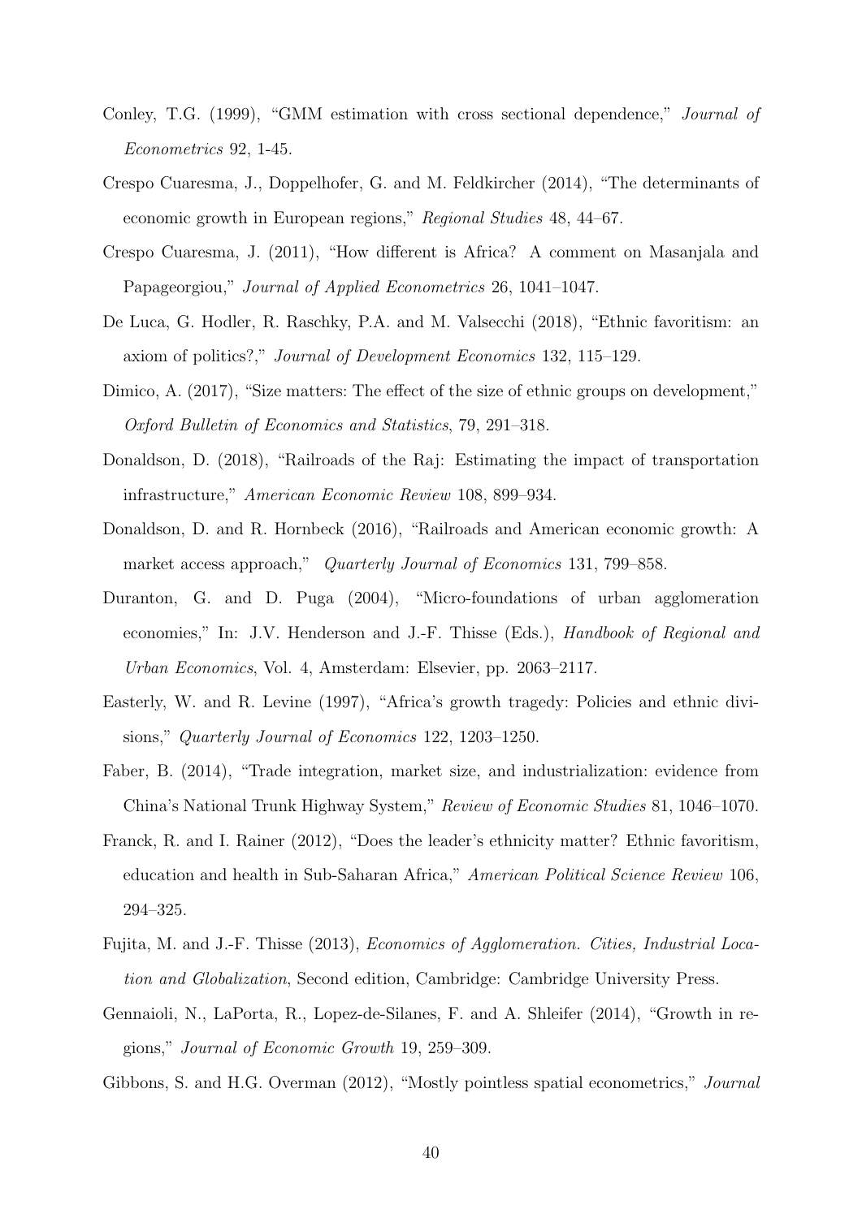Conley, T.G. (1999), "GMM estimation with cross sectional dependence," *Journal of Econometrics* 92, 1-45.

Crespo Cuaresma, J., Doppelhofer, G. and M. Feldkircher (2014), "The determinants of economic growth in European regions," *Regional Studies* 48, 44–67.

Crespo Cuaresma, J. (2011), "How different is Africa? A comment on Masanjala and Papageorgiou," *Journal of Applied Econometrics* 26, 1041–1047.

De Luca, G. Hodler, R. Raschky, P.A. and M. Valsecchi (2018), "Ethnic favoritism: an axiom of politics?," *Journal of Development Economics* 132, 115–129.

Dimico, A. (2017), "Size matters: The effect of the size of ethnic groups on development," *Oxford Bulletin of Economics and Statistics*, 79, 291–318.

Donaldson, D. (2018), "Railroads of the Raj: Estimating the impact of transportation infrastructure," *American Economic Review* 108, 899–934.

Donaldson, D. and R. Hornbeck (2016), "Railroads and American economic growth: A market access approach," *Quarterly Journal of Economics* 131, 799–858.

Duranton, G. and D. Puga (2004), "Micro-foundations of urban agglomeration economies," In: J.V. Henderson and J.-F. Thisse (Eds.), *Handbook of Regional and Urban Economics*, Vol. 4, Amsterdam: Elsevier, pp. 2063–2117.

Easterly, W. and R. Levine (1997), "Africa's growth tragedy: Policies and ethnic divisions," *Quarterly Journal of Economics* 122, 1203–1250.

Faber, B. (2014), "Trade integration, market size, and industrialization: evidence from China's National Trunk Highway System," *Review of Economic Studies* 81, 1046–1070.

Franck, R. and I. Rainer (2012), "Does the leader's ethnicity matter? Ethnic favoritism, education and health in Sub-Saharan Africa," *American Political Science Review* 106, 294–325.

Fujita, M. and J.-F. Thisse (2013), *Economics of Agglomeration. Cities, Industrial Location and Globalization*, Second edition, Cambridge: Cambridge University Press.

Gennaioli, N., LaPorta, R., Lopez-de-Silanes, F. and A. Shleifer (2014), "Growth in regions," *Journal of Economic Growth* 19, 259–309.

Gibbons, S. and H.G. Overman (2012), "Mostly pointless spatial econometrics," *Journal*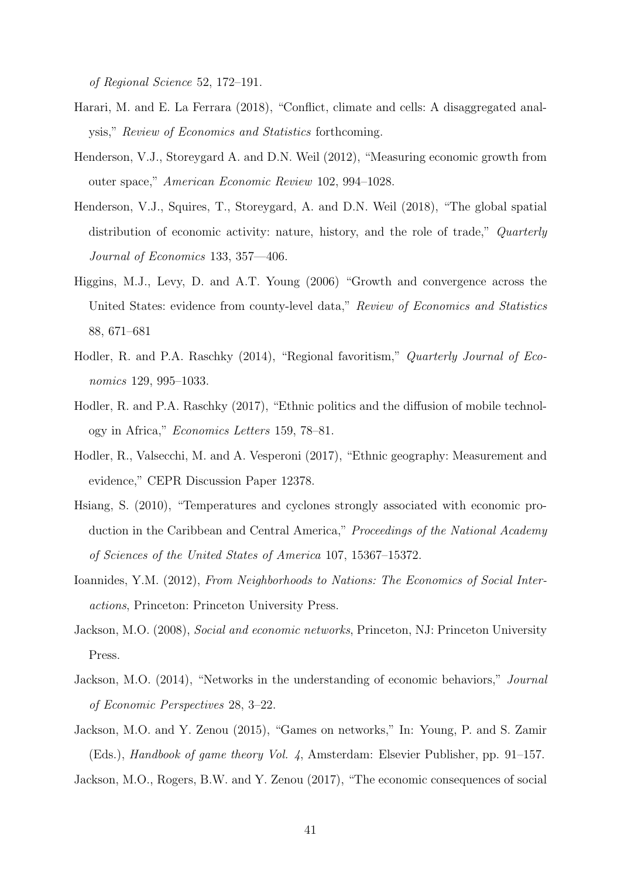*of Regional Science* 52, 172–191.

Harari, M. and E. La Ferrara (2018), "Conflict, climate and cells: A disaggregated analysis," *Review of Economics and Statistics* forthcoming.

Henderson, V.J., Storeygard A. and D.N. Weil (2012), "Measuring economic growth from outer space," *American Economic Review* 102, 994–1028.

Henderson, V.J., Squires, T., Storeygard, A. and D.N. Weil (2018), "The global spatial distribution of economic activity: nature, history, and the role of trade," *Quarterly Journal of Economics* 133, 357—406.

Higgins, M.J., Levy, D. and A.T. Young (2006) "Growth and convergence across the United States: evidence from county-level data," *Review of Economics and Statistics* 88, 671–681

Hodler, R. and P.A. Raschky (2014), "Regional favoritism," *Quarterly Journal of Economics* 129, 995–1033.

Hodler, R. and P.A. Raschky (2017), "Ethnic politics and the diffusion of mobile technology in Africa," *Economics Letters* 159, 78–81.

Hodler, R., Valsecchi, M. and A. Vesperoni (2017), "Ethnic geography: Measurement and evidence," CEPR Discussion Paper 12378.

Hsiang, S. (2010), "Temperatures and cyclones strongly associated with economic production in the Caribbean and Central America," *Proceedings of the National Academy of Sciences of the United States of America* 107, 15367–15372.

Ioannides, Y.M. (2012), *From Neighborhoods to Nations: The Economics of Social Interactions*, Princeton: Princeton University Press.

Jackson, M.O. (2008), *Social and economic networks*, Princeton, NJ: Princeton University Press.

Jackson, M.O. (2014), "Networks in the understanding of economic behaviors," *Journal of Economic Perspectives* 28, 3–22.

Jackson, M.O. and Y. Zenou (2015), "Games on networks," In: Young, P. and S. Zamir (Eds.), *Handbook of game theory Vol. 4*, Amsterdam: Elsevier Publisher, pp. 91–157.

Jackson, M.O., Rogers, B.W. and Y. Zenou (2017), "The economic consequences of social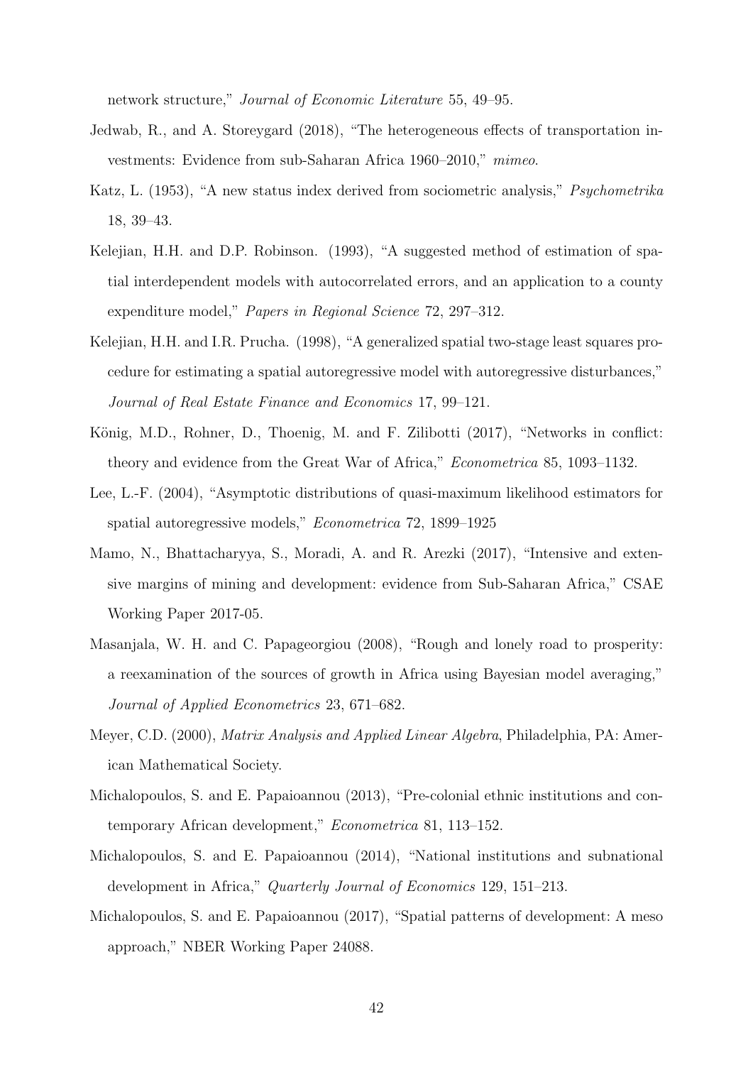network structure," *Journal of Economic Literature* 55, 49–95.

Jedwab, R., and A. Storeygard (2018), "The heterogeneous effects of transportation investments: Evidence from sub-Saharan Africa 1960–2010," *mimeo*.

Katz, L. (1953), "A new status index derived from sociometric analysis," *Psychometrika* 18, 39–43.

Kelejian, H.H. and D.P. Robinson. (1993), "A suggested method of estimation of spatial interdependent models with autocorrelated errors, and an application to a county expenditure model," *Papers in Regional Science* 72, 297–312.

Kelejian, H.H. and I.R. Prucha. (1998), "A generalized spatial two-stage least squares procedure for estimating a spatial autoregressive model with autoregressive disturbances," *Journal of Real Estate Finance and Economics* 17, 99–121.

König, M.D., Rohner, D., Thoenig, M. and F. Zilibotti (2017), "Networks in conflict: theory and evidence from the Great War of Africa," *Econometrica* 85, 1093–1132.

Lee, L.-F. (2004), "Asymptotic distributions of quasi-maximum likelihood estimators for spatial autoregressive models," *Econometrica* 72, 1899–1925

Mamo, N., Bhattacharyya, S., Moradi, A. and R. Arezki (2017), "Intensive and extensive margins of mining and development: evidence from Sub-Saharan Africa," CSAE Working Paper 2017-05.

Masanjala, W. H. and C. Papageorgiou (2008), "Rough and lonely road to prosperity: a reexamination of the sources of growth in Africa using Bayesian model averaging," *Journal of Applied Econometrics* 23, 671–682.

Meyer, C.D. (2000), *Matrix Analysis and Applied Linear Algebra*, Philadelphia, PA: American Mathematical Society.

Michalopoulos, S. and E. Papaioannou (2013), "Pre-colonial ethnic institutions and contemporary African development," *Econometrica* 81, 113–152.

Michalopoulos, S. and E. Papaioannou (2014), "National institutions and subnational development in Africa," *Quarterly Journal of Economics* 129, 151–213.

Michalopoulos, S. and E. Papaioannou (2017), "Spatial patterns of development: A meso approach," NBER Working Paper 24088.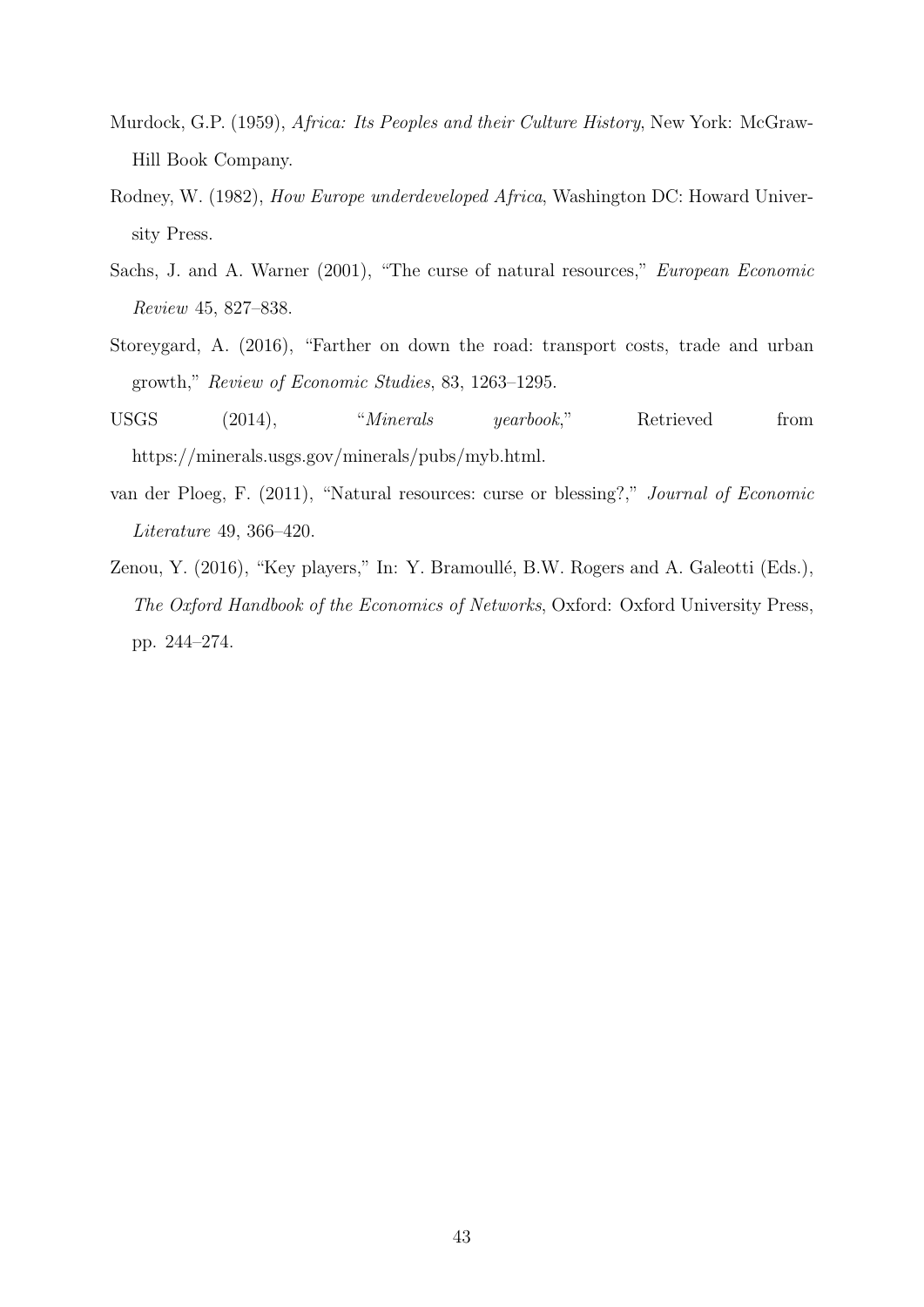Murdock, G.P. (1959), *Africa: Its Peoples and their Culture History*, New York: McGraw-Hill Book Company.

Rodney, W. (1982), *How Europe underdeveloped Africa*, Washington DC: Howard University Press.

Sachs, J. and A. Warner (2001), "The curse of natural resources," *European Economic Review* 45, 827–838.

Storeygard, A. (2016), "Farther on down the road: transport costs, trade and urban growth," *Review of Economic Studies*, 83, 1263–1295.

USGS (2014), "*Minerals yearbook*," Retrieved from https://minerals.usgs.gov/minerals/pubs/myb.html.

van der Ploeg, F. (2011), "Natural resources: curse or blessing?," *Journal of Economic Literature* 49, 366–420.

Zenou, Y. (2016), "Key players," In: Y. Bramoullé, B.W. Rogers and A. Galeotti (Eds.), *The Oxford Handbook of the Economics of Networks*, Oxford: Oxford University Press, pp. 244–274.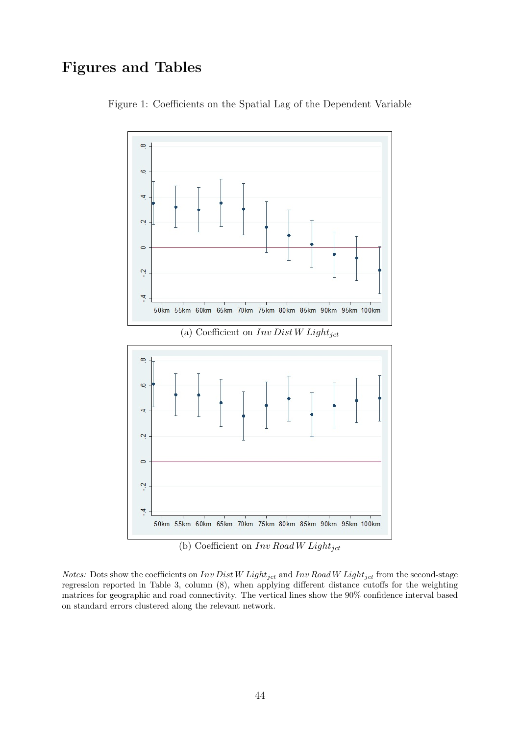# Figures and Tables

Figure 1: Coefficients on the Spatial Lag of the Dependent Variable

(a) Coefficient on $Inv\,Dist\,W\,Light_{jct}$

(b) Coefficient on $Inv\,Road\,W\,Light_{jct}$

*Notes:* Dots show the coefficients on $Inv\,Dist\,W\,Light_{jct}$ and $Inv\,Road\,W\,Light_{jct}$ from the second-stage regression reported in Table 3, column (8), when applying different distance cutoffs for the weighting matrices for geographic and road connectivity. The vertical lines show the 90% confidence interval based on standard errors clustered along the relevant network.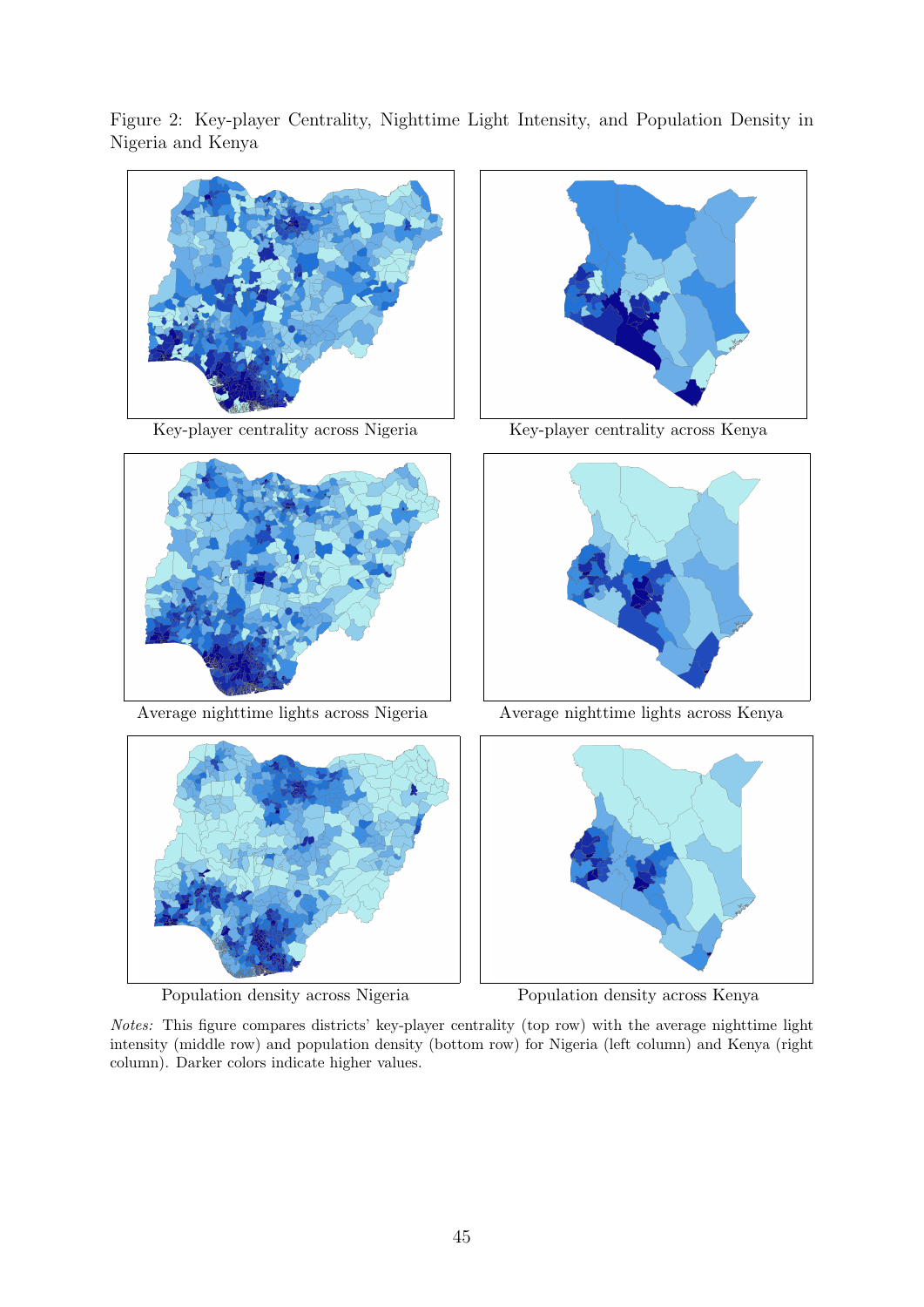Figure 2: Key-player Centrality, Nighttime Light Intensity, and Population Density in Nigeria and Kenya

Key-player centrality across Nigeria

Key-player centrality across Kenya

Average nighttime lights across Nigeria

Average nighttime lights across Kenya

Population density across Nigeria

Population density across Kenya

*Notes:* This figure compares districts' key-player centrality (top row) with the average nighttime light intensity (middle row) and population density (bottom row) for Nigeria (left column) and Kenya (right column). Darker colors indicate higher values.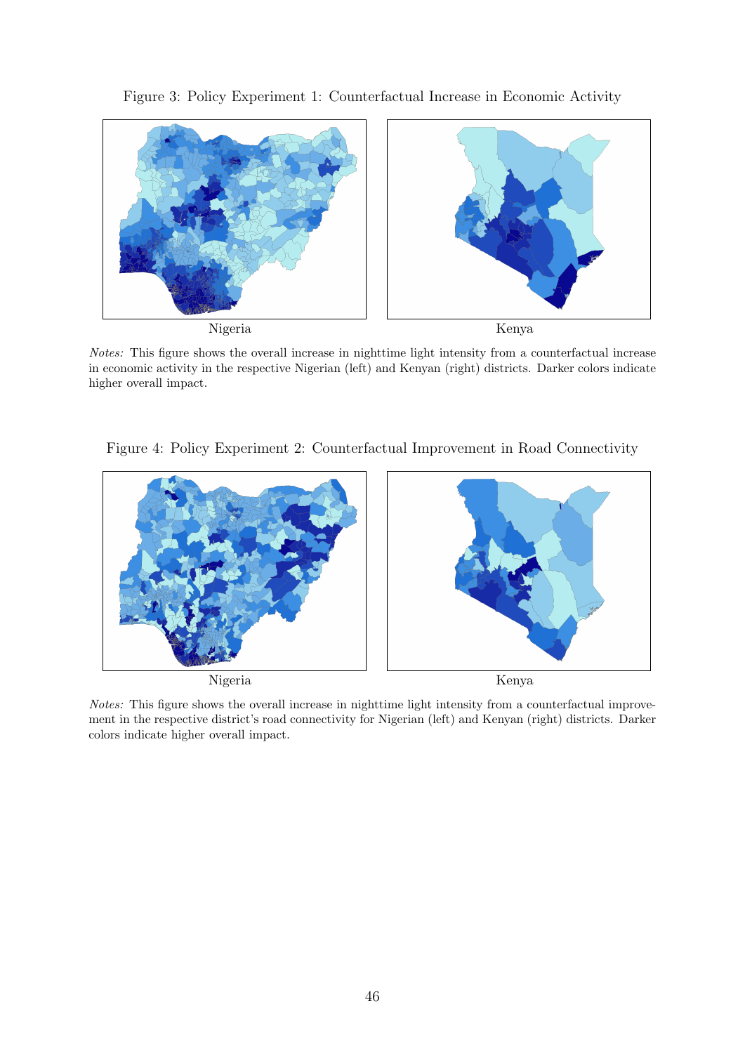Figure 3: Policy Experiment 1: Counterfactual Increase in Economic Activity

Nigeria

Kenya

*Notes:* This figure shows the overall increase in nighttime light intensity from a counterfactual increase in economic activity in the respective Nigerian (left) and Kenyan (right) districts. Darker colors indicate higher overall impact.

Figure 4: Policy Experiment 2: Counterfactual Improvement in Road Connectivity

Nigeria

Kenya

*Notes:* This figure shows the overall increase in nighttime light intensity from a counterfactual improvement in the respective district's road connectivity for Nigerian (left) and Kenyan (right) districts. Darker colors indicate higher overall impact.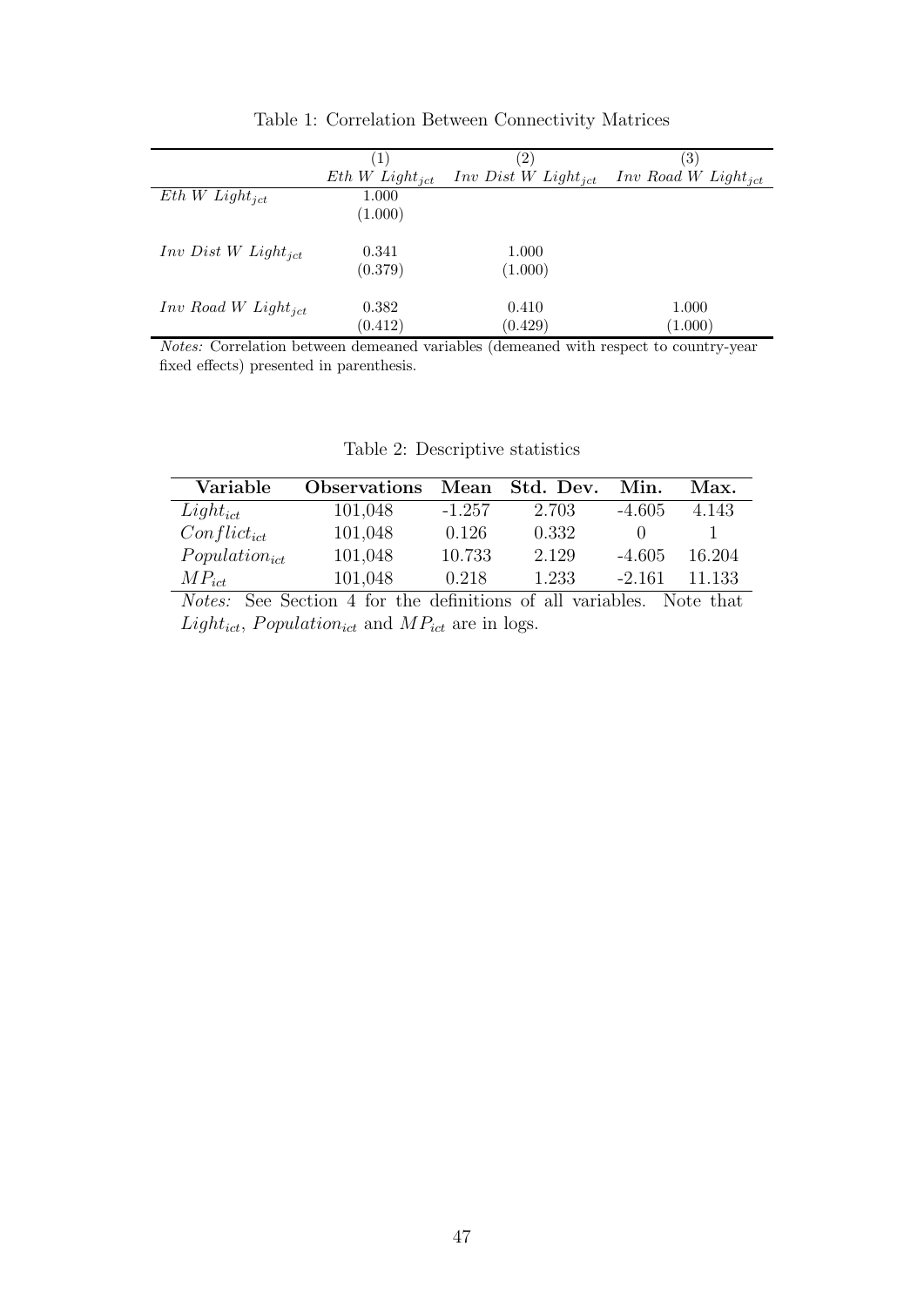Table 1: Correlation Between Connectivity Matrices

| | (1) | (2) | (3) |
|---|---|---|---|
| | $Eth\ W\ Light_{jct}$ | $Inv\ Dist\ W\ Light_{jct}$ | $Inv\ Road\ W\ Light_{jct}$ |
| $Eth\ W\ Light_{jct}$ | 1.000 | | |
| | (1.000) | | |
| $Inv\ Dist\ W\ Light_{jct}$ | 0.341 | 1.000 | |
| | (0.379) | (1.000) | |
| $Inv\ Road\ W\ Light_{jct}$ | 0.382 | 0.410 | 1.000 |
| | (0.412) | (0.429) | (1.000) |

*Notes:* Correlation between demeaned variables (demeaned with respect to country-year fixed effects) presented in parenthesis.

Table 2: Descriptive statistics

| Variable | Observations | Mean | Std. Dev. | Min. | Max. |
|---|---|---|---|---|---|
| $Light_{ict}$ | 101,048 | -1.257 | 2.703 | -4.605 | 4.143 |
| $Conflict_{ict}$ | 101,048 | 0.126 | 0.332 | 0 | 1 |
| $Population_{ict}$ | 101,048 | 10.733 | 2.129 | -4.605 | 16.204 |
| $MP_{ict}$ | 101,048 | 0.218 | 1.233 | -2.161 | 11.133 |

*Notes:* See Section 4 for the definitions of all variables. Note that $Light_{ict}$, $Population_{ict}$ and $MP_{ict}$ are in logs.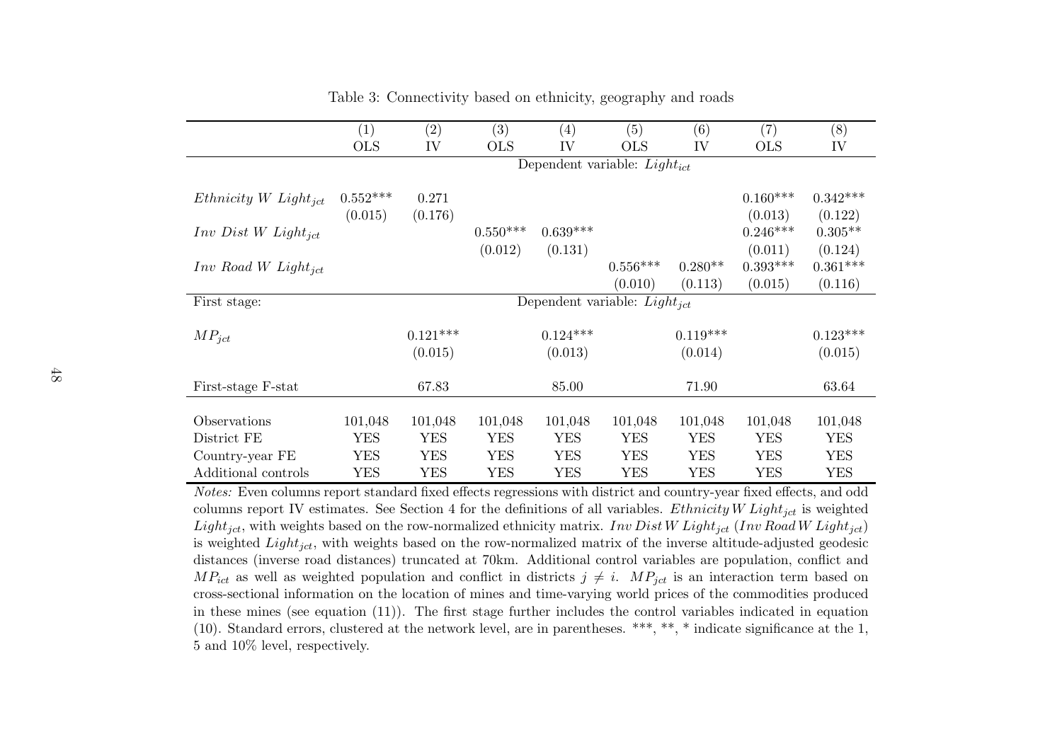Table 3: Connectivity based on ethnicity, geography and roads

| | (1) | (2) | (3) | (4) | (5) | (6) | (7) | (8) |
|---|---|---|---|---|---|---|---|---|
| | OLS | IV | OLS | IV | OLS | IV | OLS | IV |
| | Dependent variable: $Light_{ict}$ | | | | | | | |
| $Ethnicity\ W\ Light_{jct}$ | 0.552*** | 0.271 | | | | | 0.160*** | 0.342*** |
| | (0.015) | (0.176) | | | | | (0.013) | (0.122) |
| $Inv\ Dist\ W\ Light_{jct}$ | | | 0.550*** | 0.639*** | | | 0.246*** | 0.305** |
| | | | (0.012) | (0.131) | | | (0.011) | (0.124) |
| $Inv\ Road\ W\ Light_{jct}$ | | | | | 0.556*** | 0.280** | 0.393*** | 0.361*** |
| | | | | | (0.010) | (0.113) | (0.015) | (0.116) |
| First stage: | Dependent variable: $Light_{jct}$ | | | | | | | |
| $MP_{jct}$ | | 0.121*** | | 0.124*** | | 0.119*** | | 0.123*** |
| | | (0.015) | | (0.013) | | (0.014) | | (0.015) |
| First-stage F-stat | | 67.83 | | 85.00 | | 71.90 | | 63.64 |
| Observations | 101,048 | 101,048 | 101,048 | 101,048 | 101,048 | 101,048 | 101,048 | 101,048 |
| District FE | YES | YES | YES | YES | YES | YES | YES | YES |
| Country-year FE | YES | YES | YES | YES | YES | YES | YES | YES |
| Additional controls | YES | YES | YES | YES | YES | YES | YES | YES |

*Notes:* Even columns report standard fixed effects regressions with district and country-year fixed effects, and odd columns report IV estimates. See Section 4 for the definitions of all variables. $Ethnicity\,W\,Light_{jct}$ is weighted $Light_{jct}$, with weights based on the row-normalized ethnicity matrix. $Inv\,Dist\,W\,Light_{jct}$ ($Inv\,Road\,W\,Light_{jct}$) is weighted $Light_{jct}$, with weights based on the row-normalized matrix of the inverse altitude-adjusted geodesic distances (inverse road distances) truncated at 70km. Additional control variables are population, conflict and $MP_{ict}$ as well as weighted population and conflict in districts $j \neq i$. $MP_{jct}$ is an interaction term based on cross-sectional information on the location of mines and time-varying world prices of the commodities produced in these mines (see equation (11)). The first stage further includes the control variables indicated in equation (10). Standard errors, clustered at the network level, are in parentheses. ***, **, * indicate significance at the 1, 5 and 10% level, respectively.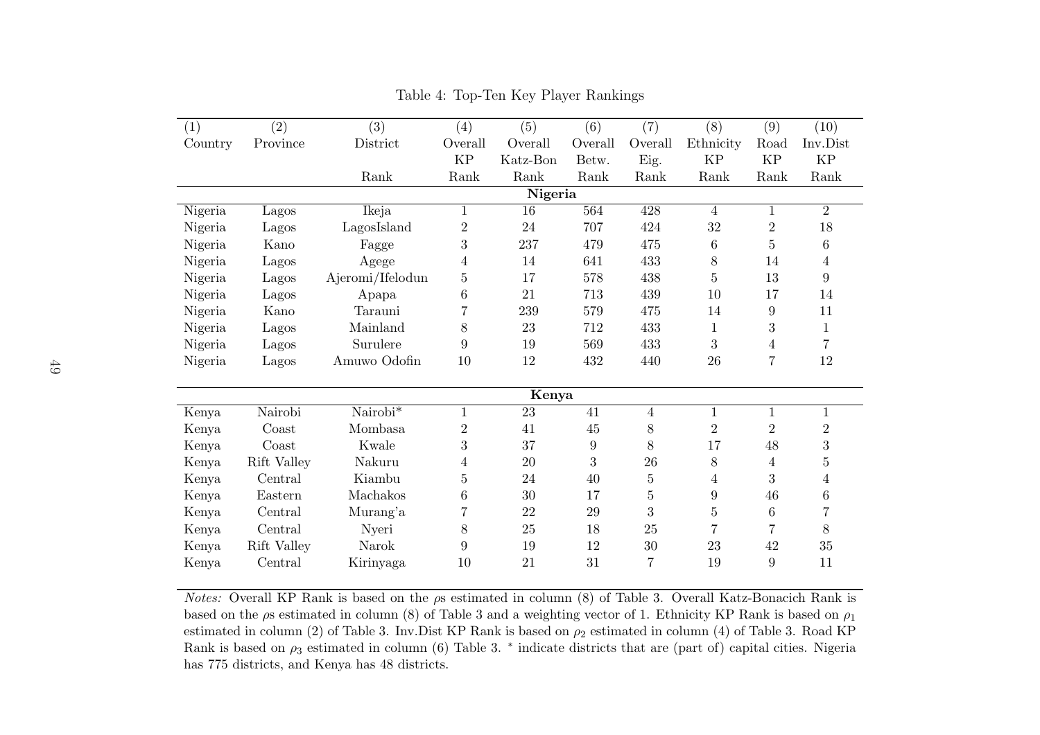Table 4: Top-Ten Key Player Rankings

| (1) Country | (2) Province | (3) District Rank | (4) Overall KP Rank | (5) Overall Katz-Bon Rank | (6) Overall Betw. Rank | (7) Overall Eig. Rank | (8) Ethnicity KP Rank | (9) Road KP Rank | (10) Inv.Dist KP Rank |
|---|---|---|---|---|---|---|---|---|---|
| **Nigeria** | | | | | | | | | |
| Nigeria | Lagos | Ikeja | 1 | 16 | 564 | 428 | 4 | 1 | 2 |
| Nigeria | Lagos | LagosIsland | 2 | 24 | 707 | 424 | 32 | 2 | 18 |
| Nigeria | Kano | Fagge | 3 | 237 | 479 | 475 | 6 | 5 | 6 |
| Nigeria | Lagos | Agege | 4 | 14 | 641 | 433 | 8 | 14 | 4 |
| Nigeria | Lagos | Ajeromi/Ifelodun | 5 | 17 | 578 | 438 | 5 | 13 | 9 |
| Nigeria | Lagos | Apapa | 6 | 21 | 713 | 439 | 10 | 17 | 14 |
| Nigeria | Kano | Tarauni | 7 | 239 | 579 | 475 | 14 | 9 | 11 |
| Nigeria | Lagos | Mainland | 8 | 23 | 712 | 433 | 1 | 3 | 1 |
| Nigeria | Lagos | Surulere | 9 | 19 | 569 | 433 | 3 | 4 | 7 |
| Nigeria | Lagos | Amuwo Odofin | 10 | 12 | 432 | 440 | 26 | 7 | 12 |
| **Kenya** | | | | | | | | | |
| Kenya | Nairobi | Nairobi* | 1 | 23 | 41 | 4 | 1 | 1 | 1 |
| Kenya | Coast | Mombasa | 2 | 41 | 45 | 8 | 2 | 2 | 2 |
| Kenya | Coast | Kwale | 3 | 37 | 9 | 8 | 17 | 48 | 3 |
| Kenya | Rift Valley | Nakuru | 4 | 20 | 3 | 26 | 8 | 4 | 5 |
| Kenya | Central | Kiambu | 5 | 24 | 40 | 5 | 4 | 3 | 4 |
| Kenya | Eastern | Machakos | 6 | 30 | 17 | 5 | 9 | 46 | 6 |
| Kenya | Central | Murang'a | 7 | 22 | 29 | 3 | 5 | 6 | 7 |
| Kenya | Central | Nyeri | 8 | 25 | 18 | 25 | 7 | 7 | 8 |
| Kenya | Rift Valley | Narok | 9 | 19 | 12 | 30 | 23 | 42 | 35 |
| Kenya | Central | Kirinyaga | 10 | 21 | 31 | 7 | 19 | 9 | 11 |

*Notes:* Overall KP Rank is based on the $\rho$s estimated in column (8) of Table 3. Overall Katz-Bonacich Rank is based on the $\rho$s estimated in column (8) of Table 3 and a weighting vector of 1. Ethnicity KP Rank is based on $\rho_1$ estimated in column (2) of Table 3. Inv.Dist KP Rank is based on $\rho_2$ estimated in column (4) of Table 3. Road KP Rank is based on $\rho_3$ estimated in column (6) Table 3. * indicate districts that are (part of) capital cities. Nigeria has 775 districts, and Kenya has 48 districts.